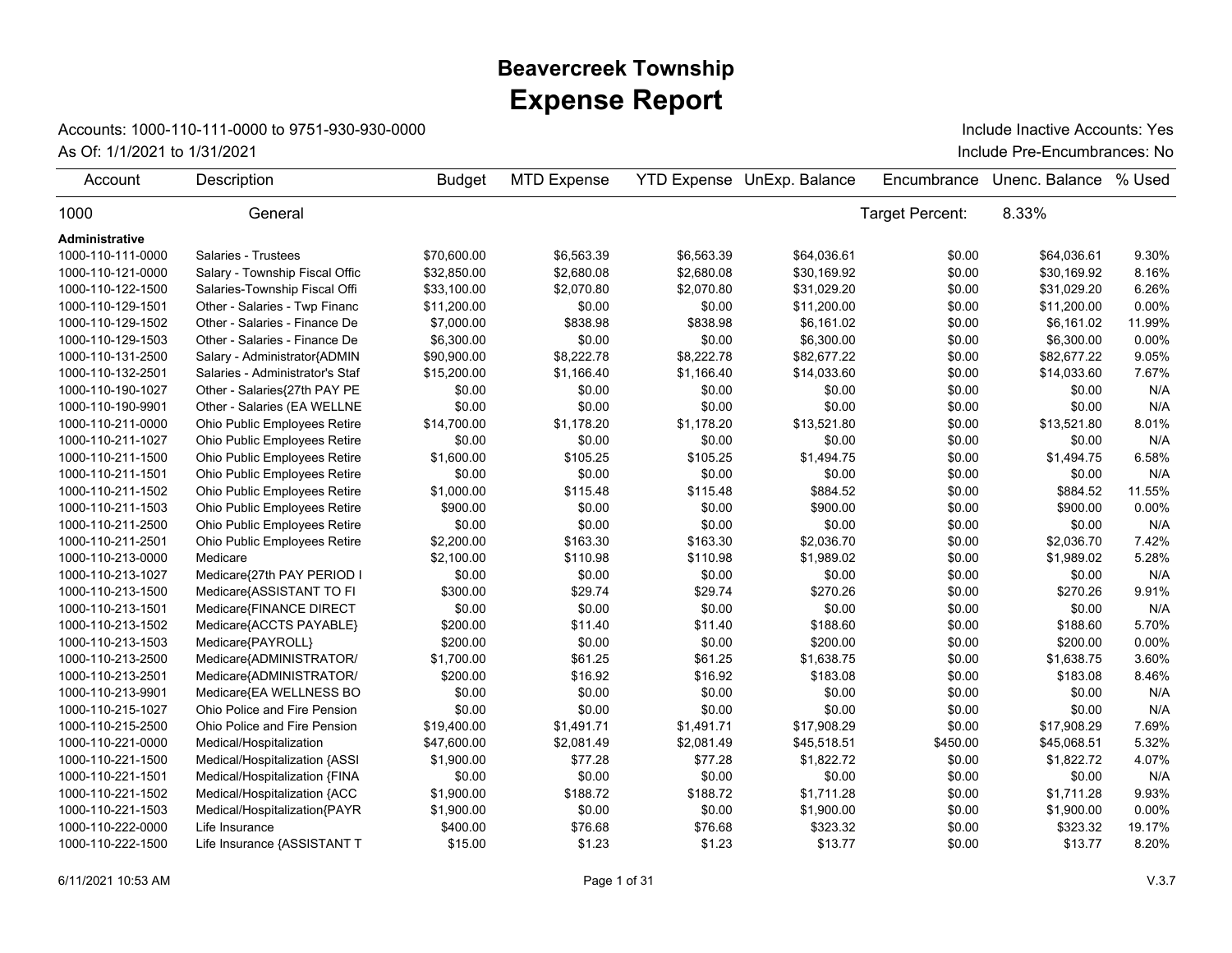# Beavercreek Township
# Expense Report

Accounts: 1000-110-111-0000 to 9751-930-930-0000

As Of: 1/1/2021 to 1/31/2021

Include Inactive Accounts: Yes

Include Pre-Encumbrances: No

| Account | Description | Budget | MTD Expense | YTD Expense | UnExp. Balance | Encumbrance | Unenc. Balance | % Used |
|---|---|---|---|---|---|---|---|---|
| 1000 | General | | | | | Target Percent: | 8.33% | |
| **Administrative** | | | | | | | | |
| 1000-110-111-0000 | Salaries - Trustees | $70,600.00 | $6,563.39 | $6,563.39 | $64,036.61 | $0.00 | $64,036.61 | 9.30% |
| 1000-110-121-0000 | Salary - Township Fiscal Offic | $32,850.00 | $2,680.08 | $2,680.08 | $30,169.92 | $0.00 | $30,169.92 | 8.16% |
| 1000-110-122-1500 | Salaries-Township Fiscal Offi | $33,100.00 | $2,070.80 | $2,070.80 | $31,029.20 | $0.00 | $31,029.20 | 6.26% |
| 1000-110-129-1501 | Other - Salaries - Twp Financ | $11,200.00 | $0.00 | $0.00 | $11,200.00 | $0.00 | $11,200.00 | 0.00% |
| 1000-110-129-1502 | Other - Salaries - Finance De | $7,000.00 | $838.98 | $838.98 | $6,161.02 | $0.00 | $6,161.02 | 11.99% |
| 1000-110-129-1503 | Other - Salaries - Finance De | $6,300.00 | $0.00 | $0.00 | $6,300.00 | $0.00 | $6,300.00 | 0.00% |
| 1000-110-131-2500 | Salary - Administrator{ADMIN | $90,900.00 | $8,222.78 | $8,222.78 | $82,677.22 | $0.00 | $82,677.22 | 9.05% |
| 1000-110-132-2501 | Salaries - Administrator's Staf | $15,200.00 | $1,166.40 | $1,166.40 | $14,033.60 | $0.00 | $14,033.60 | 7.67% |
| 1000-110-190-1027 | Other - Salaries{27th PAY PE | $0.00 | $0.00 | $0.00 | $0.00 | $0.00 | $0.00 | N/A |
| 1000-110-190-9901 | Other - Salaries (EA WELLNE | $0.00 | $0.00 | $0.00 | $0.00 | $0.00 | $0.00 | N/A |
| 1000-110-211-0000 | Ohio Public Employees Retire | $14,700.00 | $1,178.20 | $1,178.20 | $13,521.80 | $0.00 | $13,521.80 | 8.01% |
| 1000-110-211-1027 | Ohio Public Employees Retire | $0.00 | $0.00 | $0.00 | $0.00 | $0.00 | $0.00 | N/A |
| 1000-110-211-1500 | Ohio Public Employees Retire | $1,600.00 | $105.25 | $105.25 | $1,494.75 | $0.00 | $1,494.75 | 6.58% |
| 1000-110-211-1501 | Ohio Public Employees Retire | $0.00 | $0.00 | $0.00 | $0.00 | $0.00 | $0.00 | N/A |
| 1000-110-211-1502 | Ohio Public Employees Retire | $1,000.00 | $115.48 | $115.48 | $884.52 | $0.00 | $884.52 | 11.55% |
| 1000-110-211-1503 | Ohio Public Employees Retire | $900.00 | $0.00 | $0.00 | $900.00 | $0.00 | $900.00 | 0.00% |
| 1000-110-211-2500 | Ohio Public Employees Retire | $0.00 | $0.00 | $0.00 | $0.00 | $0.00 | $0.00 | N/A |
| 1000-110-211-2501 | Ohio Public Employees Retire | $2,200.00 | $163.30 | $163.30 | $2,036.70 | $0.00 | $2,036.70 | 7.42% |
| 1000-110-213-0000 | Medicare | $2,100.00 | $110.98 | $110.98 | $1,989.02 | $0.00 | $1,989.02 | 5.28% |
| 1000-110-213-1027 | Medicare{27th PAY PERIOD I | $0.00 | $0.00 | $0.00 | $0.00 | $0.00 | $0.00 | N/A |
| 1000-110-213-1500 | Medicare{ASSISTANT TO FI | $300.00 | $29.74 | $29.74 | $270.26 | $0.00 | $270.26 | 9.91% |
| 1000-110-213-1501 | Medicare{FINANCE DIRECT | $0.00 | $0.00 | $0.00 | $0.00 | $0.00 | $0.00 | N/A |
| 1000-110-213-1502 | Medicare{ACCTS PAYABLE} | $200.00 | $11.40 | $11.40 | $188.60 | $0.00 | $188.60 | 5.70% |
| 1000-110-213-1503 | Medicare{PAYROLL} | $200.00 | $0.00 | $0.00 | $200.00 | $0.00 | $200.00 | 0.00% |
| 1000-110-213-2500 | Medicare{ADMINISTRATOR/ | $1,700.00 | $61.25 | $61.25 | $1,638.75 | $0.00 | $1,638.75 | 3.60% |
| 1000-110-213-2501 | Medicare{ADMINISTRATOR/ | $200.00 | $16.92 | $16.92 | $183.08 | $0.00 | $183.08 | 8.46% |
| 1000-110-213-9901 | Medicare{EA WELLNESS BO | $0.00 | $0.00 | $0.00 | $0.00 | $0.00 | $0.00 | N/A |
| 1000-110-215-1027 | Ohio Police and Fire Pension | $0.00 | $0.00 | $0.00 | $0.00 | $0.00 | $0.00 | N/A |
| 1000-110-215-2500 | Ohio Police and Fire Pension | $19,400.00 | $1,491.71 | $1,491.71 | $17,908.29 | $0.00 | $17,908.29 | 7.69% |
| 1000-110-221-0000 | Medical/Hospitalization | $47,600.00 | $2,081.49 | $2,081.49 | $45,518.51 | $450.00 | $45,068.51 | 5.32% |
| 1000-110-221-1500 | Medical/Hospitalization {ASSI | $1,900.00 | $77.28 | $77.28 | $1,822.72 | $0.00 | $1,822.72 | 4.07% |
| 1000-110-221-1501 | Medical/Hospitalization {FINA | $0.00 | $0.00 | $0.00 | $0.00 | $0.00 | $0.00 | N/A |
| 1000-110-221-1502 | Medical/Hospitalization {ACC | $1,900.00 | $188.72 | $188.72 | $1,711.28 | $0.00 | $1,711.28 | 9.93% |
| 1000-110-221-1503 | Medical/Hospitalization{PAYR | $1,900.00 | $0.00 | $0.00 | $1,900.00 | $0.00 | $1,900.00 | 0.00% |
| 1000-110-222-0000 | Life Insurance | $400.00 | $76.68 | $76.68 | $323.32 | $0.00 | $323.32 | 19.17% |
| 1000-110-222-1500 | Life Insurance {ASSISTANT T | $15.00 | $1.23 | $1.23 | $13.77 | $0.00 | $13.77 | 8.20% |

6/11/2021 10:53 AM V.3.7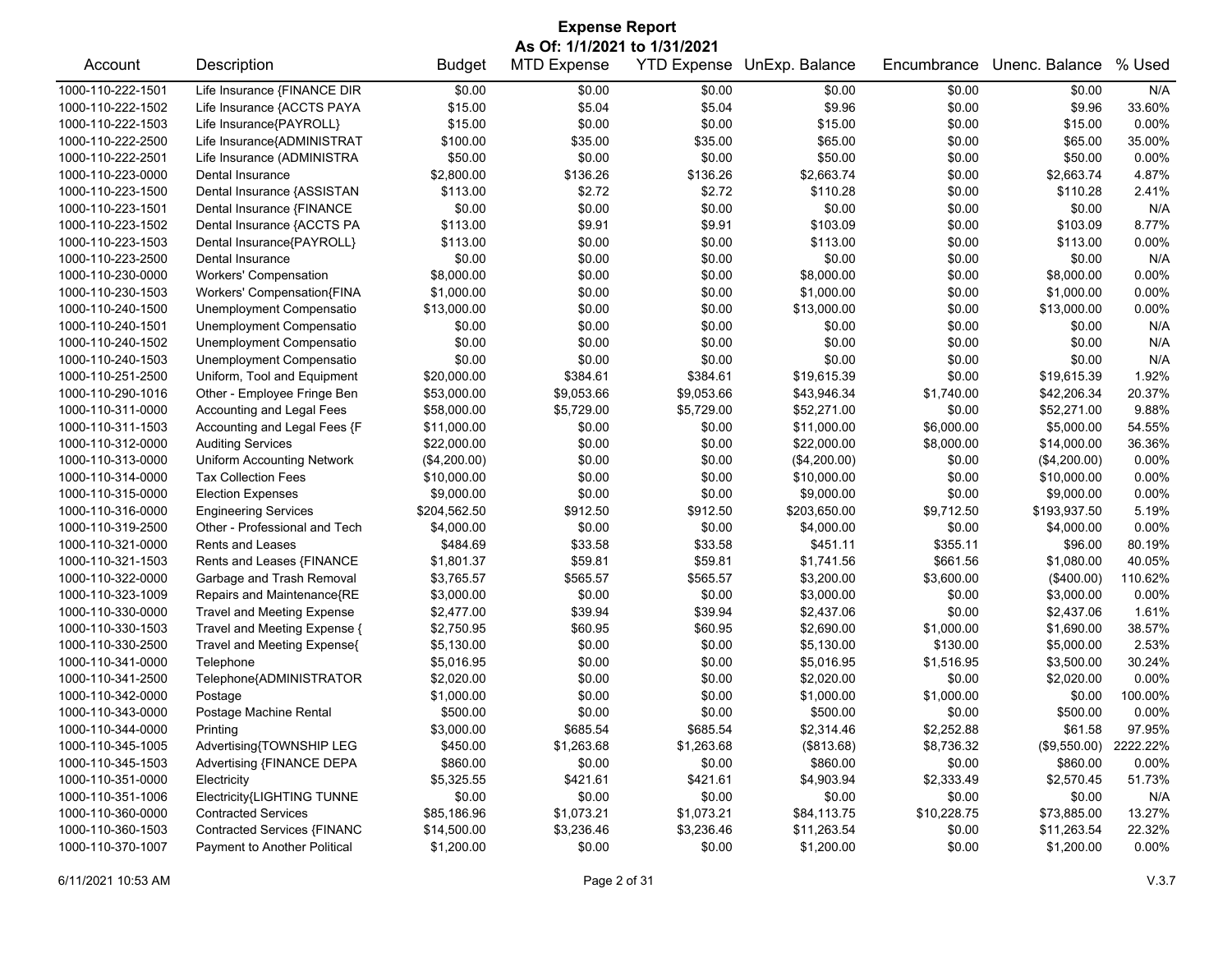# Expense Report

**As Of: 1/1/2021 to 1/31/2021**

| Account | Description | Budget | MTD Expense | YTD Expense | UnExp. Balance | Encumbrance | Unenc. Balance | % Used |
|---|---|---|---|---|---|---|---|---|
| 1000-110-222-1501 | Life Insurance {FINANCE DIR | $0.00 | $0.00 | $0.00 | $0.00 | $0.00 | $0.00 | N/A |
| 1000-110-222-1502 | Life Insurance {ACCTS PAYA | $15.00 | $5.04 | $5.04 | $9.96 | $0.00 | $9.96 | 33.60% |
| 1000-110-222-1503 | Life Insurance{PAYROLL} | $15.00 | $0.00 | $0.00 | $15.00 | $0.00 | $15.00 | 0.00% |
| 1000-110-222-2500 | Life Insurance{ADMINISTRAT | $100.00 | $35.00 | $35.00 | $65.00 | $0.00 | $65.00 | 35.00% |
| 1000-110-222-2501 | Life Insurance (ADMINISTRA | $50.00 | $0.00 | $0.00 | $50.00 | $0.00 | $50.00 | 0.00% |
| 1000-110-223-0000 | Dental Insurance | $2,800.00 | $136.26 | $136.26 | $2,663.74 | $0.00 | $2,663.74 | 4.87% |
| 1000-110-223-1500 | Dental Insurance {ASSISTAN | $113.00 | $2.72 | $2.72 | $110.28 | $0.00 | $110.28 | 2.41% |
| 1000-110-223-1501 | Dental Insurance {FINANCE | $0.00 | $0.00 | $0.00 | $0.00 | $0.00 | $0.00 | N/A |
| 1000-110-223-1502 | Dental Insurance {ACCTS PA | $113.00 | $9.91 | $9.91 | $103.09 | $0.00 | $103.09 | 8.77% |
| 1000-110-223-1503 | Dental Insurance{PAYROLL} | $113.00 | $0.00 | $0.00 | $113.00 | $0.00 | $113.00 | 0.00% |
| 1000-110-223-2500 | Dental Insurance | $0.00 | $0.00 | $0.00 | $0.00 | $0.00 | $0.00 | N/A |
| 1000-110-230-0000 | Workers' Compensation | $8,000.00 | $0.00 | $0.00 | $8,000.00 | $0.00 | $8,000.00 | 0.00% |
| 1000-110-230-1503 | Workers' Compensation{FINA | $1,000.00 | $0.00 | $0.00 | $1,000.00 | $0.00 | $1,000.00 | 0.00% |
| 1000-110-240-1500 | Unemployment Compensatio | $13,000.00 | $0.00 | $0.00 | $13,000.00 | $0.00 | $13,000.00 | 0.00% |
| 1000-110-240-1501 | Unemployment Compensatio | $0.00 | $0.00 | $0.00 | $0.00 | $0.00 | $0.00 | N/A |
| 1000-110-240-1502 | Unemployment Compensatio | $0.00 | $0.00 | $0.00 | $0.00 | $0.00 | $0.00 | N/A |
| 1000-110-240-1503 | Unemployment Compensatio | $0.00 | $0.00 | $0.00 | $0.00 | $0.00 | $0.00 | N/A |
| 1000-110-251-2500 | Uniform, Tool and Equipment | $20,000.00 | $384.61 | $384.61 | $19,615.39 | $0.00 | $19,615.39 | 1.92% |
| 1000-110-290-1016 | Other - Employee Fringe Ben | $53,000.00 | $9,053.66 | $9,053.66 | $43,946.34 | $1,740.00 | $42,206.34 | 20.37% |
| 1000-110-311-0000 | Accounting and Legal Fees | $58,000.00 | $5,729.00 | $5,729.00 | $52,271.00 | $0.00 | $52,271.00 | 9.88% |
| 1000-110-311-1503 | Accounting and Legal Fees {F | $11,000.00 | $0.00 | $0.00 | $11,000.00 | $6,000.00 | $5,000.00 | 54.55% |
| 1000-110-312-0000 | Auditing Services | $22,000.00 | $0.00 | $0.00 | $22,000.00 | $8,000.00 | $14,000.00 | 36.36% |
| 1000-110-313-0000 | Uniform Accounting Network | ($4,200.00) | $0.00 | $0.00 | ($4,200.00) | $0.00 | ($4,200.00) | 0.00% |
| 1000-110-314-0000 | Tax Collection Fees | $10,000.00 | $0.00 | $0.00 | $10,000.00 | $0.00 | $10,000.00 | 0.00% |
| 1000-110-315-0000 | Election Expenses | $9,000.00 | $0.00 | $0.00 | $9,000.00 | $0.00 | $9,000.00 | 0.00% |
| 1000-110-316-0000 | Engineering Services | $204,562.50 | $912.50 | $912.50 | $203,650.00 | $9,712.50 | $193,937.50 | 5.19% |
| 1000-110-319-2500 | Other - Professional and Tech | $4,000.00 | $0.00 | $0.00 | $4,000.00 | $0.00 | $4,000.00 | 0.00% |
| 1000-110-321-0000 | Rents and Leases | $484.69 | $33.58 | $33.58 | $451.11 | $355.11 | $96.00 | 80.19% |
| 1000-110-321-1503 | Rents and Leases {FINANCE | $1,801.37 | $59.81 | $59.81 | $1,741.56 | $661.56 | $1,080.00 | 40.05% |
| 1000-110-322-0000 | Garbage and Trash Removal | $3,765.57 | $565.57 | $565.57 | $3,200.00 | $3,600.00 | ($400.00) | 110.62% |
| 1000-110-323-1009 | Repairs and Maintenance{RE | $3,000.00 | $0.00 | $0.00 | $3,000.00 | $0.00 | $3,000.00 | 0.00% |
| 1000-110-330-0000 | Travel and Meeting Expense | $2,477.00 | $39.94 | $39.94 | $2,437.06 | $0.00 | $2,437.06 | 1.61% |
| 1000-110-330-1503 | Travel and Meeting Expense { | $2,750.95 | $60.95 | $60.95 | $2,690.00 | $1,000.00 | $1,690.00 | 38.57% |
| 1000-110-330-2500 | Travel and Meeting Expense{ | $5,130.00 | $0.00 | $0.00 | $5,130.00 | $130.00 | $5,000.00 | 2.53% |
| 1000-110-341-0000 | Telephone | $5,016.95 | $0.00 | $0.00 | $5,016.95 | $1,516.95 | $3,500.00 | 30.24% |
| 1000-110-341-2500 | Telephone{ADMINISTRATOR | $2,020.00 | $0.00 | $0.00 | $2,020.00 | $0.00 | $2,020.00 | 0.00% |
| 1000-110-342-0000 | Postage | $1,000.00 | $0.00 | $0.00 | $1,000.00 | $1,000.00 | $0.00 | 100.00% |
| 1000-110-343-0000 | Postage Machine Rental | $500.00 | $0.00 | $0.00 | $500.00 | $0.00 | $500.00 | 0.00% |
| 1000-110-344-0000 | Printing | $3,000.00 | $685.54 | $685.54 | $2,314.46 | $2,252.88 | $61.58 | 97.95% |
| 1000-110-345-1005 | Advertising{TOWNSHIP LEG | $450.00 | $1,263.68 | $1,263.68 | ($813.68) | $8,736.32 | ($9,550.00) | 2222.22% |
| 1000-110-345-1503 | Advertising {FINANCE DEPA | $860.00 | $0.00 | $0.00 | $860.00 | $0.00 | $860.00 | 0.00% |
| 1000-110-351-0000 | Electricity | $5,325.55 | $421.61 | $421.61 | $4,903.94 | $2,333.49 | $2,570.45 | 51.73% |
| 1000-110-351-1006 | Electricity{LIGHTING TUNNE | $0.00 | $0.00 | $0.00 | $0.00 | $0.00 | $0.00 | N/A |
| 1000-110-360-0000 | Contracted Services | $85,186.96 | $1,073.21 | $1,073.21 | $84,113.75 | $10,228.75 | $73,885.00 | 13.27% |
| 1000-110-360-1503 | Contracted Services {FINANC | $14,500.00 | $3,236.46 | $3,236.46 | $11,263.54 | $0.00 | $11,263.54 | 22.32% |
| 1000-110-370-1007 | Payment to Another Political | $1,200.00 | $0.00 | $0.00 | $1,200.00 | $0.00 | $1,200.00 | 0.00% |

6/11/2021 10:53 AM V.3.7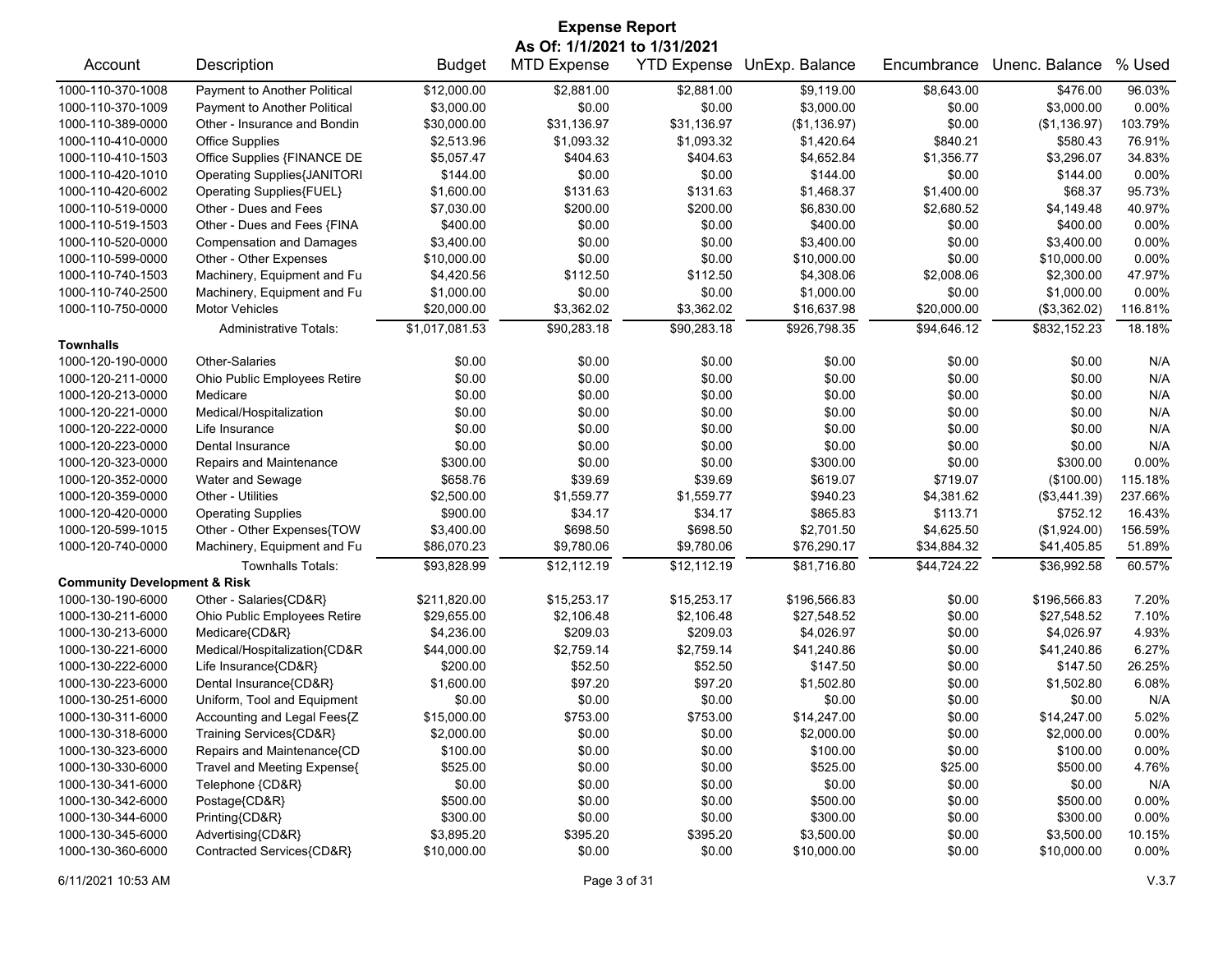# Expense Report

**As Of: 1/1/2021 to 1/31/2021**

| Account | Description | Budget | MTD Expense | YTD Expense | UnExp. Balance | Encumbrance | Unenc. Balance | % Used |
|---|---|---|---|---|---|---|---|---|
| 1000-110-370-1008 | Payment to Another Political | $12,000.00 | $2,881.00 | $2,881.00 | $9,119.00 | $8,643.00 | $476.00 | 96.03% |
| 1000-110-370-1009 | Payment to Another Political | $3,000.00 | $0.00 | $0.00 | $3,000.00 | $0.00 | $3,000.00 | 0.00% |
| 1000-110-389-0000 | Other - Insurance and Bondin | $30,000.00 | $31,136.97 | $31,136.97 | ($1,136.97) | $0.00 | ($1,136.97) | 103.79% |
| 1000-110-410-0000 | Office Supplies | $2,513.96 | $1,093.32 | $1,093.32 | $1,420.64 | $840.21 | $580.43 | 76.91% |
| 1000-110-410-1503 | Office Supplies {FINANCE DE | $5,057.47 | $404.63 | $404.63 | $4,652.84 | $1,356.77 | $3,296.07 | 34.83% |
| 1000-110-420-1010 | Operating Supplies{JANITORI | $144.00 | $0.00 | $0.00 | $144.00 | $0.00 | $144.00 | 0.00% |
| 1000-110-420-6002 | Operating Supplies{FUEL} | $1,600.00 | $131.63 | $131.63 | $1,468.37 | $1,400.00 | $68.37 | 95.73% |
| 1000-110-519-0000 | Other - Dues and Fees | $7,030.00 | $200.00 | $200.00 | $6,830.00 | $2,680.52 | $4,149.48 | 40.97% |
| 1000-110-519-1503 | Other - Dues and Fees {FINA | $400.00 | $0.00 | $0.00 | $400.00 | $0.00 | $400.00 | 0.00% |
| 1000-110-520-0000 | Compensation and Damages | $3,400.00 | $0.00 | $0.00 | $3,400.00 | $0.00 | $3,400.00 | 0.00% |
| 1000-110-599-0000 | Other - Other Expenses | $10,000.00 | $0.00 | $0.00 | $10,000.00 | $0.00 | $10,000.00 | 0.00% |
| 1000-110-740-1503 | Machinery, Equipment and Fu | $4,420.56 | $112.50 | $112.50 | $4,308.06 | $2,008.06 | $2,300.00 | 47.97% |
| 1000-110-740-2500 | Machinery, Equipment and Fu | $1,000.00 | $0.00 | $0.00 | $1,000.00 | $0.00 | $1,000.00 | 0.00% |
| 1000-110-750-0000 | Motor Vehicles | $20,000.00 | $3,362.02 | $3,362.02 | $16,637.98 | $20,000.00 | ($3,362.02) | 116.81% |
| | Administrative Totals: | $1,017,081.53 | $90,283.18 | $90,283.18 | $926,798.35 | $94,646.12 | $832,152.23 | 18.18% |
| **Townhalls** | | | | | | | | |
| 1000-120-190-0000 | Other-Salaries | $0.00 | $0.00 | $0.00 | $0.00 | $0.00 | $0.00 | N/A |
| 1000-120-211-0000 | Ohio Public Employees Retire | $0.00 | $0.00 | $0.00 | $0.00 | $0.00 | $0.00 | N/A |
| 1000-120-213-0000 | Medicare | $0.00 | $0.00 | $0.00 | $0.00 | $0.00 | $0.00 | N/A |
| 1000-120-221-0000 | Medical/Hospitalization | $0.00 | $0.00 | $0.00 | $0.00 | $0.00 | $0.00 | N/A |
| 1000-120-222-0000 | Life Insurance | $0.00 | $0.00 | $0.00 | $0.00 | $0.00 | $0.00 | N/A |
| 1000-120-223-0000 | Dental Insurance | $0.00 | $0.00 | $0.00 | $0.00 | $0.00 | $0.00 | N/A |
| 1000-120-323-0000 | Repairs and Maintenance | $300.00 | $0.00 | $0.00 | $300.00 | $0.00 | $300.00 | 0.00% |
| 1000-120-352-0000 | Water and Sewage | $658.76 | $39.69 | $39.69 | $619.07 | $719.07 | ($100.00) | 115.18% |
| 1000-120-359-0000 | Other - Utilities | $2,500.00 | $1,559.77 | $1,559.77 | $940.23 | $4,381.62 | ($3,441.39) | 237.66% |
| 1000-120-420-0000 | Operating Supplies | $900.00 | $34.17 | $34.17 | $865.83 | $113.71 | $752.12 | 16.43% |
| 1000-120-599-1015 | Other - Other Expenses{TOW | $3,400.00 | $698.50 | $698.50 | $2,701.50 | $4,625.50 | ($1,924.00) | 156.59% |
| 1000-120-740-0000 | Machinery, Equipment and Fu | $86,070.23 | $9,780.06 | $9,780.06 | $76,290.17 | $34,884.32 | $41,405.85 | 51.89% |
| | Townhalls Totals: | $93,828.99 | $12,112.19 | $12,112.19 | $81,716.80 | $44,724.22 | $36,992.58 | 60.57% |
| **Community Development & Risk** | | | | | | | | |
| 1000-130-190-6000 | Other - Salaries{CD&R} | $211,820.00 | $15,253.17 | $15,253.17 | $196,566.83 | $0.00 | $196,566.83 | 7.20% |
| 1000-130-211-6000 | Ohio Public Employees Retire | $29,655.00 | $2,106.48 | $2,106.48 | $27,548.52 | $0.00 | $27,548.52 | 7.10% |
| 1000-130-213-6000 | Medicare{CD&R} | $4,236.00 | $209.03 | $209.03 | $4,026.97 | $0.00 | $4,026.97 | 4.93% |
| 1000-130-221-6000 | Medical/Hospitalization{CD&R | $44,000.00 | $2,759.14 | $2,759.14 | $41,240.86 | $0.00 | $41,240.86 | 6.27% |
| 1000-130-222-6000 | Life Insurance{CD&R} | $200.00 | $52.50 | $52.50 | $147.50 | $0.00 | $147.50 | 26.25% |
| 1000-130-223-6000 | Dental Insurance{CD&R} | $1,600.00 | $97.20 | $97.20 | $1,502.80 | $0.00 | $1,502.80 | 6.08% |
| 1000-130-251-6000 | Uniform, Tool and Equipment | $0.00 | $0.00 | $0.00 | $0.00 | $0.00 | $0.00 | N/A |
| 1000-130-311-6000 | Accounting and Legal Fees{Z | $15,000.00 | $753.00 | $753.00 | $14,247.00 | $0.00 | $14,247.00 | 5.02% |
| 1000-130-318-6000 | Training Services{CD&R} | $2,000.00 | $0.00 | $0.00 | $2,000.00 | $0.00 | $2,000.00 | 0.00% |
| 1000-130-323-6000 | Repairs and Maintenance{CD | $100.00 | $0.00 | $0.00 | $100.00 | $0.00 | $100.00 | 0.00% |
| 1000-130-330-6000 | Travel and Meeting Expense{ | $525.00 | $0.00 | $0.00 | $525.00 | $25.00 | $500.00 | 4.76% |
| 1000-130-341-6000 | Telephone {CD&R} | $0.00 | $0.00 | $0.00 | $0.00 | $0.00 | $0.00 | N/A |
| 1000-130-342-6000 | Postage{CD&R} | $500.00 | $0.00 | $0.00 | $500.00 | $0.00 | $500.00 | 0.00% |
| 1000-130-344-6000 | Printing{CD&R} | $300.00 | $0.00 | $0.00 | $300.00 | $0.00 | $300.00 | 0.00% |
| 1000-130-345-6000 | Advertising{CD&R} | $3,895.20 | $395.20 | $395.20 | $3,500.00 | $0.00 | $3,500.00 | 10.15% |
| 1000-130-360-6000 | Contracted Services{CD&R} | $10,000.00 | $0.00 | $0.00 | $10,000.00 | $0.00 | $10,000.00 | 0.00% |

6/11/2021 10:53 AM V.3.7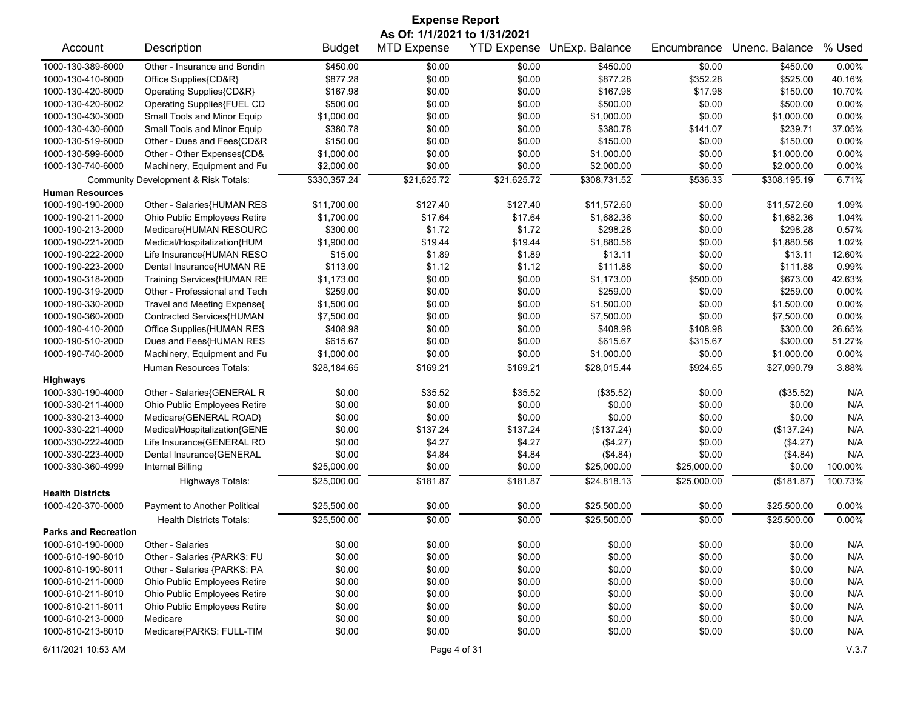# Expense Report

**As Of: 1/1/2021 to 1/31/2021**

| Account | Description | Budget | MTD Expense | YTD Expense | UnExp. Balance | Encumbrance | Unenc. Balance | % Used |
|---|---|---|---|---|---|---|---|---|
| 1000-130-389-6000 | Other - Insurance and Bondin | $450.00 | $0.00 | $0.00 | $450.00 | $0.00 | $450.00 | 0.00% |
| 1000-130-410-6000 | Office Supplies{CD&R} | $877.28 | $0.00 | $0.00 | $877.28 | $352.28 | $525.00 | 40.16% |
| 1000-130-420-6000 | Operating Supplies{CD&R} | $167.98 | $0.00 | $0.00 | $167.98 | $17.98 | $150.00 | 10.70% |
| 1000-130-420-6002 | Operating Supplies{FUEL CD | $500.00 | $0.00 | $0.00 | $500.00 | $0.00 | $500.00 | 0.00% |
| 1000-130-430-3000 | Small Tools and Minor Equip | $1,000.00 | $0.00 | $0.00 | $1,000.00 | $0.00 | $1,000.00 | 0.00% |
| 1000-130-430-6000 | Small Tools and Minor Equip | $380.78 | $0.00 | $0.00 | $380.78 | $141.07 | $239.71 | 37.05% |
| 1000-130-519-6000 | Other - Dues and Fees{CD&R | $150.00 | $0.00 | $0.00 | $150.00 | $0.00 | $150.00 | 0.00% |
| 1000-130-599-6000 | Other - Other Expenses{CD& | $1,000.00 | $0.00 | $0.00 | $1,000.00 | $0.00 | $1,000.00 | 0.00% |
| 1000-130-740-6000 | Machinery, Equipment and Fu | $2,000.00 | $0.00 | $0.00 | $2,000.00 | $0.00 | $2,000.00 | 0.00% |
| | Community Development & Risk Totals: | $330,357.24 | $21,625.72 | $21,625.72 | $308,731.52 | $536.33 | $308,195.19 | 6.71% |
| **Human Resources** | | | | | | | | |
| 1000-190-190-2000 | Other - Salaries{HUMAN RES | $11,700.00 | $127.40 | $127.40 | $11,572.60 | $0.00 | $11,572.60 | 1.09% |
| 1000-190-211-2000 | Ohio Public Employees Retire | $1,700.00 | $17.64 | $17.64 | $1,682.36 | $0.00 | $1,682.36 | 1.04% |
| 1000-190-213-2000 | Medicare{HUMAN RESOURC | $300.00 | $1.72 | $1.72 | $298.28 | $0.00 | $298.28 | 0.57% |
| 1000-190-221-2000 | Medical/Hospitalization{HUM | $1,900.00 | $19.44 | $19.44 | $1,880.56 | $0.00 | $1,880.56 | 1.02% |
| 1000-190-222-2000 | Life Insurance{HUMAN RESO | $15.00 | $1.89 | $1.89 | $13.11 | $0.00 | $13.11 | 12.60% |
| 1000-190-223-2000 | Dental Insurance{HUMAN RE | $113.00 | $1.12 | $1.12 | $111.88 | $0.00 | $111.88 | 0.99% |
| 1000-190-318-2000 | Training Services{HUMAN RE | $1,173.00 | $0.00 | $0.00 | $1,173.00 | $500.00 | $673.00 | 42.63% |
| 1000-190-319-2000 | Other - Professional and Tech | $259.00 | $0.00 | $0.00 | $259.00 | $0.00 | $259.00 | 0.00% |
| 1000-190-330-2000 | Travel and Meeting Expense{ | $1,500.00 | $0.00 | $0.00 | $1,500.00 | $0.00 | $1,500.00 | 0.00% |
| 1000-190-360-2000 | Contracted Services{HUMAN | $7,500.00 | $0.00 | $0.00 | $7,500.00 | $0.00 | $7,500.00 | 0.00% |
| 1000-190-410-2000 | Office Supplies{HUMAN RES | $408.98 | $0.00 | $0.00 | $408.98 | $108.98 | $300.00 | 26.65% |
| 1000-190-510-2000 | Dues and Fees{HUMAN RES | $615.67 | $0.00 | $0.00 | $615.67 | $315.67 | $300.00 | 51.27% |
| 1000-190-740-2000 | Machinery, Equipment and Fu | $1,000.00 | $0.00 | $0.00 | $1,000.00 | $0.00 | $1,000.00 | 0.00% |
| | Human Resources Totals: | $28,184.65 | $169.21 | $169.21 | $28,015.44 | $924.65 | $27,090.79 | 3.88% |
| **Highways** | | | | | | | | |
| 1000-330-190-4000 | Other - Salaries{GENERAL R | $0.00 | $35.52 | $35.52 | ($35.52) | $0.00 | ($35.52) | N/A |
| 1000-330-211-4000 | Ohio Public Employees Retire | $0.00 | $0.00 | $0.00 | $0.00 | $0.00 | $0.00 | N/A |
| 1000-330-213-4000 | Medicare{GENERAL ROAD} | $0.00 | $0.00 | $0.00 | $0.00 | $0.00 | $0.00 | N/A |
| 1000-330-221-4000 | Medical/Hospitalization{GENE | $0.00 | $137.24 | $137.24 | ($137.24) | $0.00 | ($137.24) | N/A |
| 1000-330-222-4000 | Life Insurance{GENERAL RO | $0.00 | $4.27 | $4.27 | ($4.27) | $0.00 | ($4.27) | N/A |
| 1000-330-223-4000 | Dental Insurance{GENERAL | $0.00 | $4.84 | $4.84 | ($4.84) | $0.00 | ($4.84) | N/A |
| 1000-330-360-4999 | Internal Billing | $25,000.00 | $0.00 | $0.00 | $25,000.00 | $25,000.00 | $0.00 | 100.00% |
| | Highways Totals: | $25,000.00 | $181.87 | $181.87 | $24,818.13 | $25,000.00 | ($181.87) | 100.73% |
| **Health Districts** | | | | | | | | |
| 1000-420-370-0000 | Payment to Another Political | $25,500.00 | $0.00 | $0.00 | $25,500.00 | $0.00 | $25,500.00 | 0.00% |
| | Health Districts Totals: | $25,500.00 | $0.00 | $0.00 | $25,500.00 | $0.00 | $25,500.00 | 0.00% |
| **Parks and Recreation** | | | | | | | | |
| 1000-610-190-0000 | Other - Salaries | $0.00 | $0.00 | $0.00 | $0.00 | $0.00 | $0.00 | N/A |
| 1000-610-190-8010 | Other - Salaries {PARKS: FU | $0.00 | $0.00 | $0.00 | $0.00 | $0.00 | $0.00 | N/A |
| 1000-610-190-8011 | Other - Salaries {PARKS: PA | $0.00 | $0.00 | $0.00 | $0.00 | $0.00 | $0.00 | N/A |
| 1000-610-211-0000 | Ohio Public Employees Retire | $0.00 | $0.00 | $0.00 | $0.00 | $0.00 | $0.00 | N/A |
| 1000-610-211-8010 | Ohio Public Employees Retire | $0.00 | $0.00 | $0.00 | $0.00 | $0.00 | $0.00 | N/A |
| 1000-610-211-8011 | Ohio Public Employees Retire | $0.00 | $0.00 | $0.00 | $0.00 | $0.00 | $0.00 | N/A |
| 1000-610-213-0000 | Medicare | $0.00 | $0.00 | $0.00 | $0.00 | $0.00 | $0.00 | N/A |
| 1000-610-213-8010 | Medicare{PARKS: FULL-TIM | $0.00 | $0.00 | $0.00 | $0.00 | $0.00 | $0.00 | N/A |

6/11/2021 10:53 AM V.3.7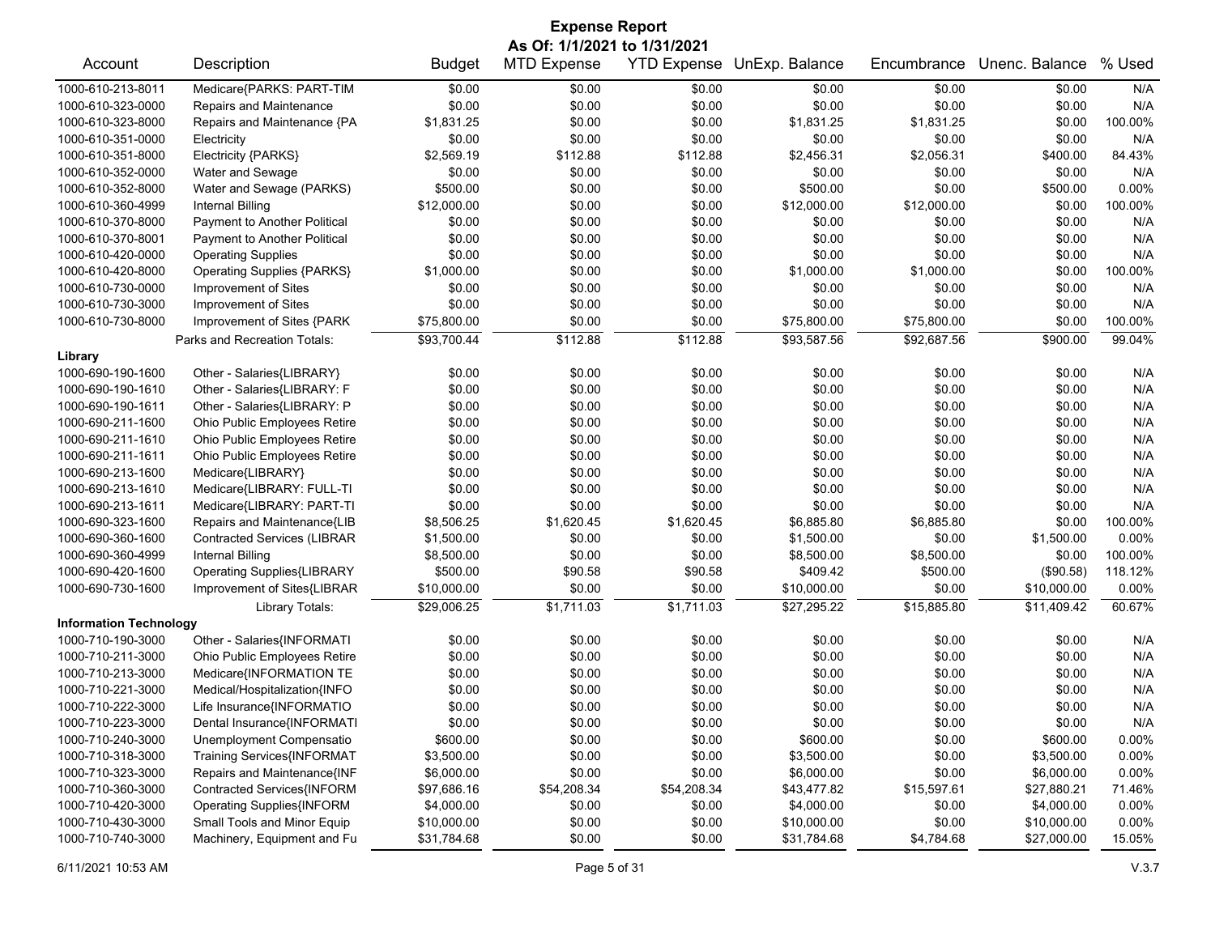# Expense Report

**As Of: 1/1/2021 to 1/31/2021**

| Account | Description | Budget | MTD Expense | YTD Expense | UnExp. Balance | Encumbrance | Unenc. Balance | % Used |
|---|---|---|---|---|---|---|---|---|
| 1000-610-213-8011 | Medicare{PARKS: PART-TIM | $0.00 | $0.00 | $0.00 | $0.00 | $0.00 | $0.00 | N/A |
| 1000-610-323-0000 | Repairs and Maintenance | $0.00 | $0.00 | $0.00 | $0.00 | $0.00 | $0.00 | N/A |
| 1000-610-323-8000 | Repairs and Maintenance {PA | $1,831.25 | $0.00 | $0.00 | $1,831.25 | $1,831.25 | $0.00 | 100.00% |
| 1000-610-351-0000 | Electricity | $0.00 | $0.00 | $0.00 | $0.00 | $0.00 | $0.00 | N/A |
| 1000-610-351-8000 | Electricity {PARKS} | $2,569.19 | $112.88 | $112.88 | $2,456.31 | $2,056.31 | $400.00 | 84.43% |
| 1000-610-352-0000 | Water and Sewage | $0.00 | $0.00 | $0.00 | $0.00 | $0.00 | $0.00 | N/A |
| 1000-610-352-8000 | Water and Sewage (PARKS) | $500.00 | $0.00 | $0.00 | $500.00 | $0.00 | $500.00 | 0.00% |
| 1000-610-360-4999 | Internal Billing | $12,000.00 | $0.00 | $0.00 | $12,000.00 | $12,000.00 | $0.00 | 100.00% |
| 1000-610-370-8000 | Payment to Another Political | $0.00 | $0.00 | $0.00 | $0.00 | $0.00 | $0.00 | N/A |
| 1000-610-370-8001 | Payment to Another Political | $0.00 | $0.00 | $0.00 | $0.00 | $0.00 | $0.00 | N/A |
| 1000-610-420-0000 | Operating Supplies | $0.00 | $0.00 | $0.00 | $0.00 | $0.00 | $0.00 | N/A |
| 1000-610-420-8000 | Operating Supplies {PARKS} | $1,000.00 | $0.00 | $0.00 | $1,000.00 | $1,000.00 | $0.00 | 100.00% |
| 1000-610-730-0000 | Improvement of Sites | $0.00 | $0.00 | $0.00 | $0.00 | $0.00 | $0.00 | N/A |
| 1000-610-730-3000 | Improvement of Sites | $0.00 | $0.00 | $0.00 | $0.00 | $0.00 | $0.00 | N/A |
| 1000-610-730-8000 | Improvement of Sites {PARK | $75,800.00 | $0.00 | $0.00 | $75,800.00 | $75,800.00 | $0.00 | 100.00% |
| | Parks and Recreation Totals: | $93,700.44 | $112.88 | $112.88 | $93,587.56 | $92,687.56 | $900.00 | 99.04% |
| **Library** | | | | | | | | |
| 1000-690-190-1600 | Other - Salaries{LIBRARY} | $0.00 | $0.00 | $0.00 | $0.00 | $0.00 | $0.00 | N/A |
| 1000-690-190-1610 | Other - Salaries{LIBRARY: F | $0.00 | $0.00 | $0.00 | $0.00 | $0.00 | $0.00 | N/A |
| 1000-690-190-1611 | Other - Salaries{LIBRARY: P | $0.00 | $0.00 | $0.00 | $0.00 | $0.00 | $0.00 | N/A |
| 1000-690-211-1600 | Ohio Public Employees Retire | $0.00 | $0.00 | $0.00 | $0.00 | $0.00 | $0.00 | N/A |
| 1000-690-211-1610 | Ohio Public Employees Retire | $0.00 | $0.00 | $0.00 | $0.00 | $0.00 | $0.00 | N/A |
| 1000-690-211-1611 | Ohio Public Employees Retire | $0.00 | $0.00 | $0.00 | $0.00 | $0.00 | $0.00 | N/A |
| 1000-690-213-1600 | Medicare{LIBRARY} | $0.00 | $0.00 | $0.00 | $0.00 | $0.00 | $0.00 | N/A |
| 1000-690-213-1610 | Medicare{LIBRARY: FULL-TI | $0.00 | $0.00 | $0.00 | $0.00 | $0.00 | $0.00 | N/A |
| 1000-690-213-1611 | Medicare{LIBRARY: PART-TI | $0.00 | $0.00 | $0.00 | $0.00 | $0.00 | $0.00 | N/A |
| 1000-690-323-1600 | Repairs and Maintenance{LIB | $8,506.25 | $1,620.45 | $1,620.45 | $6,885.80 | $6,885.80 | $0.00 | 100.00% |
| 1000-690-360-1600 | Contracted Services (LIBRAR | $1,500.00 | $0.00 | $0.00 | $1,500.00 | $0.00 | $1,500.00 | 0.00% |
| 1000-690-360-4999 | Internal Billing | $8,500.00 | $0.00 | $0.00 | $8,500.00 | $8,500.00 | $0.00 | 100.00% |
| 1000-690-420-1600 | Operating Supplies{LIBRARY | $500.00 | $90.58 | $90.58 | $409.42 | $500.00 | ($90.58) | 118.12% |
| 1000-690-730-1600 | Improvement of Sites{LIBRAR | $10,000.00 | $0.00 | $0.00 | $10,000.00 | $0.00 | $10,000.00 | 0.00% |
| | Library Totals: | $29,006.25 | $1,711.03 | $1,711.03 | $27,295.22 | $15,885.80 | $11,409.42 | 60.67% |
| **Information Technology** | | | | | | | | |
| 1000-710-190-3000 | Other - Salaries{INFORMATI | $0.00 | $0.00 | $0.00 | $0.00 | $0.00 | $0.00 | N/A |
| 1000-710-211-3000 | Ohio Public Employees Retire | $0.00 | $0.00 | $0.00 | $0.00 | $0.00 | $0.00 | N/A |
| 1000-710-213-3000 | Medicare{INFORMATION TE | $0.00 | $0.00 | $0.00 | $0.00 | $0.00 | $0.00 | N/A |
| 1000-710-221-3000 | Medical/Hospitalization{INFO | $0.00 | $0.00 | $0.00 | $0.00 | $0.00 | $0.00 | N/A |
| 1000-710-222-3000 | Life Insurance{INFORMATIO | $0.00 | $0.00 | $0.00 | $0.00 | $0.00 | $0.00 | N/A |
| 1000-710-223-3000 | Dental Insurance{INFORMATI | $0.00 | $0.00 | $0.00 | $0.00 | $0.00 | $0.00 | N/A |
| 1000-710-240-3000 | Unemployment Compensatio | $600.00 | $0.00 | $0.00 | $600.00 | $0.00 | $600.00 | 0.00% |
| 1000-710-318-3000 | Training Services{INFORMAT | $3,500.00 | $0.00 | $0.00 | $3,500.00 | $0.00 | $3,500.00 | 0.00% |
| 1000-710-323-3000 | Repairs and Maintenance{INF | $6,000.00 | $0.00 | $0.00 | $6,000.00 | $0.00 | $6,000.00 | 0.00% |
| 1000-710-360-3000 | Contracted Services{INFORM | $97,686.16 | $54,208.34 | $54,208.34 | $43,477.82 | $15,597.61 | $27,880.21 | 71.46% |
| 1000-710-420-3000 | Operating Supplies{INFORM | $4,000.00 | $0.00 | $0.00 | $4,000.00 | $0.00 | $4,000.00 | 0.00% |
| 1000-710-430-3000 | Small Tools and Minor Equip | $10,000.00 | $0.00 | $0.00 | $10,000.00 | $0.00 | $10,000.00 | 0.00% |
| 1000-710-740-3000 | Machinery, Equipment and Fu | $31,784.68 | $0.00 | $0.00 | $31,784.68 | $4,784.68 | $27,000.00 | 15.05% |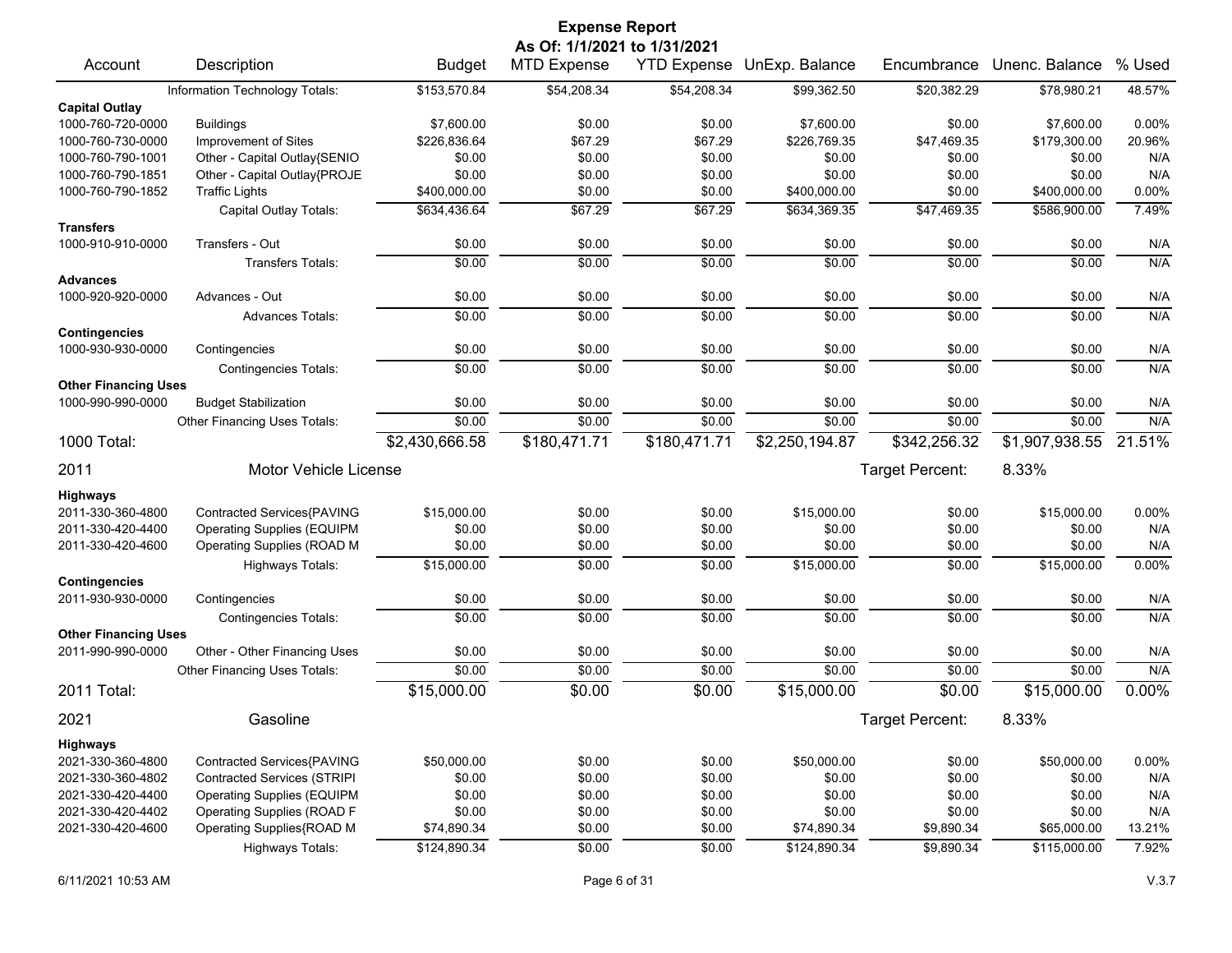# Expense Report

**As Of: 1/1/2021 to 1/31/2021**

| Account | Description | Budget | MTD Expense | YTD Expense | UnExp. Balance | Encumbrance | Unenc. Balance | % Used |
|---|---|---|---|---|---|---|---|---|
| | Information Technology Totals: | $153,570.84 | $54,208.34 | $54,208.34 | $99,362.50 | $20,382.29 | $78,980.21 | 48.57% |
| **Capital Outlay** | | | | | | | | |
| 1000-760-720-0000 | Buildings | $7,600.00 | $0.00 | $0.00 | $7,600.00 | $0.00 | $7,600.00 | 0.00% |
| 1000-760-730-0000 | Improvement of Sites | $226,836.64 | $67.29 | $67.29 | $226,769.35 | $47,469.35 | $179,300.00 | 20.96% |
| 1000-760-790-1001 | Other - Capital Outlay{SENIO | $0.00 | $0.00 | $0.00 | $0.00 | $0.00 | $0.00 | N/A |
| 1000-760-790-1851 | Other - Capital Outlay{PROJE | $0.00 | $0.00 | $0.00 | $0.00 | $0.00 | $0.00 | N/A |
| 1000-760-790-1852 | Traffic Lights | $400,000.00 | $0.00 | $0.00 | $400,000.00 | $0.00 | $400,000.00 | 0.00% |
| | Capital Outlay Totals: | $634,436.64 | $67.29 | $67.29 | $634,369.35 | $47,469.35 | $586,900.00 | 7.49% |
| **Transfers** | | | | | | | | |
| 1000-910-910-0000 | Transfers - Out | $0.00 | $0.00 | $0.00 | $0.00 | $0.00 | $0.00 | N/A |
| | Transfers Totals: | $0.00 | $0.00 | $0.00 | $0.00 | $0.00 | $0.00 | N/A |
| **Advances** | | | | | | | | |
| 1000-920-920-0000 | Advances - Out | $0.00 | $0.00 | $0.00 | $0.00 | $0.00 | $0.00 | N/A |
| | Advances Totals: | $0.00 | $0.00 | $0.00 | $0.00 | $0.00 | $0.00 | N/A |
| **Contingencies** | | | | | | | | |
| 1000-930-930-0000 | Contingencies | $0.00 | $0.00 | $0.00 | $0.00 | $0.00 | $0.00 | N/A |
| | Contingencies Totals: | $0.00 | $0.00 | $0.00 | $0.00 | $0.00 | $0.00 | N/A |
| **Other Financing Uses** | | | | | | | | |
| 1000-990-990-0000 | Budget Stabilization | $0.00 | $0.00 | $0.00 | $0.00 | $0.00 | $0.00 | N/A |
| | Other Financing Uses Totals: | $0.00 | $0.00 | $0.00 | $0.00 | $0.00 | $0.00 | N/A |
| **1000 Total:** | | $2,430,666.58 | $180,471.71 | $180,471.71 | $2,250,194.87 | $342,256.32 | $1,907,938.55 | 21.51% |

## 2011 Motor Vehicle License

Target Percent: 8.33%

| Account | Description | Budget | MTD Expense | YTD Expense | UnExp. Balance | Encumbrance | Unenc. Balance | % Used |
|---|---|---|---|---|---|---|---|---|
| **Highways** | | | | | | | | |
| 2011-330-360-4800 | Contracted Services{PAVING | $15,000.00 | $0.00 | $0.00 | $15,000.00 | $0.00 | $15,000.00 | 0.00% |
| 2011-330-420-4400 | Operating Supplies (EQUIPM | $0.00 | $0.00 | $0.00 | $0.00 | $0.00 | $0.00 | N/A |
| 2011-330-420-4600 | Operating Supplies (ROAD M | $0.00 | $0.00 | $0.00 | $0.00 | $0.00 | $0.00 | N/A |
| | Highways Totals: | $15,000.00 | $0.00 | $0.00 | $15,000.00 | $0.00 | $15,000.00 | 0.00% |
| **Contingencies** | | | | | | | | |
| 2011-930-930-0000 | Contingencies | $0.00 | $0.00 | $0.00 | $0.00 | $0.00 | $0.00 | N/A |
| | Contingencies Totals: | $0.00 | $0.00 | $0.00 | $0.00 | $0.00 | $0.00 | N/A |
| **Other Financing Uses** | | | | | | | | |
| 2011-990-990-0000 | Other - Other Financing Uses | $0.00 | $0.00 | $0.00 | $0.00 | $0.00 | $0.00 | N/A |
| | Other Financing Uses Totals: | $0.00 | $0.00 | $0.00 | $0.00 | $0.00 | $0.00 | N/A |
| **2011 Total:** | | $15,000.00 | $0.00 | $0.00 | $15,000.00 | $0.00 | $15,000.00 | 0.00% |

## 2021 Gasoline

Target Percent: 8.33%

| Account | Description | Budget | MTD Expense | YTD Expense | UnExp. Balance | Encumbrance | Unenc. Balance | % Used |
|---|---|---|---|---|---|---|---|---|
| **Highways** | | | | | | | | |
| 2021-330-360-4800 | Contracted Services{PAVING | $50,000.00 | $0.00 | $0.00 | $50,000.00 | $0.00 | $50,000.00 | 0.00% |
| 2021-330-360-4802 | Contracted Services (STRIPI | $0.00 | $0.00 | $0.00 | $0.00 | $0.00 | $0.00 | N/A |
| 2021-330-420-4400 | Operating Supplies (EQUIPM | $0.00 | $0.00 | $0.00 | $0.00 | $0.00 | $0.00 | N/A |
| 2021-330-420-4402 | Operating Supplies (ROAD F | $0.00 | $0.00 | $0.00 | $0.00 | $0.00 | $0.00 | N/A |
| 2021-330-420-4600 | Operating Supplies{ROAD M | $74,890.34 | $0.00 | $0.00 | $74,890.34 | $9,890.34 | $65,000.00 | 13.21% |
| | Highways Totals: | $124,890.34 | $0.00 | $0.00 | $124,890.34 | $9,890.34 | $115,000.00 | 7.92% |

6/11/2021 10:53 AM V.3.7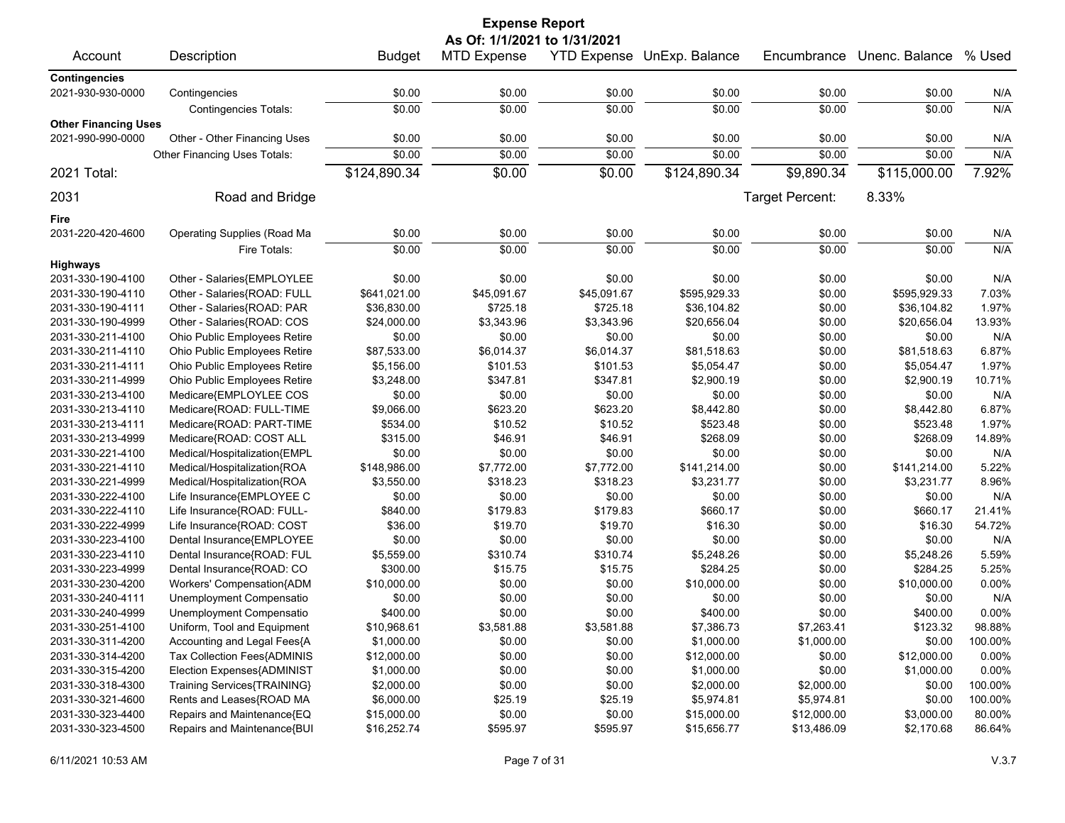# Expense Report

**As Of: 1/1/2021 to 1/31/2021**

| Account | Description | Budget | MTD Expense | YTD Expense | UnExp. Balance | Encumbrance | Unenc. Balance | % Used |
|---|---|---|---|---|---|---|---|---|
| **Contingencies** | | | | | | | | |
| 2021-930-930-0000 | Contingencies | $0.00 | $0.00 | $0.00 | $0.00 | $0.00 | $0.00 | N/A |
| | Contingencies Totals: | $0.00 | $0.00 | $0.00 | $0.00 | $0.00 | $0.00 | N/A |
| **Other Financing Uses** | | | | | | | | |
| 2021-990-990-0000 | Other - Other Financing Uses | $0.00 | $0.00 | $0.00 | $0.00 | $0.00 | $0.00 | N/A |
| | Other Financing Uses Totals: | $0.00 | $0.00 | $0.00 | $0.00 | $0.00 | $0.00 | N/A |
| 2021 Total: | | $124,890.34 | $0.00 | $0.00 | $124,890.34 | $9,890.34 | $115,000.00 | 7.92% |
| 2031 | Road and Bridge | | | | | Target Percent: | 8.33% | |
| **Fire** | | | | | | | | |
| 2031-220-420-4600 | Operating Supplies (Road Ma | $0.00 | $0.00 | $0.00 | $0.00 | $0.00 | $0.00 | N/A |
| | Fire Totals: | $0.00 | $0.00 | $0.00 | $0.00 | $0.00 | $0.00 | N/A |
| **Highways** | | | | | | | | |
| 2031-330-190-4100 | Other - Salaries{EMPLOYLEE | $0.00 | $0.00 | $0.00 | $0.00 | $0.00 | $0.00 | N/A |
| 2031-330-190-4110 | Other - Salaries{ROAD: FULL | $641,021.00 | $45,091.67 | $45,091.67 | $595,929.33 | $0.00 | $595,929.33 | 7.03% |
| 2031-330-190-4111 | Other - Salaries{ROAD: PAR | $36,830.00 | $725.18 | $725.18 | $36,104.82 | $0.00 | $36,104.82 | 1.97% |
| 2031-330-190-4999 | Other - Salaries{ROAD: COS | $24,000.00 | $3,343.96 | $3,343.96 | $20,656.04 | $0.00 | $20,656.04 | 13.93% |
| 2031-330-211-4100 | Ohio Public Employees Retire | $0.00 | $0.00 | $0.00 | $0.00 | $0.00 | $0.00 | N/A |
| 2031-330-211-4110 | Ohio Public Employees Retire | $87,533.00 | $6,014.37 | $6,014.37 | $81,518.63 | $0.00 | $81,518.63 | 6.87% |
| 2031-330-211-4111 | Ohio Public Employees Retire | $5,156.00 | $101.53 | $101.53 | $5,054.47 | $0.00 | $5,054.47 | 1.97% |
| 2031-330-211-4999 | Ohio Public Employees Retire | $3,248.00 | $347.81 | $347.81 | $2,900.19 | $0.00 | $2,900.19 | 10.71% |
| 2031-330-213-4100 | Medicare{EMPLOYLEE COS | $0.00 | $0.00 | $0.00 | $0.00 | $0.00 | $0.00 | N/A |
| 2031-330-213-4110 | Medicare{ROAD: FULL-TIME | $9,066.00 | $623.20 | $623.20 | $8,442.80 | $0.00 | $8,442.80 | 6.87% |
| 2031-330-213-4111 | Medicare{ROAD: PART-TIME | $534.00 | $10.52 | $10.52 | $523.48 | $0.00 | $523.48 | 1.97% |
| 2031-330-213-4999 | Medicare{ROAD: COST ALL | $315.00 | $46.91 | $46.91 | $268.09 | $0.00 | $268.09 | 14.89% |
| 2031-330-221-4100 | Medical/Hospitalization{EMPL | $0.00 | $0.00 | $0.00 | $0.00 | $0.00 | $0.00 | N/A |
| 2031-330-221-4110 | Medical/Hospitalization{ROA | $148,986.00 | $7,772.00 | $7,772.00 | $141,214.00 | $0.00 | $141,214.00 | 5.22% |
| 2031-330-221-4999 | Medical/Hospitalization{ROA | $3,550.00 | $318.23 | $318.23 | $3,231.77 | $0.00 | $3,231.77 | 8.96% |
| 2031-330-222-4100 | Life Insurance{EMPLOYEE C | $0.00 | $0.00 | $0.00 | $0.00 | $0.00 | $0.00 | N/A |
| 2031-330-222-4110 | Life Insurance{ROAD: FULL- | $840.00 | $179.83 | $179.83 | $660.17 | $0.00 | $660.17 | 21.41% |
| 2031-330-222-4999 | Life Insurance{ROAD: COST | $36.00 | $19.70 | $19.70 | $16.30 | $0.00 | $16.30 | 54.72% |
| 2031-330-223-4100 | Dental Insurance{EMPLOYEE | $0.00 | $0.00 | $0.00 | $0.00 | $0.00 | $0.00 | N/A |
| 2031-330-223-4110 | Dental Insurance{ROAD: FUL | $5,559.00 | $310.74 | $310.74 | $5,248.26 | $0.00 | $5,248.26 | 5.59% |
| 2031-330-223-4999 | Dental Insurance{ROAD: CO | $300.00 | $15.75 | $15.75 | $284.25 | $0.00 | $284.25 | 5.25% |
| 2031-330-230-4200 | Workers' Compensation{ADM | $10,000.00 | $0.00 | $0.00 | $10,000.00 | $0.00 | $10,000.00 | 0.00% |
| 2031-330-240-4111 | Unemployment Compensatio | $0.00 | $0.00 | $0.00 | $0.00 | $0.00 | $0.00 | N/A |
| 2031-330-240-4999 | Unemployment Compensatio | $400.00 | $0.00 | $0.00 | $400.00 | $0.00 | $400.00 | 0.00% |
| 2031-330-251-4100 | Uniform, Tool and Equipment | $10,968.61 | $3,581.88 | $3,581.88 | $7,386.73 | $7,263.41 | $123.32 | 98.88% |
| 2031-330-311-4200 | Accounting and Legal Fees{A | $1,000.00 | $0.00 | $0.00 | $1,000.00 | $1,000.00 | $0.00 | 100.00% |
| 2031-330-314-4200 | Tax Collection Fees{ADMINIS | $12,000.00 | $0.00 | $0.00 | $12,000.00 | $0.00 | $12,000.00 | 0.00% |
| 2031-330-315-4200 | Election Expenses{ADMINIST | $1,000.00 | $0.00 | $0.00 | $1,000.00 | $0.00 | $1,000.00 | 0.00% |
| 2031-330-318-4300 | Training Services{TRAINING} | $2,000.00 | $0.00 | $0.00 | $2,000.00 | $2,000.00 | $0.00 | 100.00% |
| 2031-330-321-4600 | Rents and Leases{ROAD MA | $6,000.00 | $25.19 | $25.19 | $5,974.81 | $5,974.81 | $0.00 | 100.00% |
| 2031-330-323-4400 | Repairs and Maintenance{EQ | $15,000.00 | $0.00 | $0.00 | $15,000.00 | $12,000.00 | $3,000.00 | 80.00% |
| 2031-330-323-4500 | Repairs and Maintenance{BUI | $16,252.74 | $595.97 | $595.97 | $15,656.77 | $13,486.09 | $2,170.68 | 86.64% |

6/11/2021 10:53 AM V.3.7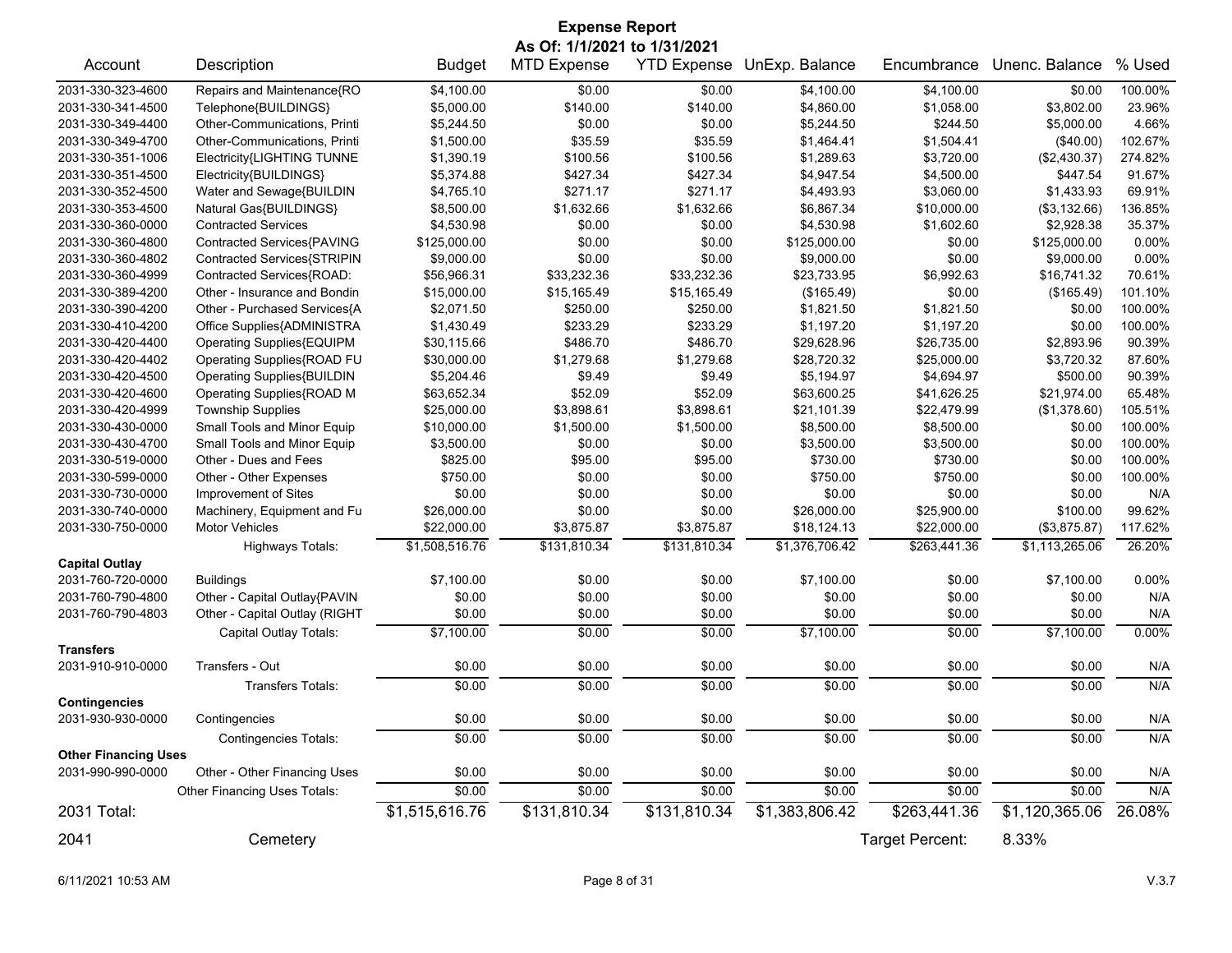# Expense Report

**As Of: 1/1/2021 to 1/31/2021**

| Account | Description | Budget | MTD Expense | YTD Expense | UnExp. Balance | Encumbrance | Unenc. Balance | % Used |
|---|---|---|---|---|---|---|---|---|
| 2031-330-323-4600 | Repairs and Maintenance{RO | $4,100.00 | $0.00 | $0.00 | $4,100.00 | $4,100.00 | $0.00 | 100.00% |
| 2031-330-341-4500 | Telephone{BUILDINGS} | $5,000.00 | $140.00 | $140.00 | $4,860.00 | $1,058.00 | $3,802.00 | 23.96% |
| 2031-330-349-4400 | Other-Communications, Printi | $5,244.50 | $0.00 | $0.00 | $5,244.50 | $244.50 | $5,000.00 | 4.66% |
| 2031-330-349-4700 | Other-Communications, Printi | $1,500.00 | $35.59 | $35.59 | $1,464.41 | $1,504.41 | ($40.00) | 102.67% |
| 2031-330-351-1006 | Electricity{LIGHTING TUNNE | $1,390.19 | $100.56 | $100.56 | $1,289.63 | $3,720.00 | ($2,430.37) | 274.82% |
| 2031-330-351-4500 | Electricity{BUILDINGS} | $5,374.88 | $427.34 | $427.34 | $4,947.54 | $4,500.00 | $447.54 | 91.67% |
| 2031-330-352-4500 | Water and Sewage{BUILDIN | $4,765.10 | $271.17 | $271.17 | $4,493.93 | $3,060.00 | $1,433.93 | 69.91% |
| 2031-330-353-4500 | Natural Gas{BUILDINGS} | $8,500.00 | $1,632.66 | $1,632.66 | $6,867.34 | $10,000.00 | ($3,132.66) | 136.85% |
| 2031-330-360-0000 | Contracted Services | $4,530.98 | $0.00 | $0.00 | $4,530.98 | $1,602.60 | $2,928.38 | 35.37% |
| 2031-330-360-4800 | Contracted Services{PAVING | $125,000.00 | $0.00 | $0.00 | $125,000.00 | $0.00 | $125,000.00 | 0.00% |
| 2031-330-360-4802 | Contracted Services{STRIPIN | $9,000.00 | $0.00 | $0.00 | $9,000.00 | $0.00 | $9,000.00 | 0.00% |
| 2031-330-360-4999 | Contracted Services{ROAD: | $56,966.31 | $33,232.36 | $33,232.36 | $23,733.95 | $6,992.63 | $16,741.32 | 70.61% |
| 2031-330-389-4200 | Other - Insurance and Bondin | $15,000.00 | $15,165.49 | $15,165.49 | ($165.49) | $0.00 | ($165.49) | 101.10% |
| 2031-330-390-4200 | Other - Purchased Services{A | $2,071.50 | $250.00 | $250.00 | $1,821.50 | $1,821.50 | $0.00 | 100.00% |
| 2031-330-410-4200 | Office Supplies{ADMINISTRA | $1,430.49 | $233.29 | $233.29 | $1,197.20 | $1,197.20 | $0.00 | 100.00% |
| 2031-330-420-4400 | Operating Supplies{EQUIPM | $30,115.66 | $486.70 | $486.70 | $29,628.96 | $26,735.00 | $2,893.96 | 90.39% |
| 2031-330-420-4402 | Operating Supplies{ROAD FU | $30,000.00 | $1,279.68 | $1,279.68 | $28,720.32 | $25,000.00 | $3,720.32 | 87.60% |
| 2031-330-420-4500 | Operating Supplies{BUILDIN | $5,204.46 | $9.49 | $9.49 | $5,194.97 | $4,694.97 | $500.00 | 90.39% |
| 2031-330-420-4600 | Operating Supplies{ROAD M | $63,652.34 | $52.09 | $52.09 | $63,600.25 | $41,626.25 | $21,974.00 | 65.48% |
| 2031-330-420-4999 | Township Supplies | $25,000.00 | $3,898.61 | $3,898.61 | $21,101.39 | $22,479.99 | ($1,378.60) | 105.51% |
| 2031-330-430-0000 | Small Tools and Minor Equip | $10,000.00 | $1,500.00 | $1,500.00 | $8,500.00 | $8,500.00 | $0.00 | 100.00% |
| 2031-330-430-4700 | Small Tools and Minor Equip | $3,500.00 | $0.00 | $0.00 | $3,500.00 | $3,500.00 | $0.00 | 100.00% |
| 2031-330-519-0000 | Other - Dues and Fees | $825.00 | $95.00 | $95.00 | $730.00 | $730.00 | $0.00 | 100.00% |
| 2031-330-599-0000 | Other - Other Expenses | $750.00 | $0.00 | $0.00 | $750.00 | $750.00 | $0.00 | 100.00% |
| 2031-330-730-0000 | Improvement of Sites | $0.00 | $0.00 | $0.00 | $0.00 | $0.00 | $0.00 | N/A |
| 2031-330-740-0000 | Machinery, Equipment and Fu | $26,000.00 | $0.00 | $0.00 | $26,000.00 | $25,900.00 | $100.00 | 99.62% |
| 2031-330-750-0000 | Motor Vehicles | $22,000.00 | $3,875.87 | $3,875.87 | $18,124.13 | $22,000.00 | ($3,875.87) | 117.62% |
| | Highways Totals: | $1,508,516.76 | $131,810.34 | $131,810.34 | $1,376,706.42 | $263,441.36 | $1,113,265.06 | 26.20% |
| **Capital Outlay** | | | | | | | | |
| 2031-760-720-0000 | Buildings | $7,100.00 | $0.00 | $0.00 | $7,100.00 | $0.00 | $7,100.00 | 0.00% |
| 2031-760-790-4800 | Other - Capital Outlay{PAVIN | $0.00 | $0.00 | $0.00 | $0.00 | $0.00 | $0.00 | N/A |
| 2031-760-790-4803 | Other - Capital Outlay (RIGHT | $0.00 | $0.00 | $0.00 | $0.00 | $0.00 | $0.00 | N/A |
| | Capital Outlay Totals: | $7,100.00 | $0.00 | $0.00 | $7,100.00 | $0.00 | $7,100.00 | 0.00% |
| **Transfers** | | | | | | | | |
| 2031-910-910-0000 | Transfers - Out | $0.00 | $0.00 | $0.00 | $0.00 | $0.00 | $0.00 | N/A |
| | Transfers Totals: | $0.00 | $0.00 | $0.00 | $0.00 | $0.00 | $0.00 | N/A |
| **Contingencies** | | | | | | | | |
| 2031-930-930-0000 | Contingencies | $0.00 | $0.00 | $0.00 | $0.00 | $0.00 | $0.00 | N/A |
| | Contingencies Totals: | $0.00 | $0.00 | $0.00 | $0.00 | $0.00 | $0.00 | N/A |
| **Other Financing Uses** | | | | | | | | |
| 2031-990-990-0000 | Other - Other Financing Uses | $0.00 | $0.00 | $0.00 | $0.00 | $0.00 | $0.00 | N/A |
| | Other Financing Uses Totals: | $0.00 | $0.00 | $0.00 | $0.00 | $0.00 | $0.00 | N/A |
| 2031 Total: | | $1,515,616.76 | $131,810.34 | $131,810.34 | $1,383,806.42 | $263,441.36 | $1,120,365.06 | 26.08% |

2041 Cemetery — Target Percent: 8.33%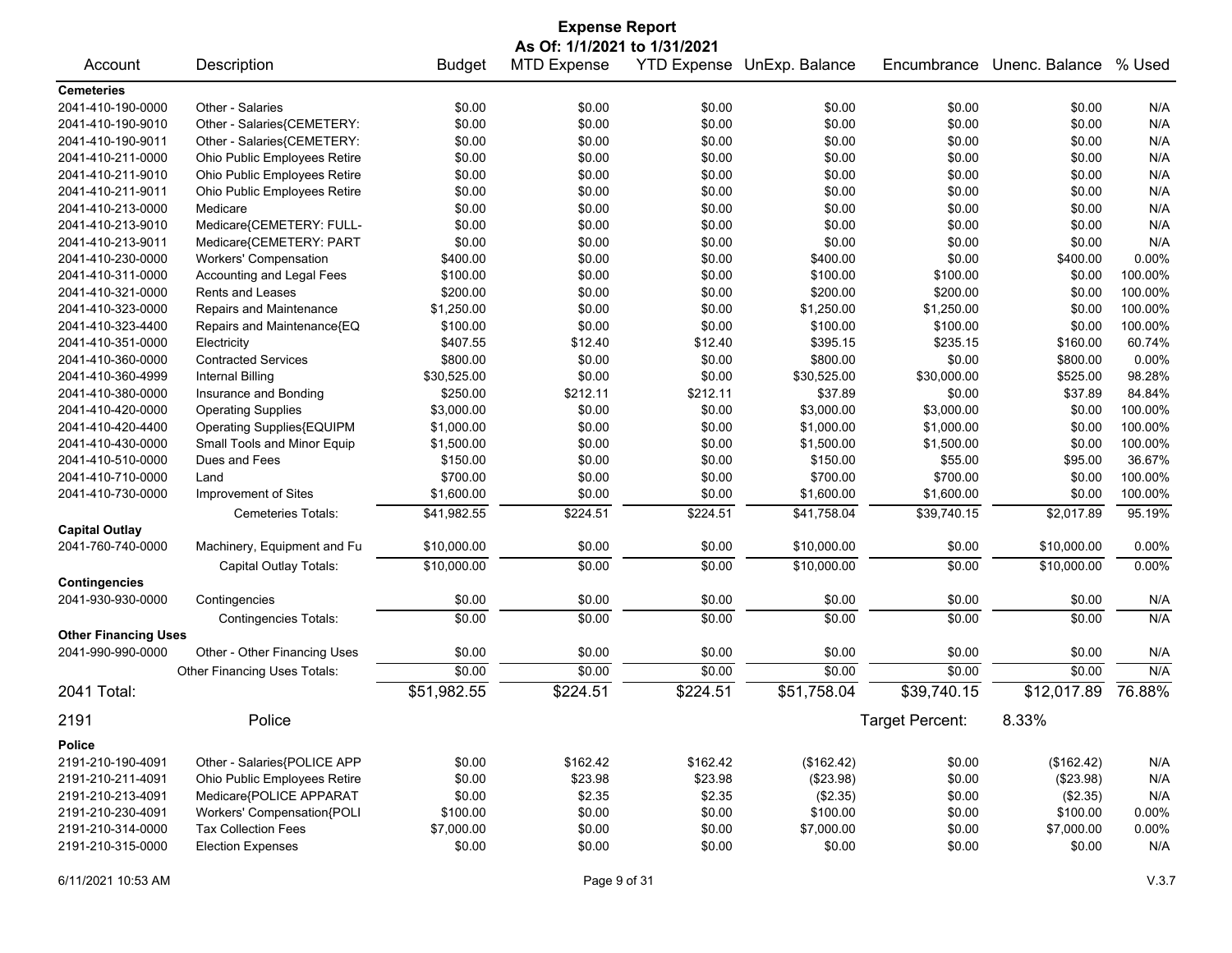# Expense Report

**As Of: 1/1/2021 to 1/31/2021**

| Account | Description | Budget | MTD Expense | YTD Expense | UnExp. Balance | Encumbrance | Unenc. Balance | % Used |
|---|---|---|---|---|---|---|---|---|
| **Cemeteries** | | | | | | | | |
| 2041-410-190-0000 | Other - Salaries | $0.00 | $0.00 | $0.00 | $0.00 | $0.00 | $0.00 | N/A |
| 2041-410-190-9010 | Other - Salaries{CEMETERY: | $0.00 | $0.00 | $0.00 | $0.00 | $0.00 | $0.00 | N/A |
| 2041-410-190-9011 | Other - Salaries{CEMETERY: | $0.00 | $0.00 | $0.00 | $0.00 | $0.00 | $0.00 | N/A |
| 2041-410-211-0000 | Ohio Public Employees Retire | $0.00 | $0.00 | $0.00 | $0.00 | $0.00 | $0.00 | N/A |
| 2041-410-211-9010 | Ohio Public Employees Retire | $0.00 | $0.00 | $0.00 | $0.00 | $0.00 | $0.00 | N/A |
| 2041-410-211-9011 | Ohio Public Employees Retire | $0.00 | $0.00 | $0.00 | $0.00 | $0.00 | $0.00 | N/A |
| 2041-410-213-0000 | Medicare | $0.00 | $0.00 | $0.00 | $0.00 | $0.00 | $0.00 | N/A |
| 2041-410-213-9010 | Medicare{CEMETERY: FULL- | $0.00 | $0.00 | $0.00 | $0.00 | $0.00 | $0.00 | N/A |
| 2041-410-213-9011 | Medicare{CEMETERY: PART | $0.00 | $0.00 | $0.00 | $0.00 | $0.00 | $0.00 | N/A |
| 2041-410-230-0000 | Workers' Compensation | $400.00 | $0.00 | $0.00 | $400.00 | $0.00 | $400.00 | 0.00% |
| 2041-410-311-0000 | Accounting and Legal Fees | $100.00 | $0.00 | $0.00 | $100.00 | $100.00 | $0.00 | 100.00% |
| 2041-410-321-0000 | Rents and Leases | $200.00 | $0.00 | $0.00 | $200.00 | $200.00 | $0.00 | 100.00% |
| 2041-410-323-0000 | Repairs and Maintenance | $1,250.00 | $0.00 | $0.00 | $1,250.00 | $1,250.00 | $0.00 | 100.00% |
| 2041-410-323-4400 | Repairs and Maintenance{EQ | $100.00 | $0.00 | $0.00 | $100.00 | $100.00 | $0.00 | 100.00% |
| 2041-410-351-0000 | Electricity | $407.55 | $12.40 | $12.40 | $395.15 | $235.15 | $160.00 | 60.74% |
| 2041-410-360-0000 | Contracted Services | $800.00 | $0.00 | $0.00 | $800.00 | $0.00 | $800.00 | 0.00% |
| 2041-410-360-4999 | Internal Billing | $30,525.00 | $0.00 | $0.00 | $30,525.00 | $30,000.00 | $525.00 | 98.28% |
| 2041-410-380-0000 | Insurance and Bonding | $250.00 | $212.11 | $212.11 | $37.89 | $0.00 | $37.89 | 84.84% |
| 2041-410-420-0000 | Operating Supplies | $3,000.00 | $0.00 | $0.00 | $3,000.00 | $3,000.00 | $0.00 | 100.00% |
| 2041-410-420-4400 | Operating Supplies{EQUIPM | $1,000.00 | $0.00 | $0.00 | $1,000.00 | $1,000.00 | $0.00 | 100.00% |
| 2041-410-430-0000 | Small Tools and Minor Equip | $1,500.00 | $0.00 | $0.00 | $1,500.00 | $1,500.00 | $0.00 | 100.00% |
| 2041-410-510-0000 | Dues and Fees | $150.00 | $0.00 | $0.00 | $150.00 | $55.00 | $95.00 | 36.67% |
| 2041-410-710-0000 | Land | $700.00 | $0.00 | $0.00 | $700.00 | $700.00 | $0.00 | 100.00% |
| 2041-410-730-0000 | Improvement of Sites | $1,600.00 | $0.00 | $0.00 | $1,600.00 | $1,600.00 | $0.00 | 100.00% |
| | Cemeteries Totals: | $41,982.55 | $224.51 | $224.51 | $41,758.04 | $39,740.15 | $2,017.89 | 95.19% |
| **Capital Outlay** | | | | | | | | |
| 2041-760-740-0000 | Machinery, Equipment and Fu | $10,000.00 | $0.00 | $0.00 | $10,000.00 | $0.00 | $10,000.00 | 0.00% |
| | Capital Outlay Totals: | $10,000.00 | $0.00 | $0.00 | $10,000.00 | $0.00 | $10,000.00 | 0.00% |
| **Contingencies** | | | | | | | | |
| 2041-930-930-0000 | Contingencies | $0.00 | $0.00 | $0.00 | $0.00 | $0.00 | $0.00 | N/A |
| | Contingencies Totals: | $0.00 | $0.00 | $0.00 | $0.00 | $0.00 | $0.00 | N/A |
| **Other Financing Uses** | | | | | | | | |
| 2041-990-990-0000 | Other - Other Financing Uses | $0.00 | $0.00 | $0.00 | $0.00 | $0.00 | $0.00 | N/A |
| | Other Financing Uses Totals: | $0.00 | $0.00 | $0.00 | $0.00 | $0.00 | $0.00 | N/A |
| **2041 Total:** | | $51,982.55 | $224.51 | $224.51 | $51,758.04 | $39,740.15 | $12,017.89 | 76.88% |

## 2191 Police

Target Percent: 8.33%

| Account | Description | Budget | MTD Expense | YTD Expense | UnExp. Balance | Encumbrance | Unenc. Balance | % Used |
|---|---|---|---|---|---|---|---|---|
| **Police** | | | | | | | | |
| 2191-210-190-4091 | Other - Salaries{POLICE APP | $0.00 | $162.42 | $162.42 | ($162.42) | $0.00 | ($162.42) | N/A |
| 2191-210-211-4091 | Ohio Public Employees Retire | $0.00 | $23.98 | $23.98 | ($23.98) | $0.00 | ($23.98) | N/A |
| 2191-210-213-4091 | Medicare{POLICE APPARAT | $0.00 | $2.35 | $2.35 | ($2.35) | $0.00 | ($2.35) | N/A |
| 2191-210-230-4091 | Workers' Compensation{POLI | $100.00 | $0.00 | $0.00 | $100.00 | $0.00 | $100.00 | 0.00% |
| 2191-210-314-0000 | Tax Collection Fees | $7,000.00 | $0.00 | $0.00 | $7,000.00 | $0.00 | $7,000.00 | 0.00% |
| 2191-210-315-0000 | Election Expenses | $0.00 | $0.00 | $0.00 | $0.00 | $0.00 | $0.00 | N/A |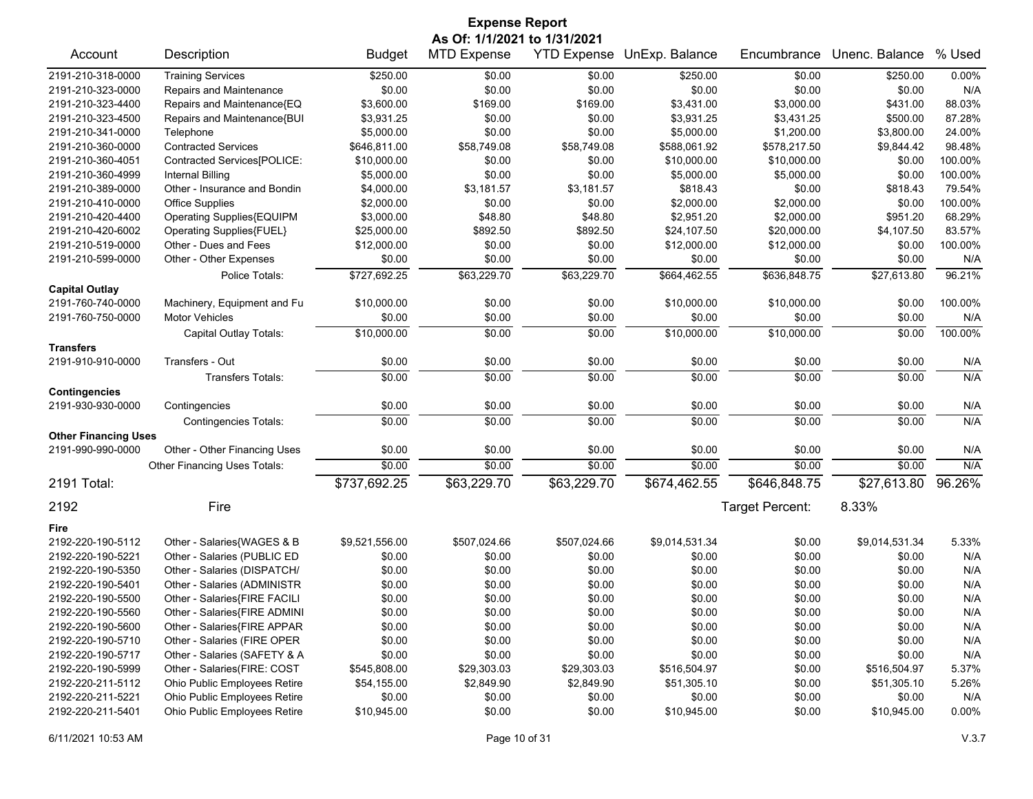# Expense Report

**As Of: 1/1/2021 to 1/31/2021**

| Account | Description | Budget | MTD Expense | YTD Expense | UnExp. Balance | Encumbrance | Unenc. Balance | % Used |
|---|---|---|---|---|---|---|---|---|
| 2191-210-318-0000 | Training Services | $250.00 | $0.00 | $0.00 | $250.00 | $0.00 | $250.00 | 0.00% |
| 2191-210-323-0000 | Repairs and Maintenance | $0.00 | $0.00 | $0.00 | $0.00 | $0.00 | $0.00 | N/A |
| 2191-210-323-4400 | Repairs and Maintenance{EQ | $3,600.00 | $169.00 | $169.00 | $3,431.00 | $3,000.00 | $431.00 | 88.03% |
| 2191-210-323-4500 | Repairs and Maintenance{BUI | $3,931.25 | $0.00 | $0.00 | $3,931.25 | $3,431.25 | $500.00 | 87.28% |
| 2191-210-341-0000 | Telephone | $5,000.00 | $0.00 | $0.00 | $5,000.00 | $1,200.00 | $3,800.00 | 24.00% |
| 2191-210-360-0000 | Contracted Services | $646,811.00 | $58,749.08 | $58,749.08 | $588,061.92 | $578,217.50 | $9,844.42 | 98.48% |
| 2191-210-360-4051 | Contracted Services[POLICE: | $10,000.00 | $0.00 | $0.00 | $10,000.00 | $10,000.00 | $0.00 | 100.00% |
| 2191-210-360-4999 | Internal Billing | $5,000.00 | $0.00 | $0.00 | $5,000.00 | $5,000.00 | $0.00 | 100.00% |
| 2191-210-389-0000 | Other - Insurance and Bondin | $4,000.00 | $3,181.57 | $3,181.57 | $818.43 | $0.00 | $818.43 | 79.54% |
| 2191-210-410-0000 | Office Supplies | $2,000.00 | $0.00 | $0.00 | $2,000.00 | $2,000.00 | $0.00 | 100.00% |
| 2191-210-420-4400 | Operating Supplies{EQUIPM | $3,000.00 | $48.80 | $48.80 | $2,951.20 | $2,000.00 | $951.20 | 68.29% |
| 2191-210-420-6002 | Operating Supplies{FUEL} | $25,000.00 | $892.50 | $892.50 | $24,107.50 | $20,000.00 | $4,107.50 | 83.57% |
| 2191-210-519-0000 | Other - Dues and Fees | $12,000.00 | $0.00 | $0.00 | $12,000.00 | $12,000.00 | $0.00 | 100.00% |
| 2191-210-599-0000 | Other - Other Expenses | $0.00 | $0.00 | $0.00 | $0.00 | $0.00 | $0.00 | N/A |
| | Police Totals: | $727,692.25 | $63,229.70 | $63,229.70 | $664,462.55 | $636,848.75 | $27,613.80 | 96.21% |
| **Capital Outlay** | | | | | | | | |
| 2191-760-740-0000 | Machinery, Equipment and Fu | $10,000.00 | $0.00 | $0.00 | $10,000.00 | $10,000.00 | $0.00 | 100.00% |
| 2191-760-750-0000 | Motor Vehicles | $0.00 | $0.00 | $0.00 | $0.00 | $0.00 | $0.00 | N/A |
| | Capital Outlay Totals: | $10,000.00 | $0.00 | $0.00 | $10,000.00 | $10,000.00 | $0.00 | 100.00% |
| **Transfers** | | | | | | | | |
| 2191-910-910-0000 | Transfers - Out | $0.00 | $0.00 | $0.00 | $0.00 | $0.00 | $0.00 | N/A |
| | Transfers Totals: | $0.00 | $0.00 | $0.00 | $0.00 | $0.00 | $0.00 | N/A |
| **Contingencies** | | | | | | | | |
| 2191-930-930-0000 | Contingencies | $0.00 | $0.00 | $0.00 | $0.00 | $0.00 | $0.00 | N/A |
| | Contingencies Totals: | $0.00 | $0.00 | $0.00 | $0.00 | $0.00 | $0.00 | N/A |
| **Other Financing Uses** | | | | | | | | |
| 2191-990-990-0000 | Other - Other Financing Uses | $0.00 | $0.00 | $0.00 | $0.00 | $0.00 | $0.00 | N/A |
| | Other Financing Uses Totals: | $0.00 | $0.00 | $0.00 | $0.00 | $0.00 | $0.00 | N/A |
| **2191 Total:** | | $737,692.25 | $63,229.70 | $63,229.70 | $674,462.55 | $646,848.75 | $27,613.80 | 96.26% |

## 2192 Fire

Target Percent: 8.33%

| Account | Description | Budget | MTD Expense | YTD Expense | UnExp. Balance | Encumbrance | Unenc. Balance | % Used |
|---|---|---|---|---|---|---|---|---|
| **Fire** | | | | | | | | |
| 2192-220-190-5112 | Other - Salaries{WAGES & B | $9,521,556.00 | $507,024.66 | $507,024.66 | $9,014,531.34 | $0.00 | $9,014,531.34 | 5.33% |
| 2192-220-190-5221 | Other - Salaries (PUBLIC ED | $0.00 | $0.00 | $0.00 | $0.00 | $0.00 | $0.00 | N/A |
| 2192-220-190-5350 | Other - Salaries (DISPATCH/ | $0.00 | $0.00 | $0.00 | $0.00 | $0.00 | $0.00 | N/A |
| 2192-220-190-5401 | Other - Salaries (ADMINISTR | $0.00 | $0.00 | $0.00 | $0.00 | $0.00 | $0.00 | N/A |
| 2192-220-190-5500 | Other - Salaries{FIRE FACILI | $0.00 | $0.00 | $0.00 | $0.00 | $0.00 | $0.00 | N/A |
| 2192-220-190-5560 | Other - Salaries{FIRE ADMINI | $0.00 | $0.00 | $0.00 | $0.00 | $0.00 | $0.00 | N/A |
| 2192-220-190-5600 | Other - Salaries{FIRE APPAR | $0.00 | $0.00 | $0.00 | $0.00 | $0.00 | $0.00 | N/A |
| 2192-220-190-5710 | Other - Salaries (FIRE OPER | $0.00 | $0.00 | $0.00 | $0.00 | $0.00 | $0.00 | N/A |
| 2192-220-190-5717 | Other - Salaries (SAFETY & A | $0.00 | $0.00 | $0.00 | $0.00 | $0.00 | $0.00 | N/A |
| 2192-220-190-5999 | Other - Salaries(FIRE: COST | $545,808.00 | $29,303.03 | $29,303.03 | $516,504.97 | $0.00 | $516,504.97 | 5.37% |
| 2192-220-211-5112 | Ohio Public Employees Retire | $54,155.00 | $2,849.90 | $2,849.90 | $51,305.10 | $0.00 | $51,305.10 | 5.26% |
| 2192-220-211-5221 | Ohio Public Employees Retire | $0.00 | $0.00 | $0.00 | $0.00 | $0.00 | $0.00 | N/A |
| 2192-220-211-5401 | Ohio Public Employees Retire | $10,945.00 | $0.00 | $0.00 | $10,945.00 | $0.00 | $10,945.00 | 0.00% |

6/11/2021 10:53 AM V.3.7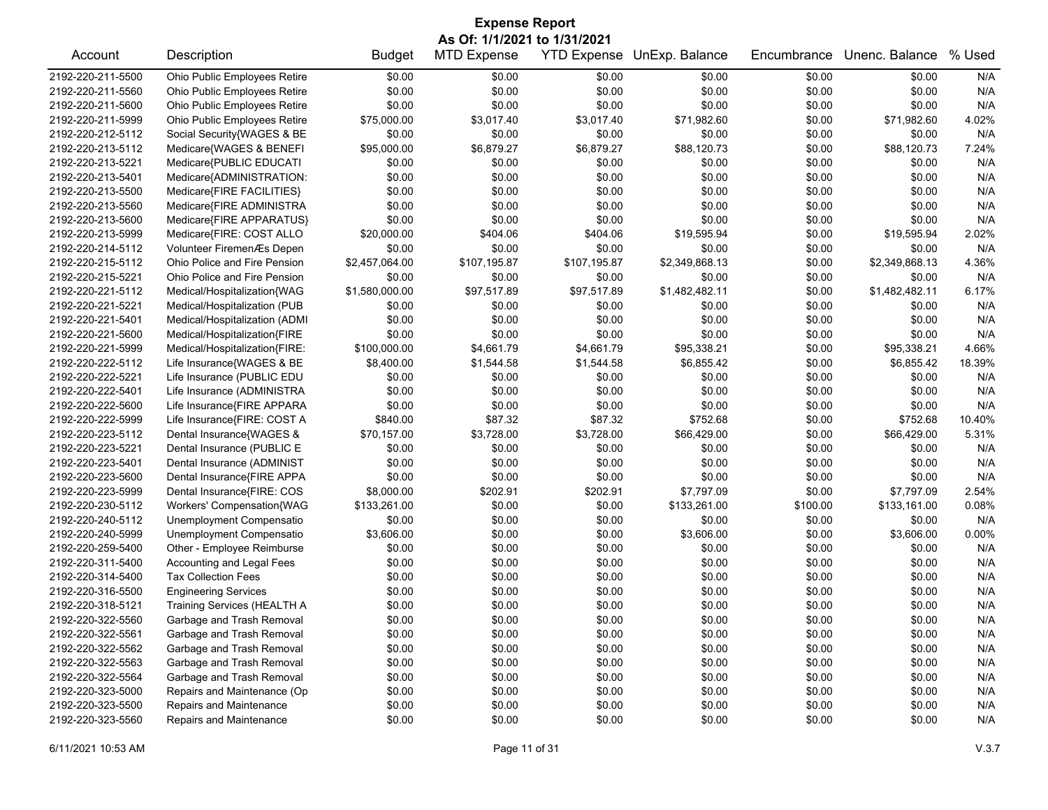# Expense Report

**As Of: 1/1/2021 to 1/31/2021**

| Account | Description | Budget | MTD Expense | YTD Expense | UnExp. Balance | Encumbrance | Unenc. Balance | % Used |
|---|---|---|---|---|---|---|---|---|
| 2192-220-211-5500 | Ohio Public Employees Retire | $0.00 | $0.00 | $0.00 | $0.00 | $0.00 | $0.00 | N/A |
| 2192-220-211-5560 | Ohio Public Employees Retire | $0.00 | $0.00 | $0.00 | $0.00 | $0.00 | $0.00 | N/A |
| 2192-220-211-5600 | Ohio Public Employees Retire | $0.00 | $0.00 | $0.00 | $0.00 | $0.00 | $0.00 | N/A |
| 2192-220-211-5999 | Ohio Public Employees Retire | $75,000.00 | $3,017.40 | $3,017.40 | $71,982.60 | $0.00 | $71,982.60 | 4.02% |
| 2192-220-212-5112 | Social Security{WAGES & BE | $0.00 | $0.00 | $0.00 | $0.00 | $0.00 | $0.00 | N/A |
| 2192-220-213-5112 | Medicare{WAGES & BENEFI | $95,000.00 | $6,879.27 | $6,879.27 | $88,120.73 | $0.00 | $88,120.73 | 7.24% |
| 2192-220-213-5221 | Medicare{PUBLIC EDUCATI | $0.00 | $0.00 | $0.00 | $0.00 | $0.00 | $0.00 | N/A |
| 2192-220-213-5401 | Medicare{ADMINISTRATION: | $0.00 | $0.00 | $0.00 | $0.00 | $0.00 | $0.00 | N/A |
| 2192-220-213-5500 | Medicare{FIRE FACILITIES} | $0.00 | $0.00 | $0.00 | $0.00 | $0.00 | $0.00 | N/A |
| 2192-220-213-5560 | Medicare{FIRE ADMINISTRA | $0.00 | $0.00 | $0.00 | $0.00 | $0.00 | $0.00 | N/A |
| 2192-220-213-5600 | Medicare{FIRE APPARATUS} | $0.00 | $0.00 | $0.00 | $0.00 | $0.00 | $0.00 | N/A |
| 2192-220-213-5999 | Medicare{FIRE: COST ALLO | $20,000.00 | $404.06 | $404.06 | $19,595.94 | $0.00 | $19,595.94 | 2.02% |
| 2192-220-214-5112 | Volunteer FiremenÆs Depen | $0.00 | $0.00 | $0.00 | $0.00 | $0.00 | $0.00 | N/A |
| 2192-220-215-5112 | Ohio Police and Fire Pension | $2,457,064.00 | $107,195.87 | $107,195.87 | $2,349,868.13 | $0.00 | $2,349,868.13 | 4.36% |
| 2192-220-215-5221 | Ohio Police and Fire Pension | $0.00 | $0.00 | $0.00 | $0.00 | $0.00 | $0.00 | N/A |
| 2192-220-221-5112 | Medical/Hospitalization{WAG | $1,580,000.00 | $97,517.89 | $97,517.89 | $1,482,482.11 | $0.00 | $1,482,482.11 | 6.17% |
| 2192-220-221-5221 | Medical/Hospitalization (PUB | $0.00 | $0.00 | $0.00 | $0.00 | $0.00 | $0.00 | N/A |
| 2192-220-221-5401 | Medical/Hospitalization (ADMI | $0.00 | $0.00 | $0.00 | $0.00 | $0.00 | $0.00 | N/A |
| 2192-220-221-5600 | Medical/Hospitalization{FIRE | $0.00 | $0.00 | $0.00 | $0.00 | $0.00 | $0.00 | N/A |
| 2192-220-221-5999 | Medical/Hospitalization{FIRE: | $100,000.00 | $4,661.79 | $4,661.79 | $95,338.21 | $0.00 | $95,338.21 | 4.66% |
| 2192-220-222-5112 | Life Insurance{WAGES & BE | $8,400.00 | $1,544.58 | $1,544.58 | $6,855.42 | $0.00 | $6,855.42 | 18.39% |
| 2192-220-222-5221 | Life Insurance (PUBLIC EDU | $0.00 | $0.00 | $0.00 | $0.00 | $0.00 | $0.00 | N/A |
| 2192-220-222-5401 | Life Insurance (ADMINISTRA | $0.00 | $0.00 | $0.00 | $0.00 | $0.00 | $0.00 | N/A |
| 2192-220-222-5600 | Life Insurance{FIRE APPARA | $0.00 | $0.00 | $0.00 | $0.00 | $0.00 | $0.00 | N/A |
| 2192-220-222-5999 | Life Insurance{FIRE: COST A | $840.00 | $87.32 | $87.32 | $752.68 | $0.00 | $752.68 | 10.40% |
| 2192-220-223-5112 | Dental Insurance{WAGES & | $70,157.00 | $3,728.00 | $3,728.00 | $66,429.00 | $0.00 | $66,429.00 | 5.31% |
| 2192-220-223-5221 | Dental Insurance (PUBLIC E | $0.00 | $0.00 | $0.00 | $0.00 | $0.00 | $0.00 | N/A |
| 2192-220-223-5401 | Dental Insurance (ADMINIST | $0.00 | $0.00 | $0.00 | $0.00 | $0.00 | $0.00 | N/A |
| 2192-220-223-5600 | Dental Insurance{FIRE APPA | $0.00 | $0.00 | $0.00 | $0.00 | $0.00 | $0.00 | N/A |
| 2192-220-223-5999 | Dental Insurance{FIRE: COS | $8,000.00 | $202.91 | $202.91 | $7,797.09 | $0.00 | $7,797.09 | 2.54% |
| 2192-220-230-5112 | Workers' Compensation{WAG | $133,261.00 | $0.00 | $0.00 | $133,261.00 | $100.00 | $133,161.00 | 0.08% |
| 2192-220-240-5112 | Unemployment Compensatio | $0.00 | $0.00 | $0.00 | $0.00 | $0.00 | $0.00 | N/A |
| 2192-220-240-5999 | Unemployment Compensatio | $3,606.00 | $0.00 | $0.00 | $3,606.00 | $0.00 | $3,606.00 | 0.00% |
| 2192-220-259-5400 | Other - Employee Reimburse | $0.00 | $0.00 | $0.00 | $0.00 | $0.00 | $0.00 | N/A |
| 2192-220-311-5400 | Accounting and Legal Fees | $0.00 | $0.00 | $0.00 | $0.00 | $0.00 | $0.00 | N/A |
| 2192-220-314-5400 | Tax Collection Fees | $0.00 | $0.00 | $0.00 | $0.00 | $0.00 | $0.00 | N/A |
| 2192-220-316-5500 | Engineering Services | $0.00 | $0.00 | $0.00 | $0.00 | $0.00 | $0.00 | N/A |
| 2192-220-318-5121 | Training Services (HEALTH A | $0.00 | $0.00 | $0.00 | $0.00 | $0.00 | $0.00 | N/A |
| 2192-220-322-5560 | Garbage and Trash Removal | $0.00 | $0.00 | $0.00 | $0.00 | $0.00 | $0.00 | N/A |
| 2192-220-322-5561 | Garbage and Trash Removal | $0.00 | $0.00 | $0.00 | $0.00 | $0.00 | $0.00 | N/A |
| 2192-220-322-5562 | Garbage and Trash Removal | $0.00 | $0.00 | $0.00 | $0.00 | $0.00 | $0.00 | N/A |
| 2192-220-322-5563 | Garbage and Trash Removal | $0.00 | $0.00 | $0.00 | $0.00 | $0.00 | $0.00 | N/A |
| 2192-220-322-5564 | Garbage and Trash Removal | $0.00 | $0.00 | $0.00 | $0.00 | $0.00 | $0.00 | N/A |
| 2192-220-323-5000 | Repairs and Maintenance (Op | $0.00 | $0.00 | $0.00 | $0.00 | $0.00 | $0.00 | N/A |
| 2192-220-323-5500 | Repairs and Maintenance | $0.00 | $0.00 | $0.00 | $0.00 | $0.00 | $0.00 | N/A |
| 2192-220-323-5560 | Repairs and Maintenance | $0.00 | $0.00 | $0.00 | $0.00 | $0.00 | $0.00 | N/A |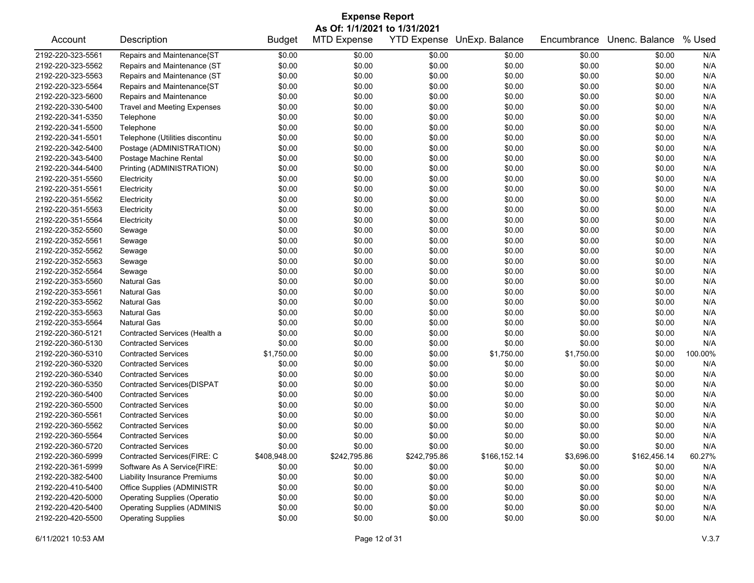# Expense Report

**As Of: 1/1/2021 to 1/31/2021**

| Account | Description | Budget | MTD Expense | YTD Expense | UnExp. Balance | Encumbrance | Unenc. Balance | % Used |
|---|---|---|---|---|---|---|---|---|
| 2192-220-323-5561 | Repairs and Maintenance{ST | $0.00 | $0.00 | $0.00 | $0.00 | $0.00 | $0.00 | N/A |
| 2192-220-323-5562 | Repairs and Maintenance (ST | $0.00 | $0.00 | $0.00 | $0.00 | $0.00 | $0.00 | N/A |
| 2192-220-323-5563 | Repairs and Maintenance (ST | $0.00 | $0.00 | $0.00 | $0.00 | $0.00 | $0.00 | N/A |
| 2192-220-323-5564 | Repairs and Maintenance{ST | $0.00 | $0.00 | $0.00 | $0.00 | $0.00 | $0.00 | N/A |
| 2192-220-323-5600 | Repairs and Maintenance | $0.00 | $0.00 | $0.00 | $0.00 | $0.00 | $0.00 | N/A |
| 2192-220-330-5400 | Travel and Meeting Expenses | $0.00 | $0.00 | $0.00 | $0.00 | $0.00 | $0.00 | N/A |
| 2192-220-341-5350 | Telephone | $0.00 | $0.00 | $0.00 | $0.00 | $0.00 | $0.00 | N/A |
| 2192-220-341-5500 | Telephone | $0.00 | $0.00 | $0.00 | $0.00 | $0.00 | $0.00 | N/A |
| 2192-220-341-5501 | Telephone (Utilities discontinu | $0.00 | $0.00 | $0.00 | $0.00 | $0.00 | $0.00 | N/A |
| 2192-220-342-5400 | Postage (ADMINISTRATION) | $0.00 | $0.00 | $0.00 | $0.00 | $0.00 | $0.00 | N/A |
| 2192-220-343-5400 | Postage Machine Rental | $0.00 | $0.00 | $0.00 | $0.00 | $0.00 | $0.00 | N/A |
| 2192-220-344-5400 | Printing (ADMINISTRATION) | $0.00 | $0.00 | $0.00 | $0.00 | $0.00 | $0.00 | N/A |
| 2192-220-351-5560 | Electricity | $0.00 | $0.00 | $0.00 | $0.00 | $0.00 | $0.00 | N/A |
| 2192-220-351-5561 | Electricity | $0.00 | $0.00 | $0.00 | $0.00 | $0.00 | $0.00 | N/A |
| 2192-220-351-5562 | Electricity | $0.00 | $0.00 | $0.00 | $0.00 | $0.00 | $0.00 | N/A |
| 2192-220-351-5563 | Electricity | $0.00 | $0.00 | $0.00 | $0.00 | $0.00 | $0.00 | N/A |
| 2192-220-351-5564 | Electricity | $0.00 | $0.00 | $0.00 | $0.00 | $0.00 | $0.00 | N/A |
| 2192-220-352-5560 | Sewage | $0.00 | $0.00 | $0.00 | $0.00 | $0.00 | $0.00 | N/A |
| 2192-220-352-5561 | Sewage | $0.00 | $0.00 | $0.00 | $0.00 | $0.00 | $0.00 | N/A |
| 2192-220-352-5562 | Sewage | $0.00 | $0.00 | $0.00 | $0.00 | $0.00 | $0.00 | N/A |
| 2192-220-352-5563 | Sewage | $0.00 | $0.00 | $0.00 | $0.00 | $0.00 | $0.00 | N/A |
| 2192-220-352-5564 | Sewage | $0.00 | $0.00 | $0.00 | $0.00 | $0.00 | $0.00 | N/A |
| 2192-220-353-5560 | Natural Gas | $0.00 | $0.00 | $0.00 | $0.00 | $0.00 | $0.00 | N/A |
| 2192-220-353-5561 | Natural Gas | $0.00 | $0.00 | $0.00 | $0.00 | $0.00 | $0.00 | N/A |
| 2192-220-353-5562 | Natural Gas | $0.00 | $0.00 | $0.00 | $0.00 | $0.00 | $0.00 | N/A |
| 2192-220-353-5563 | Natural Gas | $0.00 | $0.00 | $0.00 | $0.00 | $0.00 | $0.00 | N/A |
| 2192-220-353-5564 | Natural Gas | $0.00 | $0.00 | $0.00 | $0.00 | $0.00 | $0.00 | N/A |
| 2192-220-360-5121 | Contracted Services (Health a | $0.00 | $0.00 | $0.00 | $0.00 | $0.00 | $0.00 | N/A |
| 2192-220-360-5130 | Contracted Services | $0.00 | $0.00 | $0.00 | $0.00 | $0.00 | $0.00 | N/A |
| 2192-220-360-5310 | Contracted Services | $1,750.00 | $0.00 | $0.00 | $1,750.00 | $1,750.00 | $0.00 | 100.00% |
| 2192-220-360-5320 | Contracted Services | $0.00 | $0.00 | $0.00 | $0.00 | $0.00 | $0.00 | N/A |
| 2192-220-360-5340 | Contracted Services | $0.00 | $0.00 | $0.00 | $0.00 | $0.00 | $0.00 | N/A |
| 2192-220-360-5350 | Contracted Services{DISPAT | $0.00 | $0.00 | $0.00 | $0.00 | $0.00 | $0.00 | N/A |
| 2192-220-360-5400 | Contracted Services | $0.00 | $0.00 | $0.00 | $0.00 | $0.00 | $0.00 | N/A |
| 2192-220-360-5500 | Contracted Services | $0.00 | $0.00 | $0.00 | $0.00 | $0.00 | $0.00 | N/A |
| 2192-220-360-5561 | Contracted Services | $0.00 | $0.00 | $0.00 | $0.00 | $0.00 | $0.00 | N/A |
| 2192-220-360-5562 | Contracted Services | $0.00 | $0.00 | $0.00 | $0.00 | $0.00 | $0.00 | N/A |
| 2192-220-360-5564 | Contracted Services | $0.00 | $0.00 | $0.00 | $0.00 | $0.00 | $0.00 | N/A |
| 2192-220-360-5720 | Contracted Services | $0.00 | $0.00 | $0.00 | $0.00 | $0.00 | $0.00 | N/A |
| 2192-220-360-5999 | Contracted Services(FIRE: C | $408,948.00 | $242,795.86 | $242,795.86 | $166,152.14 | $3,696.00 | $162,456.14 | 60.27% |
| 2192-220-361-5999 | Software As A Service{FIRE: | $0.00 | $0.00 | $0.00 | $0.00 | $0.00 | $0.00 | N/A |
| 2192-220-382-5400 | Liability Insurance Premiums | $0.00 | $0.00 | $0.00 | $0.00 | $0.00 | $0.00 | N/A |
| 2192-220-410-5400 | Office Supplies (ADMINISTR | $0.00 | $0.00 | $0.00 | $0.00 | $0.00 | $0.00 | N/A |
| 2192-220-420-5000 | Operating Supplies (Operatio | $0.00 | $0.00 | $0.00 | $0.00 | $0.00 | $0.00 | N/A |
| 2192-220-420-5400 | Operating Supplies (ADMINIS | $0.00 | $0.00 | $0.00 | $0.00 | $0.00 | $0.00 | N/A |
| 2192-220-420-5500 | Operating Supplies | $0.00 | $0.00 | $0.00 | $0.00 | $0.00 | $0.00 | N/A |

6/11/2021 10:53 AM V.3.7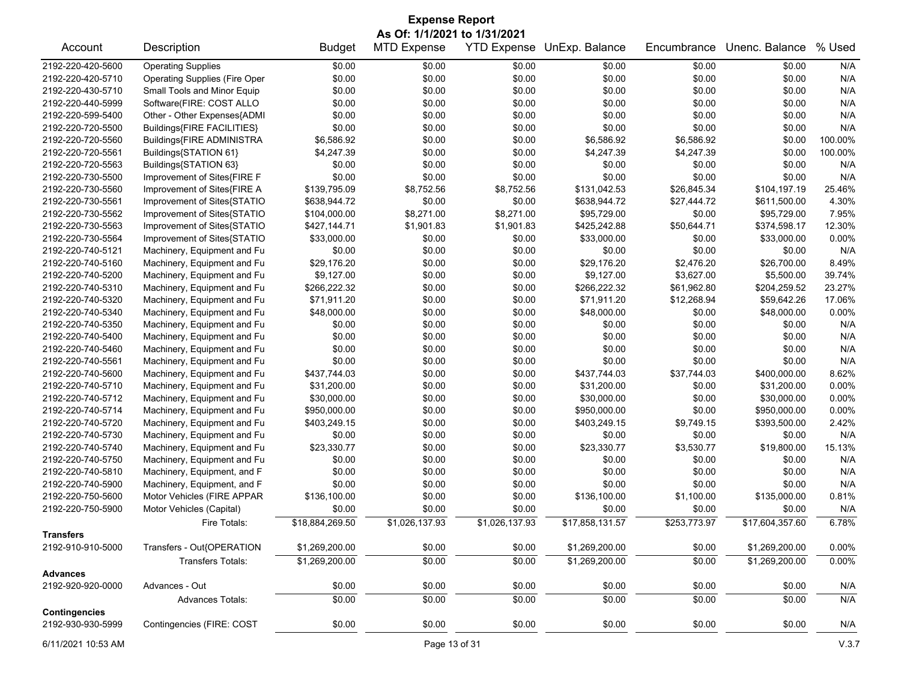# Expense Report

**As Of: 1/1/2021 to 1/31/2021**

| Account | Description | Budget | MTD Expense | YTD Expense | UnExp. Balance | Encumbrance | Unenc. Balance | % Used |
|---|---|---|---|---|---|---|---|---|
| 2192-220-420-5600 | Operating Supplies | $0.00 | $0.00 | $0.00 | $0.00 | $0.00 | $0.00 | N/A |
| 2192-220-420-5710 | Operating Supplies (Fire Oper | $0.00 | $0.00 | $0.00 | $0.00 | $0.00 | $0.00 | N/A |
| 2192-220-430-5710 | Small Tools and Minor Equip | $0.00 | $0.00 | $0.00 | $0.00 | $0.00 | $0.00 | N/A |
| 2192-220-440-5999 | Software(FIRE: COST ALLO | $0.00 | $0.00 | $0.00 | $0.00 | $0.00 | $0.00 | N/A |
| 2192-220-599-5400 | Other - Other Expenses{ADMI | $0.00 | $0.00 | $0.00 | $0.00 | $0.00 | $0.00 | N/A |
| 2192-220-720-5500 | Buildings{FIRE FACILITIES} | $0.00 | $0.00 | $0.00 | $0.00 | $0.00 | $0.00 | N/A |
| 2192-220-720-5560 | Buildings{FIRE ADMINISTRA | $6,586.92 | $0.00 | $0.00 | $6,586.92 | $6,586.92 | $0.00 | 100.00% |
| 2192-220-720-5561 | Buildings{STATION 61} | $4,247.39 | $0.00 | $0.00 | $4,247.39 | $4,247.39 | $0.00 | 100.00% |
| 2192-220-720-5563 | Buildings{STATION 63} | $0.00 | $0.00 | $0.00 | $0.00 | $0.00 | $0.00 | N/A |
| 2192-220-730-5500 | Improvement of Sites{FIRE F | $0.00 | $0.00 | $0.00 | $0.00 | $0.00 | $0.00 | N/A |
| 2192-220-730-5560 | Improvement of Sites{FIRE A | $139,795.09 | $8,752.56 | $8,752.56 | $131,042.53 | $26,845.34 | $104,197.19 | 25.46% |
| 2192-220-730-5561 | Improvement of Sites{STATIO | $638,944.72 | $0.00 | $0.00 | $638,944.72 | $27,444.72 | $611,500.00 | 4.30% |
| 2192-220-730-5562 | Improvement of Sites{STATIO | $104,000.00 | $8,271.00 | $8,271.00 | $95,729.00 | $0.00 | $95,729.00 | 7.95% |
| 2192-220-730-5563 | Improvement of Sites{STATIO | $427,144.71 | $1,901.83 | $1,901.83 | $425,242.88 | $50,644.71 | $374,598.17 | 12.30% |
| 2192-220-730-5564 | Improvement of Sites{STATIO | $33,000.00 | $0.00 | $0.00 | $33,000.00 | $0.00 | $33,000.00 | 0.00% |
| 2192-220-740-5121 | Machinery, Equipment and Fu | $0.00 | $0.00 | $0.00 | $0.00 | $0.00 | $0.00 | N/A |
| 2192-220-740-5160 | Machinery, Equipment and Fu | $29,176.20 | $0.00 | $0.00 | $29,176.20 | $2,476.20 | $26,700.00 | 8.49% |
| 2192-220-740-5200 | Machinery, Equipment and Fu | $9,127.00 | $0.00 | $0.00 | $9,127.00 | $3,627.00 | $5,500.00 | 39.74% |
| 2192-220-740-5310 | Machinery, Equipment and Fu | $266,222.32 | $0.00 | $0.00 | $266,222.32 | $61,962.80 | $204,259.52 | 23.27% |
| 2192-220-740-5320 | Machinery, Equipment and Fu | $71,911.20 | $0.00 | $0.00 | $71,911.20 | $12,268.94 | $59,642.26 | 17.06% |
| 2192-220-740-5340 | Machinery, Equipment and Fu | $48,000.00 | $0.00 | $0.00 | $48,000.00 | $0.00 | $48,000.00 | 0.00% |
| 2192-220-740-5350 | Machinery, Equipment and Fu | $0.00 | $0.00 | $0.00 | $0.00 | $0.00 | $0.00 | N/A |
| 2192-220-740-5400 | Machinery, Equipment and Fu | $0.00 | $0.00 | $0.00 | $0.00 | $0.00 | $0.00 | N/A |
| 2192-220-740-5460 | Machinery, Equipment and Fu | $0.00 | $0.00 | $0.00 | $0.00 | $0.00 | $0.00 | N/A |
| 2192-220-740-5561 | Machinery, Equipment and Fu | $0.00 | $0.00 | $0.00 | $0.00 | $0.00 | $0.00 | N/A |
| 2192-220-740-5600 | Machinery, Equipment and Fu | $437,744.03 | $0.00 | $0.00 | $437,744.03 | $37,744.03 | $400,000.00 | 8.62% |
| 2192-220-740-5710 | Machinery, Equipment and Fu | $31,200.00 | $0.00 | $0.00 | $31,200.00 | $0.00 | $31,200.00 | 0.00% |
| 2192-220-740-5712 | Machinery, Equipment and Fu | $30,000.00 | $0.00 | $0.00 | $30,000.00 | $0.00 | $30,000.00 | 0.00% |
| 2192-220-740-5714 | Machinery, Equipment and Fu | $950,000.00 | $0.00 | $0.00 | $950,000.00 | $0.00 | $950,000.00 | 0.00% |
| 2192-220-740-5720 | Machinery, Equipment and Fu | $403,249.15 | $0.00 | $0.00 | $403,249.15 | $9,749.15 | $393,500.00 | 2.42% |
| 2192-220-740-5730 | Machinery, Equipment and Fu | $0.00 | $0.00 | $0.00 | $0.00 | $0.00 | $0.00 | N/A |
| 2192-220-740-5740 | Machinery, Equipment and Fu | $23,330.77 | $0.00 | $0.00 | $23,330.77 | $3,530.77 | $19,800.00 | 15.13% |
| 2192-220-740-5750 | Machinery, Equipment and Fu | $0.00 | $0.00 | $0.00 | $0.00 | $0.00 | $0.00 | N/A |
| 2192-220-740-5810 | Machinery, Equipment, and F | $0.00 | $0.00 | $0.00 | $0.00 | $0.00 | $0.00 | N/A |
| 2192-220-740-5900 | Machinery, Equipment, and F | $0.00 | $0.00 | $0.00 | $0.00 | $0.00 | $0.00 | N/A |
| 2192-220-750-5600 | Motor Vehicles (FIRE APPAR | $136,100.00 | $0.00 | $0.00 | $136,100.00 | $1,100.00 | $135,000.00 | 0.81% |
| 2192-220-750-5900 | Motor Vehicles (Capital) | $0.00 | $0.00 | $0.00 | $0.00 | $0.00 | $0.00 | N/A |
| | Fire Totals: | $18,884,269.50 | $1,026,137.93 | $1,026,137.93 | $17,858,131.57 | $253,773.97 | $17,604,357.60 | 6.78% |
| **Transfers** | | | | | | | | |
| 2192-910-910-5000 | Transfers - Out{OPERATION | $1,269,200.00 | $0.00 | $0.00 | $1,269,200.00 | $0.00 | $1,269,200.00 | 0.00% |
| | Transfers Totals: | $1,269,200.00 | $0.00 | $0.00 | $1,269,200.00 | $0.00 | $1,269,200.00 | 0.00% |
| **Advances** | | | | | | | | |
| 2192-920-920-0000 | Advances - Out | $0.00 | $0.00 | $0.00 | $0.00 | $0.00 | $0.00 | N/A |
| | Advances Totals: | $0.00 | $0.00 | $0.00 | $0.00 | $0.00 | $0.00 | N/A |
| **Contingencies** | | | | | | | | |
| 2192-930-930-5999 | Contingencies (FIRE: COST | $0.00 | $0.00 | $0.00 | $0.00 | $0.00 | $0.00 | N/A |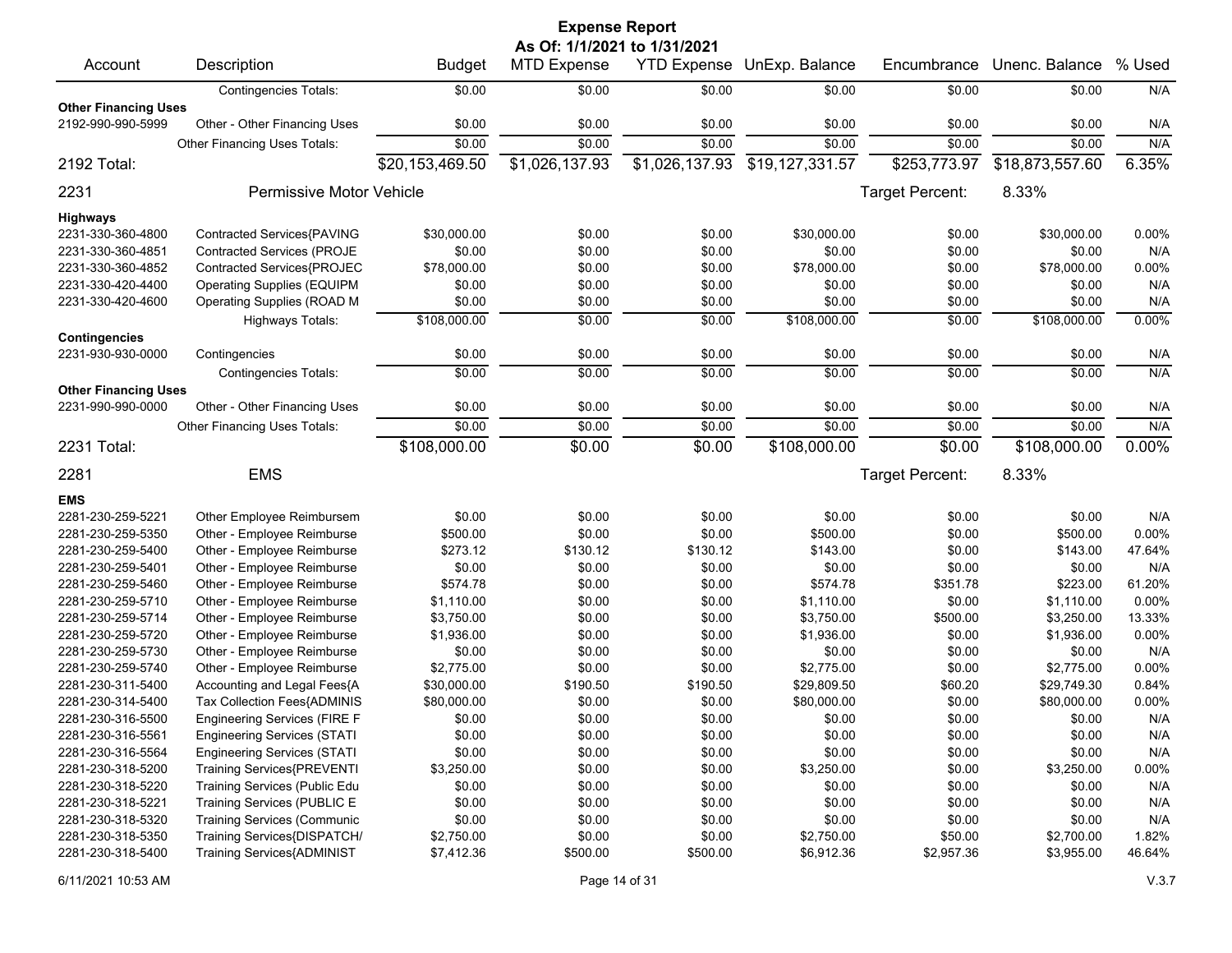# Expense Report

As Of: 1/1/2021 to 1/31/2021

| Account | Description | Budget | MTD Expense | YTD Expense | UnExp. Balance | Encumbrance | Unenc. Balance | % Used |
|---|---|---|---|---|---|---|---|---|
| | Contingencies Totals: | $0.00 | $0.00 | $0.00 | $0.00 | $0.00 | $0.00 | N/A |
| **Other Financing Uses** | | | | | | | | |
| 2192-990-990-5999 | Other - Other Financing Uses | $0.00 | $0.00 | $0.00 | $0.00 | $0.00 | $0.00 | N/A |
| | Other Financing Uses Totals: | $0.00 | $0.00 | $0.00 | $0.00 | $0.00 | $0.00 | N/A |
| **2192 Total:** | | $20,153,469.50 | $1,026,137.93 | $1,026,137.93 | $19,127,331.57 | $253,773.97 | $18,873,557.60 | 6.35% |
| **2231** | **Permissive Motor Vehicle** | | | | | Target Percent: | 8.33% | |
| **Highways** | | | | | | | | |
| 2231-330-360-4800 | Contracted Services{PAVING | $30,000.00 | $0.00 | $0.00 | $30,000.00 | $0.00 | $30,000.00 | 0.00% |
| 2231-330-360-4851 | Contracted Services (PROJE | $0.00 | $0.00 | $0.00 | $0.00 | $0.00 | $0.00 | N/A |
| 2231-330-360-4852 | Contracted Services{PROJEC | $78,000.00 | $0.00 | $0.00 | $78,000.00 | $0.00 | $78,000.00 | 0.00% |
| 2231-330-420-4400 | Operating Supplies (EQUIPM | $0.00 | $0.00 | $0.00 | $0.00 | $0.00 | $0.00 | N/A |
| 2231-330-420-4600 | Operating Supplies (ROAD M | $0.00 | $0.00 | $0.00 | $0.00 | $0.00 | $0.00 | N/A |
| | Highways Totals: | $108,000.00 | $0.00 | $0.00 | $108,000.00 | $0.00 | $108,000.00 | 0.00% |
| **Contingencies** | | | | | | | | |
| 2231-930-930-0000 | Contingencies | $0.00 | $0.00 | $0.00 | $0.00 | $0.00 | $0.00 | N/A |
| | Contingencies Totals: | $0.00 | $0.00 | $0.00 | $0.00 | $0.00 | $0.00 | N/A |
| **Other Financing Uses** | | | | | | | | |
| 2231-990-990-0000 | Other - Other Financing Uses | $0.00 | $0.00 | $0.00 | $0.00 | $0.00 | $0.00 | N/A |
| | Other Financing Uses Totals: | $0.00 | $0.00 | $0.00 | $0.00 | $0.00 | $0.00 | N/A |
| **2231 Total:** | | $108,000.00 | $0.00 | $0.00 | $108,000.00 | $0.00 | $108,000.00 | 0.00% |
| **2281** | **EMS** | | | | | Target Percent: | 8.33% | |
| **EMS** | | | | | | | | |
| 2281-230-259-5221 | Other Employee Reimbursem | $0.00 | $0.00 | $0.00 | $0.00 | $0.00 | $0.00 | N/A |
| 2281-230-259-5350 | Other - Employee Reimburse | $500.00 | $0.00 | $0.00 | $500.00 | $0.00 | $500.00 | 0.00% |
| 2281-230-259-5400 | Other - Employee Reimburse | $273.12 | $130.12 | $130.12 | $143.00 | $0.00 | $143.00 | 47.64% |
| 2281-230-259-5401 | Other - Employee Reimburse | $0.00 | $0.00 | $0.00 | $0.00 | $0.00 | $0.00 | N/A |
| 2281-230-259-5460 | Other - Employee Reimburse | $574.78 | $0.00 | $0.00 | $574.78 | $351.78 | $223.00 | 61.20% |
| 2281-230-259-5710 | Other - Employee Reimburse | $1,110.00 | $0.00 | $0.00 | $1,110.00 | $0.00 | $1,110.00 | 0.00% |
| 2281-230-259-5714 | Other - Employee Reimburse | $3,750.00 | $0.00 | $0.00 | $3,750.00 | $500.00 | $3,250.00 | 13.33% |
| 2281-230-259-5720 | Other - Employee Reimburse | $1,936.00 | $0.00 | $0.00 | $1,936.00 | $0.00 | $1,936.00 | 0.00% |
| 2281-230-259-5730 | Other - Employee Reimburse | $0.00 | $0.00 | $0.00 | $0.00 | $0.00 | $0.00 | N/A |
| 2281-230-259-5740 | Other - Employee Reimburse | $2,775.00 | $0.00 | $0.00 | $2,775.00 | $0.00 | $2,775.00 | 0.00% |
| 2281-230-311-5400 | Accounting and Legal Fees{A | $30,000.00 | $190.50 | $190.50 | $29,809.50 | $60.20 | $29,749.30 | 0.84% |
| 2281-230-314-5400 | Tax Collection Fees{ADMINIS | $80,000.00 | $0.00 | $0.00 | $80,000.00 | $0.00 | $80,000.00 | 0.00% |
| 2281-230-316-5500 | Engineering Services (FIRE F | $0.00 | $0.00 | $0.00 | $0.00 | $0.00 | $0.00 | N/A |
| 2281-230-316-5561 | Engineering Services (STATI | $0.00 | $0.00 | $0.00 | $0.00 | $0.00 | $0.00 | N/A |
| 2281-230-316-5564 | Engineering Services (STATI | $0.00 | $0.00 | $0.00 | $0.00 | $0.00 | $0.00 | N/A |
| 2281-230-318-5200 | Training Services{PREVENTI | $3,250.00 | $0.00 | $0.00 | $3,250.00 | $0.00 | $3,250.00 | 0.00% |
| 2281-230-318-5220 | Training Services (Public Edu | $0.00 | $0.00 | $0.00 | $0.00 | $0.00 | $0.00 | N/A |
| 2281-230-318-5221 | Training Services (PUBLIC E | $0.00 | $0.00 | $0.00 | $0.00 | $0.00 | $0.00 | N/A |
| 2281-230-318-5320 | Training Services (Communic | $0.00 | $0.00 | $0.00 | $0.00 | $0.00 | $0.00 | N/A |
| 2281-230-318-5350 | Training Services{DISPATCH/ | $2,750.00 | $0.00 | $0.00 | $2,750.00 | $50.00 | $2,700.00 | 1.82% |
| 2281-230-318-5400 | Training Services{ADMINIST | $7,412.36 | $500.00 | $500.00 | $6,912.36 | $2,957.36 | $3,955.00 | 46.64% |

6/11/2021 10:53 AM V.3.7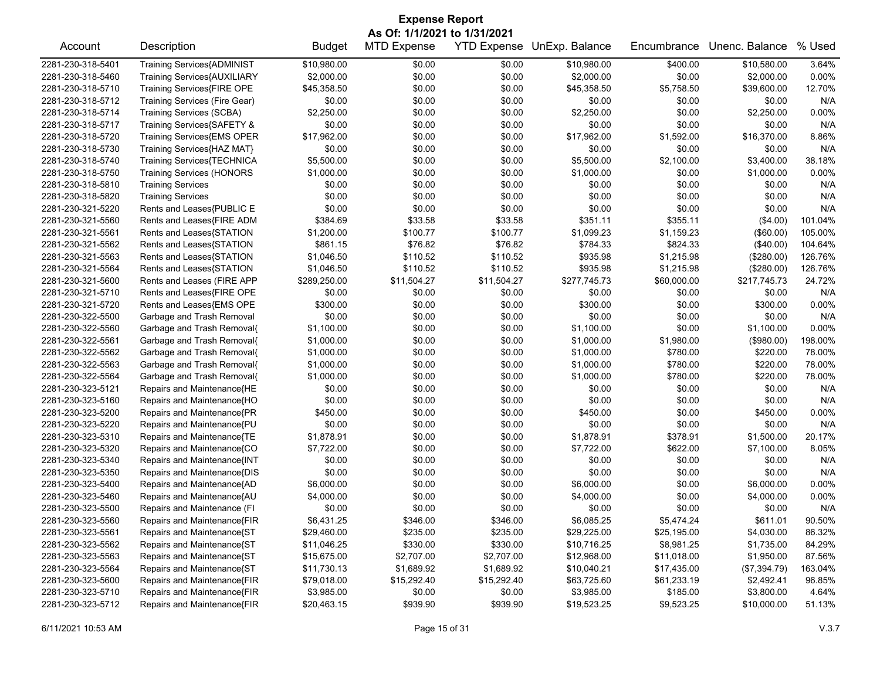# Expense Report

**As Of: 1/1/2021 to 1/31/2021**

| Account | Description | Budget | MTD Expense | YTD Expense | UnExp. Balance | Encumbrance | Unenc. Balance | % Used |
|---|---|---|---|---|---|---|---|---|
| 2281-230-318-5401 | Training Services{ADMINIST | $10,980.00 | $0.00 | $0.00 | $10,980.00 | $400.00 | $10,580.00 | 3.64% |
| 2281-230-318-5460 | Training Services{AUXILIARY | $2,000.00 | $0.00 | $0.00 | $2,000.00 | $0.00 | $2,000.00 | 0.00% |
| 2281-230-318-5710 | Training Services{FIRE OPE | $45,358.50 | $0.00 | $0.00 | $45,358.50 | $5,758.50 | $39,600.00 | 12.70% |
| 2281-230-318-5712 | Training Services (Fire Gear) | $0.00 | $0.00 | $0.00 | $0.00 | $0.00 | $0.00 | N/A |
| 2281-230-318-5714 | Training Services (SCBA) | $2,250.00 | $0.00 | $0.00 | $2,250.00 | $0.00 | $2,250.00 | 0.00% |
| 2281-230-318-5717 | Training Services{SAFETY & | $0.00 | $0.00 | $0.00 | $0.00 | $0.00 | $0.00 | N/A |
| 2281-230-318-5720 | Training Services{EMS OPER | $17,962.00 | $0.00 | $0.00 | $17,962.00 | $1,592.00 | $16,370.00 | 8.86% |
| 2281-230-318-5730 | Training Services{HAZ MAT} | $0.00 | $0.00 | $0.00 | $0.00 | $0.00 | $0.00 | N/A |
| 2281-230-318-5740 | Training Services{TECHNICA | $5,500.00 | $0.00 | $0.00 | $5,500.00 | $2,100.00 | $3,400.00 | 38.18% |
| 2281-230-318-5750 | Training Services (HONORS | $1,000.00 | $0.00 | $0.00 | $1,000.00 | $0.00 | $1,000.00 | 0.00% |
| 2281-230-318-5810 | Training Services | $0.00 | $0.00 | $0.00 | $0.00 | $0.00 | $0.00 | N/A |
| 2281-230-318-5820 | Training Services | $0.00 | $0.00 | $0.00 | $0.00 | $0.00 | $0.00 | N/A |
| 2281-230-321-5220 | Rents and Leases{PUBLIC E | $0.00 | $0.00 | $0.00 | $0.00 | $0.00 | $0.00 | N/A |
| 2281-230-321-5560 | Rents and Leases{FIRE ADM | $384.69 | $33.58 | $33.58 | $351.11 | $355.11 | ($4.00) | 101.04% |
| 2281-230-321-5561 | Rents and Leases{STATION | $1,200.00 | $100.77 | $100.77 | $1,099.23 | $1,159.23 | ($60.00) | 105.00% |
| 2281-230-321-5562 | Rents and Leases{STATION | $861.15 | $76.82 | $76.82 | $784.33 | $824.33 | ($40.00) | 104.64% |
| 2281-230-321-5563 | Rents and Leases{STATION | $1,046.50 | $110.52 | $110.52 | $935.98 | $1,215.98 | ($280.00) | 126.76% |
| 2281-230-321-5564 | Rents and Leases{STATION | $1,046.50 | $110.52 | $110.52 | $935.98 | $1,215.98 | ($280.00) | 126.76% |
| 2281-230-321-5600 | Rents and Leases (FIRE APP | $289,250.00 | $11,504.27 | $11,504.27 | $277,745.73 | $60,000.00 | $217,745.73 | 24.72% |
| 2281-230-321-5710 | Rents and Leases{FIRE OPE | $0.00 | $0.00 | $0.00 | $0.00 | $0.00 | $0.00 | N/A |
| 2281-230-321-5720 | Rents and Leases{EMS OPE | $300.00 | $0.00 | $0.00 | $300.00 | $0.00 | $300.00 | 0.00% |
| 2281-230-322-5500 | Garbage and Trash Removal | $0.00 | $0.00 | $0.00 | $0.00 | $0.00 | $0.00 | N/A |
| 2281-230-322-5560 | Garbage and Trash Removal{ | $1,100.00 | $0.00 | $0.00 | $1,100.00 | $0.00 | $1,100.00 | 0.00% |
| 2281-230-322-5561 | Garbage and Trash Removal{ | $1,000.00 | $0.00 | $0.00 | $1,000.00 | $1,980.00 | ($980.00) | 198.00% |
| 2281-230-322-5562 | Garbage and Trash Removal{ | $1,000.00 | $0.00 | $0.00 | $1,000.00 | $780.00 | $220.00 | 78.00% |
| 2281-230-322-5563 | Garbage and Trash Removal{ | $1,000.00 | $0.00 | $0.00 | $1,000.00 | $780.00 | $220.00 | 78.00% |
| 2281-230-322-5564 | Garbage and Trash Removal{ | $1,000.00 | $0.00 | $0.00 | $1,000.00 | $780.00 | $220.00 | 78.00% |
| 2281-230-323-5121 | Repairs and Maintenance{HE | $0.00 | $0.00 | $0.00 | $0.00 | $0.00 | $0.00 | N/A |
| 2281-230-323-5160 | Repairs and Maintenance{HO | $0.00 | $0.00 | $0.00 | $0.00 | $0.00 | $0.00 | N/A |
| 2281-230-323-5200 | Repairs and Maintenance{PR | $450.00 | $0.00 | $0.00 | $450.00 | $0.00 | $450.00 | 0.00% |
| 2281-230-323-5220 | Repairs and Maintenance{PU | $0.00 | $0.00 | $0.00 | $0.00 | $0.00 | $0.00 | N/A |
| 2281-230-323-5310 | Repairs and Maintenance{TE | $1,878.91 | $0.00 | $0.00 | $1,878.91 | $378.91 | $1,500.00 | 20.17% |
| 2281-230-323-5320 | Repairs and Maintenance{CO | $7,722.00 | $0.00 | $0.00 | $7,722.00 | $622.00 | $7,100.00 | 8.05% |
| 2281-230-323-5340 | Repairs and Maintenance{INT | $0.00 | $0.00 | $0.00 | $0.00 | $0.00 | $0.00 | N/A |
| 2281-230-323-5350 | Repairs and Maintenance{DIS | $0.00 | $0.00 | $0.00 | $0.00 | $0.00 | $0.00 | N/A |
| 2281-230-323-5400 | Repairs and Maintenance{AD | $6,000.00 | $0.00 | $0.00 | $6,000.00 | $0.00 | $6,000.00 | 0.00% |
| 2281-230-323-5460 | Repairs and Maintenance{AU | $4,000.00 | $0.00 | $0.00 | $4,000.00 | $0.00 | $4,000.00 | 0.00% |
| 2281-230-323-5500 | Repairs and Maintenance (FI | $0.00 | $0.00 | $0.00 | $0.00 | $0.00 | $0.00 | N/A |
| 2281-230-323-5560 | Repairs and Maintenance{FIR | $6,431.25 | $346.00 | $346.00 | $6,085.25 | $5,474.24 | $611.01 | 90.50% |
| 2281-230-323-5561 | Repairs and Maintenance{ST | $29,460.00 | $235.00 | $235.00 | $29,225.00 | $25,195.00 | $4,030.00 | 86.32% |
| 2281-230-323-5562 | Repairs and Maintenance{ST | $11,046.25 | $330.00 | $330.00 | $10,716.25 | $8,981.25 | $1,735.00 | 84.29% |
| 2281-230-323-5563 | Repairs and Maintenance{ST | $15,675.00 | $2,707.00 | $2,707.00 | $12,968.00 | $11,018.00 | $1,950.00 | 87.56% |
| 2281-230-323-5564 | Repairs and Maintenance{ST | $11,730.13 | $1,689.92 | $1,689.92 | $10,040.21 | $17,435.00 | ($7,394.79) | 163.04% |
| 2281-230-323-5600 | Repairs and Maintenance{FIR | $79,018.00 | $15,292.40 | $15,292.40 | $63,725.60 | $61,233.19 | $2,492.41 | 96.85% |
| 2281-230-323-5710 | Repairs and Maintenance{FIR | $3,985.00 | $0.00 | $0.00 | $3,985.00 | $185.00 | $3,800.00 | 4.64% |
| 2281-230-323-5712 | Repairs and Maintenance{FIR | $20,463.15 | $939.90 | $939.90 | $19,523.25 | $9,523.25 | $10,000.00 | 51.13% |

6/11/2021 10:53 AM V.3.7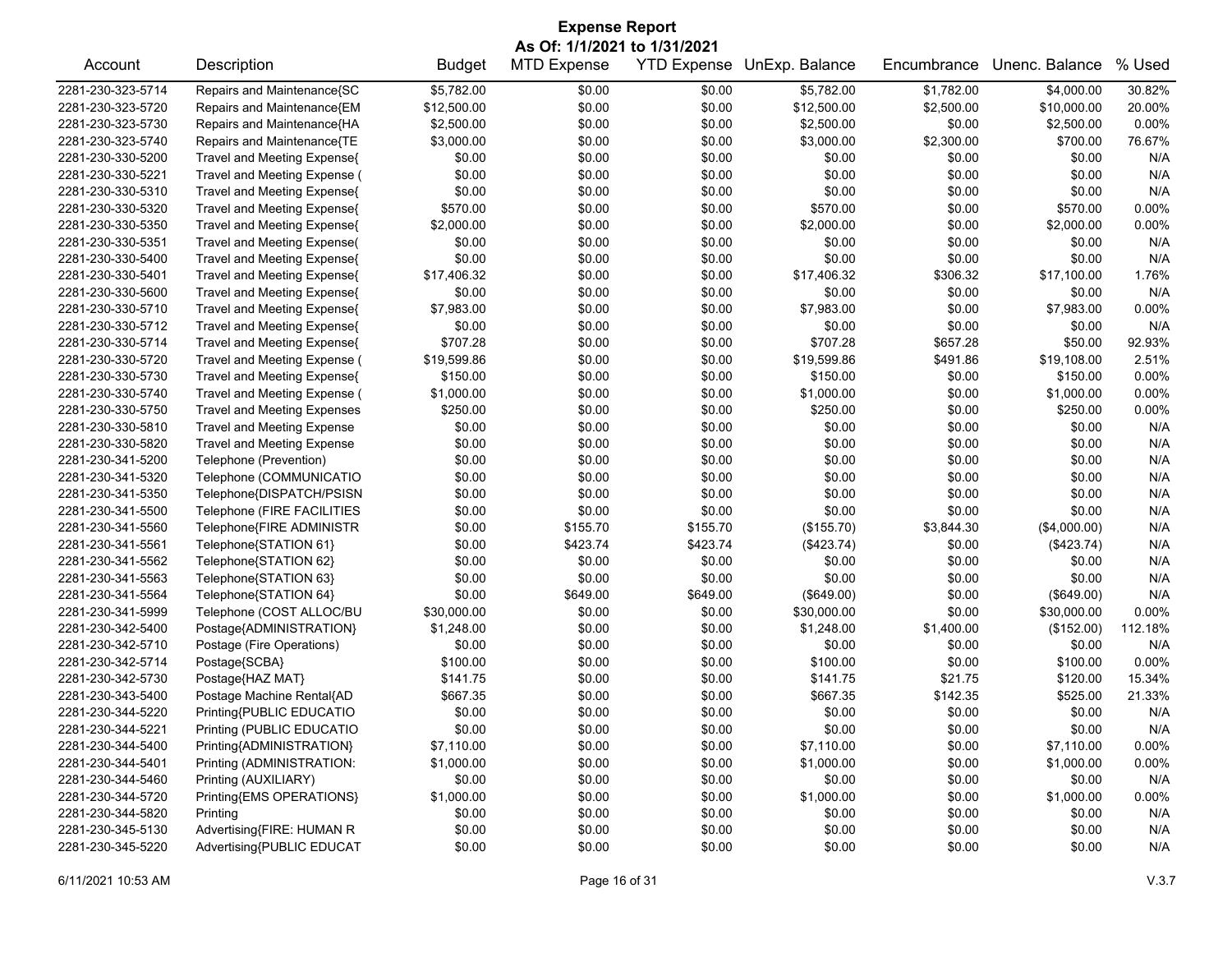# Expense Report

**As Of: 1/1/2021 to 1/31/2021**

| Account | Description | Budget | MTD Expense | YTD Expense | UnExp. Balance | Encumbrance | Unenc. Balance | % Used |
|---|---|---|---|---|---|---|---|---|
| 2281-230-323-5714 | Repairs and Maintenance{SC | $5,782.00 | $0.00 | $0.00 | $5,782.00 | $1,782.00 | $4,000.00 | 30.82% |
| 2281-230-323-5720 | Repairs and Maintenance{EM | $12,500.00 | $0.00 | $0.00 | $12,500.00 | $2,500.00 | $10,000.00 | 20.00% |
| 2281-230-323-5730 | Repairs and Maintenance{HA | $2,500.00 | $0.00 | $0.00 | $2,500.00 | $0.00 | $2,500.00 | 0.00% |
| 2281-230-323-5740 | Repairs and Maintenance{TE | $3,000.00 | $0.00 | $0.00 | $3,000.00 | $2,300.00 | $700.00 | 76.67% |
| 2281-230-330-5200 | Travel and Meeting Expense{ | $0.00 | $0.00 | $0.00 | $0.00 | $0.00 | $0.00 | N/A |
| 2281-230-330-5221 | Travel and Meeting Expense ( | $0.00 | $0.00 | $0.00 | $0.00 | $0.00 | $0.00 | N/A |
| 2281-230-330-5310 | Travel and Meeting Expense{ | $0.00 | $0.00 | $0.00 | $0.00 | $0.00 | $0.00 | N/A |
| 2281-230-330-5320 | Travel and Meeting Expense{ | $570.00 | $0.00 | $0.00 | $570.00 | $0.00 | $570.00 | 0.00% |
| 2281-230-330-5350 | Travel and Meeting Expense{ | $2,000.00 | $0.00 | $0.00 | $2,000.00 | $0.00 | $2,000.00 | 0.00% |
| 2281-230-330-5351 | Travel and Meeting Expense( | $0.00 | $0.00 | $0.00 | $0.00 | $0.00 | $0.00 | N/A |
| 2281-230-330-5400 | Travel and Meeting Expense{ | $0.00 | $0.00 | $0.00 | $0.00 | $0.00 | $0.00 | N/A |
| 2281-230-330-5401 | Travel and Meeting Expense{ | $17,406.32 | $0.00 | $0.00 | $17,406.32 | $306.32 | $17,100.00 | 1.76% |
| 2281-230-330-5600 | Travel and Meeting Expense{ | $0.00 | $0.00 | $0.00 | $0.00 | $0.00 | $0.00 | N/A |
| 2281-230-330-5710 | Travel and Meeting Expense{ | $7,983.00 | $0.00 | $0.00 | $7,983.00 | $0.00 | $7,983.00 | 0.00% |
| 2281-230-330-5712 | Travel and Meeting Expense{ | $0.00 | $0.00 | $0.00 | $0.00 | $0.00 | $0.00 | N/A |
| 2281-230-330-5714 | Travel and Meeting Expense{ | $707.28 | $0.00 | $0.00 | $707.28 | $657.28 | $50.00 | 92.93% |
| 2281-230-330-5720 | Travel and Meeting Expense ( | $19,599.86 | $0.00 | $0.00 | $19,599.86 | $491.86 | $19,108.00 | 2.51% |
| 2281-230-330-5730 | Travel and Meeting Expense{ | $150.00 | $0.00 | $0.00 | $150.00 | $0.00 | $150.00 | 0.00% |
| 2281-230-330-5740 | Travel and Meeting Expense ( | $1,000.00 | $0.00 | $0.00 | $1,000.00 | $0.00 | $1,000.00 | 0.00% |
| 2281-230-330-5750 | Travel and Meeting Expenses | $250.00 | $0.00 | $0.00 | $250.00 | $0.00 | $250.00 | 0.00% |
| 2281-230-330-5810 | Travel and Meeting Expense | $0.00 | $0.00 | $0.00 | $0.00 | $0.00 | $0.00 | N/A |
| 2281-230-330-5820 | Travel and Meeting Expense | $0.00 | $0.00 | $0.00 | $0.00 | $0.00 | $0.00 | N/A |
| 2281-230-341-5200 | Telephone (Prevention) | $0.00 | $0.00 | $0.00 | $0.00 | $0.00 | $0.00 | N/A |
| 2281-230-341-5320 | Telephone (COMMUNICATIO | $0.00 | $0.00 | $0.00 | $0.00 | $0.00 | $0.00 | N/A |
| 2281-230-341-5350 | Telephone{DISPATCH/PSISN | $0.00 | $0.00 | $0.00 | $0.00 | $0.00 | $0.00 | N/A |
| 2281-230-341-5500 | Telephone (FIRE FACILITIES | $0.00 | $0.00 | $0.00 | $0.00 | $0.00 | $0.00 | N/A |
| 2281-230-341-5560 | Telephone{FIRE ADMINISTR | $0.00 | $155.70 | $155.70 | ($155.70) | $3,844.30 | ($4,000.00) | N/A |
| 2281-230-341-5561 | Telephone{STATION 61} | $0.00 | $423.74 | $423.74 | ($423.74) | $0.00 | ($423.74) | N/A |
| 2281-230-341-5562 | Telephone{STATION 62} | $0.00 | $0.00 | $0.00 | $0.00 | $0.00 | $0.00 | N/A |
| 2281-230-341-5563 | Telephone{STATION 63} | $0.00 | $0.00 | $0.00 | $0.00 | $0.00 | $0.00 | N/A |
| 2281-230-341-5564 | Telephone{STATION 64} | $0.00 | $649.00 | $649.00 | ($649.00) | $0.00 | ($649.00) | N/A |
| 2281-230-341-5999 | Telephone (COST ALLOC/BU | $30,000.00 | $0.00 | $0.00 | $30,000.00 | $0.00 | $30,000.00 | 0.00% |
| 2281-230-342-5400 | Postage{ADMINISTRATION} | $1,248.00 | $0.00 | $0.00 | $1,248.00 | $1,400.00 | ($152.00) | 112.18% |
| 2281-230-342-5710 | Postage (Fire Operations) | $0.00 | $0.00 | $0.00 | $0.00 | $0.00 | $0.00 | N/A |
| 2281-230-342-5714 | Postage{SCBA} | $100.00 | $0.00 | $0.00 | $100.00 | $0.00 | $100.00 | 0.00% |
| 2281-230-342-5730 | Postage{HAZ MAT} | $141.75 | $0.00 | $0.00 | $141.75 | $21.75 | $120.00 | 15.34% |
| 2281-230-343-5400 | Postage Machine Rental{AD | $667.35 | $0.00 | $0.00 | $667.35 | $142.35 | $525.00 | 21.33% |
| 2281-230-344-5220 | Printing{PUBLIC EDUCATIO | $0.00 | $0.00 | $0.00 | $0.00 | $0.00 | $0.00 | N/A |
| 2281-230-344-5221 | Printing (PUBLIC EDUCATIO | $0.00 | $0.00 | $0.00 | $0.00 | $0.00 | $0.00 | N/A |
| 2281-230-344-5400 | Printing{ADMINISTRATION} | $7,110.00 | $0.00 | $0.00 | $7,110.00 | $0.00 | $7,110.00 | 0.00% |
| 2281-230-344-5401 | Printing (ADMINISTRATION: | $1,000.00 | $0.00 | $0.00 | $1,000.00 | $0.00 | $1,000.00 | 0.00% |
| 2281-230-344-5460 | Printing (AUXILIARY) | $0.00 | $0.00 | $0.00 | $0.00 | $0.00 | $0.00 | N/A |
| 2281-230-344-5720 | Printing{EMS OPERATIONS} | $1,000.00 | $0.00 | $0.00 | $1,000.00 | $0.00 | $1,000.00 | 0.00% |
| 2281-230-344-5820 | Printing | $0.00 | $0.00 | $0.00 | $0.00 | $0.00 | $0.00 | N/A |
| 2281-230-345-5130 | Advertising{FIRE: HUMAN R | $0.00 | $0.00 | $0.00 | $0.00 | $0.00 | $0.00 | N/A |
| 2281-230-345-5220 | Advertising{PUBLIC EDUCAT | $0.00 | $0.00 | $0.00 | $0.00 | $0.00 | $0.00 | N/A |

6/11/2021 10:53 AM V.3.7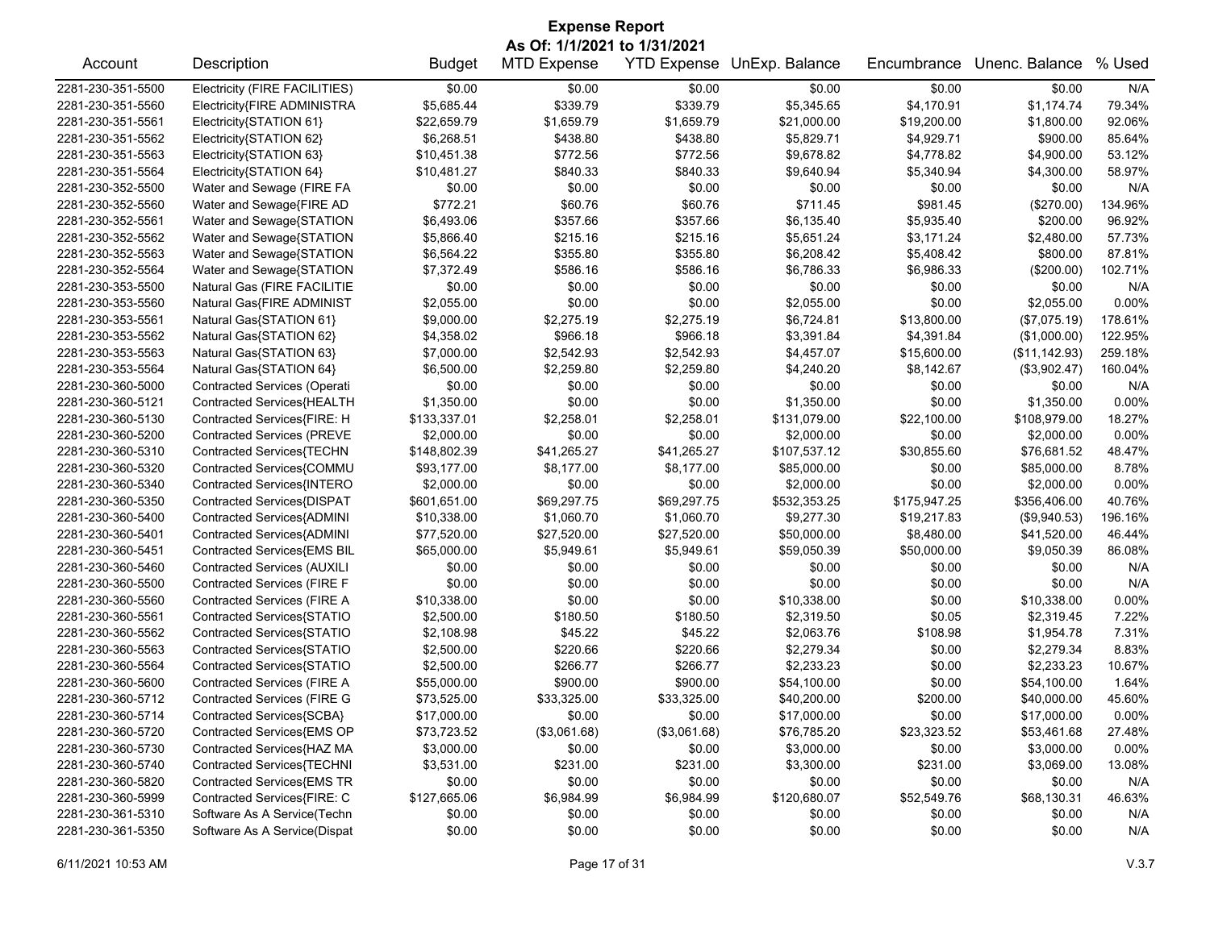# Expense Report

## As Of: 1/1/2021 to 1/31/2021

| Account | Description | Budget | MTD Expense | YTD Expense | UnExp. Balance | Encumbrance | Unenc. Balance | % Used |
|---|---|---|---|---|---|---|---|---|
| 2281-230-351-5500 | Electricity (FIRE FACILITIES) | $0.00 | $0.00 | $0.00 | $0.00 | $0.00 | $0.00 | N/A |
| 2281-230-351-5560 | Electricity{FIRE ADMINISTRA | $5,685.44 | $339.79 | $339.79 | $5,345.65 | $4,170.91 | $1,174.74 | 79.34% |
| 2281-230-351-5561 | Electricity{STATION 61} | $22,659.79 | $1,659.79 | $1,659.79 | $21,000.00 | $19,200.00 | $1,800.00 | 92.06% |
| 2281-230-351-5562 | Electricity{STATION 62} | $6,268.51 | $438.80 | $438.80 | $5,829.71 | $4,929.71 | $900.00 | 85.64% |
| 2281-230-351-5563 | Electricity{STATION 63} | $10,451.38 | $772.56 | $772.56 | $9,678.82 | $4,778.82 | $4,900.00 | 53.12% |
| 2281-230-351-5564 | Electricity{STATION 64} | $10,481.27 | $840.33 | $840.33 | $9,640.94 | $5,340.94 | $4,300.00 | 58.97% |
| 2281-230-352-5500 | Water and Sewage (FIRE FA | $0.00 | $0.00 | $0.00 | $0.00 | $0.00 | $0.00 | N/A |
| 2281-230-352-5560 | Water and Sewage{FIRE AD | $772.21 | $60.76 | $60.76 | $711.45 | $981.45 | ($270.00) | 134.96% |
| 2281-230-352-5561 | Water and Sewage{STATION | $6,493.06 | $357.66 | $357.66 | $6,135.40 | $5,935.40 | $200.00 | 96.92% |
| 2281-230-352-5562 | Water and Sewage{STATION | $5,866.40 | $215.16 | $215.16 | $5,651.24 | $3,171.24 | $2,480.00 | 57.73% |
| 2281-230-352-5563 | Water and Sewage{STATION | $6,564.22 | $355.80 | $355.80 | $6,208.42 | $5,408.42 | $800.00 | 87.81% |
| 2281-230-352-5564 | Water and Sewage{STATION | $7,372.49 | $586.16 | $586.16 | $6,786.33 | $6,986.33 | ($200.00) | 102.71% |
| 2281-230-353-5500 | Natural Gas (FIRE FACILITIE | $0.00 | $0.00 | $0.00 | $0.00 | $0.00 | $0.00 | N/A |
| 2281-230-353-5560 | Natural Gas{FIRE ADMINIST | $2,055.00 | $0.00 | $0.00 | $2,055.00 | $0.00 | $2,055.00 | 0.00% |
| 2281-230-353-5561 | Natural Gas{STATION 61} | $9,000.00 | $2,275.19 | $2,275.19 | $6,724.81 | $13,800.00 | ($7,075.19) | 178.61% |
| 2281-230-353-5562 | Natural Gas{STATION 62} | $4,358.02 | $966.18 | $966.18 | $3,391.84 | $4,391.84 | ($1,000.00) | 122.95% |
| 2281-230-353-5563 | Natural Gas{STATION 63} | $7,000.00 | $2,542.93 | $2,542.93 | $4,457.07 | $15,600.00 | ($11,142.93) | 259.18% |
| 2281-230-353-5564 | Natural Gas{STATION 64} | $6,500.00 | $2,259.80 | $2,259.80 | $4,240.20 | $8,142.67 | ($3,902.47) | 160.04% |
| 2281-230-360-5000 | Contracted Services (Operati | $0.00 | $0.00 | $0.00 | $0.00 | $0.00 | $0.00 | N/A |
| 2281-230-360-5121 | Contracted Services{HEALTH | $1,350.00 | $0.00 | $0.00 | $1,350.00 | $0.00 | $1,350.00 | 0.00% |
| 2281-230-360-5130 | Contracted Services{FIRE: H | $133,337.01 | $2,258.01 | $2,258.01 | $131,079.00 | $22,100.00 | $108,979.00 | 18.27% |
| 2281-230-360-5200 | Contracted Services (PREVE | $2,000.00 | $0.00 | $0.00 | $2,000.00 | $0.00 | $2,000.00 | 0.00% |
| 2281-230-360-5310 | Contracted Services{TECHN | $148,802.39 | $41,265.27 | $41,265.27 | $107,537.12 | $30,855.60 | $76,681.52 | 48.47% |
| 2281-230-360-5320 | Contracted Services{COMMU | $93,177.00 | $8,177.00 | $8,177.00 | $85,000.00 | $0.00 | $85,000.00 | 8.78% |
| 2281-230-360-5340 | Contracted Services{INTERO | $2,000.00 | $0.00 | $0.00 | $2,000.00 | $0.00 | $2,000.00 | 0.00% |
| 2281-230-360-5350 | Contracted Services{DISPAT | $601,651.00 | $69,297.75 | $69,297.75 | $532,353.25 | $175,947.25 | $356,406.00 | 40.76% |
| 2281-230-360-5400 | Contracted Services{ADMINI | $10,338.00 | $1,060.70 | $1,060.70 | $9,277.30 | $19,217.83 | ($9,940.53) | 196.16% |
| 2281-230-360-5401 | Contracted Services{ADMINI | $77,520.00 | $27,520.00 | $27,520.00 | $50,000.00 | $8,480.00 | $41,520.00 | 46.44% |
| 2281-230-360-5451 | Contracted Services{EMS BIL | $65,000.00 | $5,949.61 | $5,949.61 | $59,050.39 | $50,000.00 | $9,050.39 | 86.08% |
| 2281-230-360-5460 | Contracted Services (AUXILI | $0.00 | $0.00 | $0.00 | $0.00 | $0.00 | $0.00 | N/A |
| 2281-230-360-5500 | Contracted Services (FIRE F | $0.00 | $0.00 | $0.00 | $0.00 | $0.00 | $0.00 | N/A |
| 2281-230-360-5560 | Contracted Services (FIRE A | $10,338.00 | $0.00 | $0.00 | $10,338.00 | $0.00 | $10,338.00 | 0.00% |
| 2281-230-360-5561 | Contracted Services{STATIO | $2,500.00 | $180.50 | $180.50 | $2,319.50 | $0.05 | $2,319.45 | 7.22% |
| 2281-230-360-5562 | Contracted Services{STATIO | $2,108.98 | $45.22 | $45.22 | $2,063.76 | $108.98 | $1,954.78 | 7.31% |
| 2281-230-360-5563 | Contracted Services{STATIO | $2,500.00 | $220.66 | $220.66 | $2,279.34 | $0.00 | $2,279.34 | 8.83% |
| 2281-230-360-5564 | Contracted Services{STATIO | $2,500.00 | $266.77 | $266.77 | $2,233.23 | $0.00 | $2,233.23 | 10.67% |
| 2281-230-360-5600 | Contracted Services (FIRE A | $55,000.00 | $900.00 | $900.00 | $54,100.00 | $0.00 | $54,100.00 | 1.64% |
| 2281-230-360-5712 | Contracted Services (FIRE G | $73,525.00 | $33,325.00 | $33,325.00 | $40,200.00 | $200.00 | $40,000.00 | 45.60% |
| 2281-230-360-5714 | Contracted Services{SCBA} | $17,000.00 | $0.00 | $0.00 | $17,000.00 | $0.00 | $17,000.00 | 0.00% |
| 2281-230-360-5720 | Contracted Services{EMS OP | $73,723.52 | ($3,061.68) | ($3,061.68) | $76,785.20 | $23,323.52 | $53,461.68 | 27.48% |
| 2281-230-360-5730 | Contracted Services{HAZ MA | $3,000.00 | $0.00 | $0.00 | $3,000.00 | $0.00 | $3,000.00 | 0.00% |
| 2281-230-360-5740 | Contracted Services{TECHNI | $3,531.00 | $231.00 | $231.00 | $3,300.00 | $231.00 | $3,069.00 | 13.08% |
| 2281-230-360-5820 | Contracted Services{EMS TR | $0.00 | $0.00 | $0.00 | $0.00 | $0.00 | $0.00 | N/A |
| 2281-230-360-5999 | Contracted Services{FIRE: C | $127,665.06 | $6,984.99 | $6,984.99 | $120,680.07 | $52,549.76 | $68,130.31 | 46.63% |
| 2281-230-361-5310 | Software As A Service(Techn | $0.00 | $0.00 | $0.00 | $0.00 | $0.00 | $0.00 | N/A |
| 2281-230-361-5350 | Software As A Service(Dispat | $0.00 | $0.00 | $0.00 | $0.00 | $0.00 | $0.00 | N/A |

6/11/2021 10:53 AM V.3.7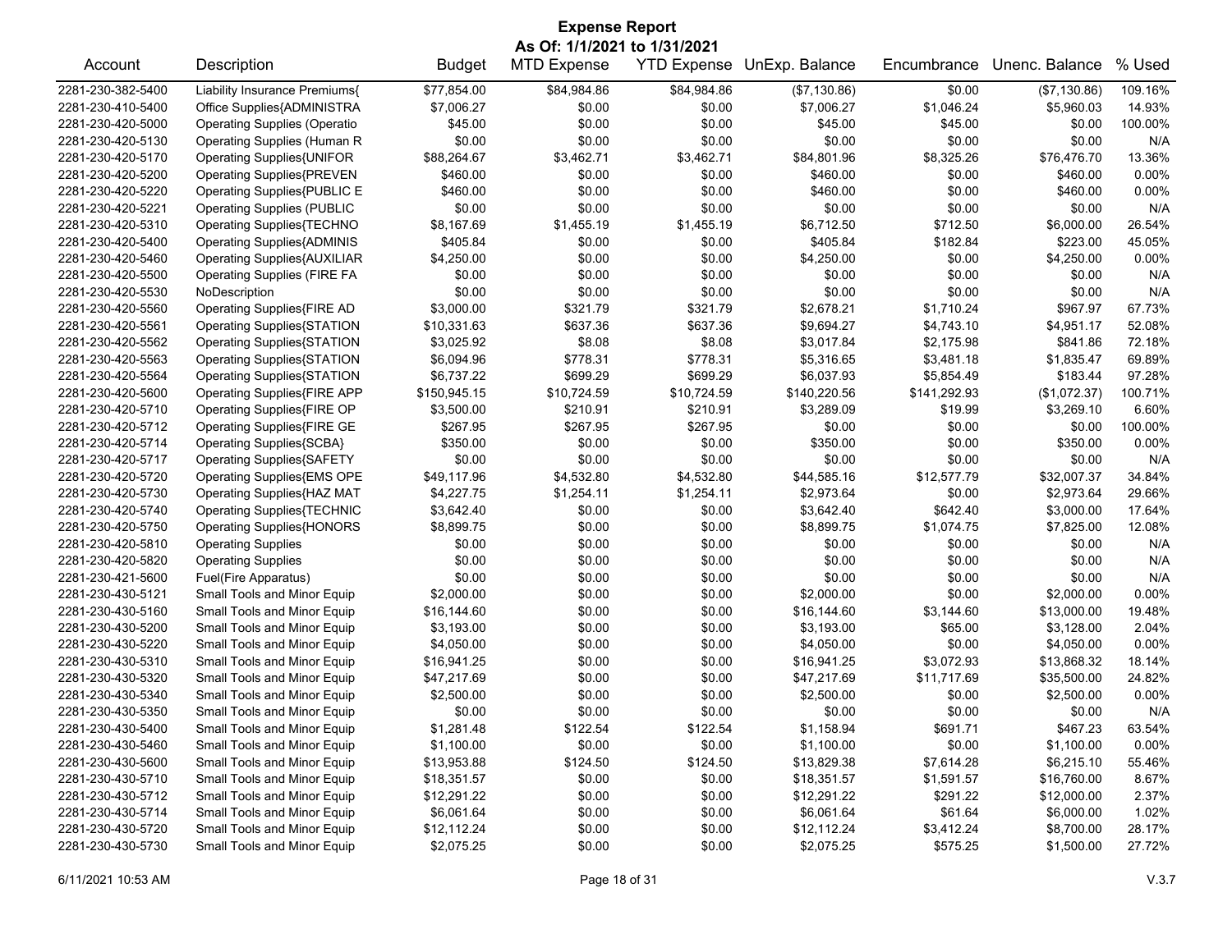# Expense Report

**As Of: 1/1/2021 to 1/31/2021**

| Account | Description | Budget | MTD Expense | YTD Expense | UnExp. Balance | Encumbrance | Unenc. Balance | % Used |
|---|---|---|---|---|---|---|---|---|
| 2281-230-382-5400 | Liability Insurance Premiums{ | $77,854.00 | $84,984.86 | $84,984.86 | ($7,130.86) | $0.00 | ($7,130.86) | 109.16% |
| 2281-230-410-5400 | Office Supplies{ADMINISTRA | $7,006.27 | $0.00 | $0.00 | $7,006.27 | $1,046.24 | $5,960.03 | 14.93% |
| 2281-230-420-5000 | Operating Supplies (Operatio | $45.00 | $0.00 | $0.00 | $45.00 | $45.00 | $0.00 | 100.00% |
| 2281-230-420-5130 | Operating Supplies (Human R | $0.00 | $0.00 | $0.00 | $0.00 | $0.00 | $0.00 | N/A |
| 2281-230-420-5170 | Operating Supplies{UNIFOR | $88,264.67 | $3,462.71 | $3,462.71 | $84,801.96 | $8,325.26 | $76,476.70 | 13.36% |
| 2281-230-420-5200 | Operating Supplies{PREVEN | $460.00 | $0.00 | $0.00 | $460.00 | $0.00 | $460.00 | 0.00% |
| 2281-230-420-5220 | Operating Supplies{PUBLIC E | $460.00 | $0.00 | $0.00 | $460.00 | $0.00 | $460.00 | 0.00% |
| 2281-230-420-5221 | Operating Supplies (PUBLIC | $0.00 | $0.00 | $0.00 | $0.00 | $0.00 | $0.00 | N/A |
| 2281-230-420-5310 | Operating Supplies{TECHNO | $8,167.69 | $1,455.19 | $1,455.19 | $6,712.50 | $712.50 | $6,000.00 | 26.54% |
| 2281-230-420-5400 | Operating Supplies{ADMINIS | $405.84 | $0.00 | $0.00 | $405.84 | $182.84 | $223.00 | 45.05% |
| 2281-230-420-5460 | Operating Supplies{AUXILIAR | $4,250.00 | $0.00 | $0.00 | $4,250.00 | $0.00 | $4,250.00 | 0.00% |
| 2281-230-420-5500 | Operating Supplies (FIRE FA | $0.00 | $0.00 | $0.00 | $0.00 | $0.00 | $0.00 | N/A |
| 2281-230-420-5530 | NoDescription | $0.00 | $0.00 | $0.00 | $0.00 | $0.00 | $0.00 | N/A |
| 2281-230-420-5560 | Operating Supplies{FIRE AD | $3,000.00 | $321.79 | $321.79 | $2,678.21 | $1,710.24 | $967.97 | 67.73% |
| 2281-230-420-5561 | Operating Supplies{STATION | $10,331.63 | $637.36 | $637.36 | $9,694.27 | $4,743.10 | $4,951.17 | 52.08% |
| 2281-230-420-5562 | Operating Supplies{STATION | $3,025.92 | $8.08 | $8.08 | $3,017.84 | $2,175.98 | $841.86 | 72.18% |
| 2281-230-420-5563 | Operating Supplies{STATION | $6,094.96 | $778.31 | $778.31 | $5,316.65 | $3,481.18 | $1,835.47 | 69.89% |
| 2281-230-420-5564 | Operating Supplies{STATION | $6,737.22 | $699.29 | $699.29 | $6,037.93 | $5,854.49 | $183.44 | 97.28% |
| 2281-230-420-5600 | Operating Supplies{FIRE APP | $150,945.15 | $10,724.59 | $10,724.59 | $140,220.56 | $141,292.93 | ($1,072.37) | 100.71% |
| 2281-230-420-5710 | Operating Supplies{FIRE OP | $3,500.00 | $210.91 | $210.91 | $3,289.09 | $19.99 | $3,269.10 | 6.60% |
| 2281-230-420-5712 | Operating Supplies{FIRE GE | $267.95 | $267.95 | $267.95 | $0.00 | $0.00 | $0.00 | 100.00% |
| 2281-230-420-5714 | Operating Supplies{SCBA} | $350.00 | $0.00 | $0.00 | $350.00 | $0.00 | $350.00 | 0.00% |
| 2281-230-420-5717 | Operating Supplies{SAFETY | $0.00 | $0.00 | $0.00 | $0.00 | $0.00 | $0.00 | N/A |
| 2281-230-420-5720 | Operating Supplies{EMS OPE | $49,117.96 | $4,532.80 | $4,532.80 | $44,585.16 | $12,577.79 | $32,007.37 | 34.84% |
| 2281-230-420-5730 | Operating Supplies{HAZ MAT | $4,227.75 | $1,254.11 | $1,254.11 | $2,973.64 | $0.00 | $2,973.64 | 29.66% |
| 2281-230-420-5740 | Operating Supplies{TECHNIC | $3,642.40 | $0.00 | $0.00 | $3,642.40 | $642.40 | $3,000.00 | 17.64% |
| 2281-230-420-5750 | Operating Supplies{HONORS | $8,899.75 | $0.00 | $0.00 | $8,899.75 | $1,074.75 | $7,825.00 | 12.08% |
| 2281-230-420-5810 | Operating Supplies | $0.00 | $0.00 | $0.00 | $0.00 | $0.00 | $0.00 | N/A |
| 2281-230-420-5820 | Operating Supplies | $0.00 | $0.00 | $0.00 | $0.00 | $0.00 | $0.00 | N/A |
| 2281-230-421-5600 | Fuel(Fire Apparatus) | $0.00 | $0.00 | $0.00 | $0.00 | $0.00 | $0.00 | N/A |
| 2281-230-430-5121 | Small Tools and Minor Equip | $2,000.00 | $0.00 | $0.00 | $2,000.00 | $0.00 | $2,000.00 | 0.00% |
| 2281-230-430-5160 | Small Tools and Minor Equip | $16,144.60 | $0.00 | $0.00 | $16,144.60 | $3,144.60 | $13,000.00 | 19.48% |
| 2281-230-430-5200 | Small Tools and Minor Equip | $3,193.00 | $0.00 | $0.00 | $3,193.00 | $65.00 | $3,128.00 | 2.04% |
| 2281-230-430-5220 | Small Tools and Minor Equip | $4,050.00 | $0.00 | $0.00 | $4,050.00 | $0.00 | $4,050.00 | 0.00% |
| 2281-230-430-5310 | Small Tools and Minor Equip | $16,941.25 | $0.00 | $0.00 | $16,941.25 | $3,072.93 | $13,868.32 | 18.14% |
| 2281-230-430-5320 | Small Tools and Minor Equip | $47,217.69 | $0.00 | $0.00 | $47,217.69 | $11,717.69 | $35,500.00 | 24.82% |
| 2281-230-430-5340 | Small Tools and Minor Equip | $2,500.00 | $0.00 | $0.00 | $2,500.00 | $0.00 | $2,500.00 | 0.00% |
| 2281-230-430-5350 | Small Tools and Minor Equip | $0.00 | $0.00 | $0.00 | $0.00 | $0.00 | $0.00 | N/A |
| 2281-230-430-5400 | Small Tools and Minor Equip | $1,281.48 | $122.54 | $122.54 | $1,158.94 | $691.71 | $467.23 | 63.54% |
| 2281-230-430-5460 | Small Tools and Minor Equip | $1,100.00 | $0.00 | $0.00 | $1,100.00 | $0.00 | $1,100.00 | 0.00% |
| 2281-230-430-5600 | Small Tools and Minor Equip | $13,953.88 | $124.50 | $124.50 | $13,829.38 | $7,614.28 | $6,215.10 | 55.46% |
| 2281-230-430-5710 | Small Tools and Minor Equip | $18,351.57 | $0.00 | $0.00 | $18,351.57 | $1,591.57 | $16,760.00 | 8.67% |
| 2281-230-430-5712 | Small Tools and Minor Equip | $12,291.22 | $0.00 | $0.00 | $12,291.22 | $291.22 | $12,000.00 | 2.37% |
| 2281-230-430-5714 | Small Tools and Minor Equip | $6,061.64 | $0.00 | $0.00 | $6,061.64 | $61.64 | $6,000.00 | 1.02% |
| 2281-230-430-5720 | Small Tools and Minor Equip | $12,112.24 | $0.00 | $0.00 | $12,112.24 | $3,412.24 | $8,700.00 | 28.17% |
| 2281-230-430-5730 | Small Tools and Minor Equip | $2,075.25 | $0.00 | $0.00 | $2,075.25 | $575.25 | $1,500.00 | 27.72% |

6/11/2021 10:53 AM V.3.7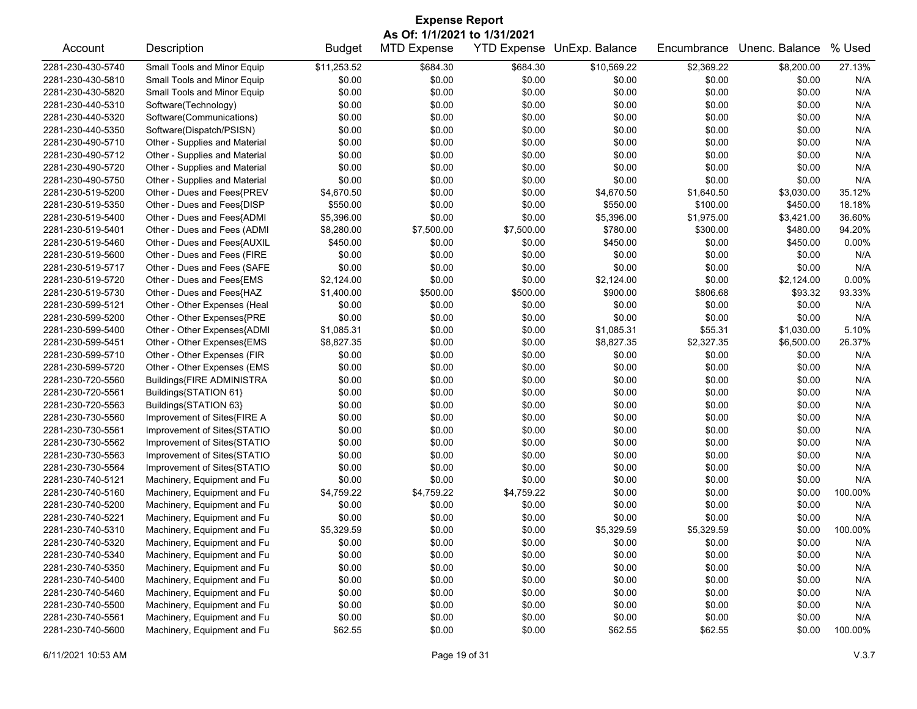# Expense Report

**As Of: 1/1/2021 to 1/31/2021**

| Account | Description | Budget | MTD Expense | YTD Expense | UnExp. Balance | Encumbrance | Unenc. Balance | % Used |
|---|---|---|---|---|---|---|---|---|
| 2281-230-430-5740 | Small Tools and Minor Equip | $11,253.52 | $684.30 | $684.30 | $10,569.22 | $2,369.22 | $8,200.00 | 27.13% |
| 2281-230-430-5810 | Small Tools and Minor Equip | $0.00 | $0.00 | $0.00 | $0.00 | $0.00 | $0.00 | N/A |
| 2281-230-430-5820 | Small Tools and Minor Equip | $0.00 | $0.00 | $0.00 | $0.00 | $0.00 | $0.00 | N/A |
| 2281-230-440-5310 | Software(Technology) | $0.00 | $0.00 | $0.00 | $0.00 | $0.00 | $0.00 | N/A |
| 2281-230-440-5320 | Software(Communications) | $0.00 | $0.00 | $0.00 | $0.00 | $0.00 | $0.00 | N/A |
| 2281-230-440-5350 | Software(Dispatch/PSISN) | $0.00 | $0.00 | $0.00 | $0.00 | $0.00 | $0.00 | N/A |
| 2281-230-490-5710 | Other - Supplies and Material | $0.00 | $0.00 | $0.00 | $0.00 | $0.00 | $0.00 | N/A |
| 2281-230-490-5712 | Other - Supplies and Material | $0.00 | $0.00 | $0.00 | $0.00 | $0.00 | $0.00 | N/A |
| 2281-230-490-5720 | Other - Supplies and Material | $0.00 | $0.00 | $0.00 | $0.00 | $0.00 | $0.00 | N/A |
| 2281-230-490-5750 | Other - Supplies and Material | $0.00 | $0.00 | $0.00 | $0.00 | $0.00 | $0.00 | N/A |
| 2281-230-519-5200 | Other - Dues and Fees{PREV | $4,670.50 | $0.00 | $0.00 | $4,670.50 | $1,640.50 | $3,030.00 | 35.12% |
| 2281-230-519-5350 | Other - Dues and Fees{DISP | $550.00 | $0.00 | $0.00 | $550.00 | $100.00 | $450.00 | 18.18% |
| 2281-230-519-5400 | Other - Dues and Fees{ADMI | $5,396.00 | $0.00 | $0.00 | $5,396.00 | $1,975.00 | $3,421.00 | 36.60% |
| 2281-230-519-5401 | Other - Dues and Fees (ADMI | $8,280.00 | $7,500.00 | $7,500.00 | $780.00 | $300.00 | $480.00 | 94.20% |
| 2281-230-519-5460 | Other - Dues and Fees{AUXIL | $450.00 | $0.00 | $0.00 | $450.00 | $0.00 | $450.00 | 0.00% |
| 2281-230-519-5600 | Other - Dues and Fees (FIRE | $0.00 | $0.00 | $0.00 | $0.00 | $0.00 | $0.00 | N/A |
| 2281-230-519-5717 | Other - Dues and Fees (SAFE | $0.00 | $0.00 | $0.00 | $0.00 | $0.00 | $0.00 | N/A |
| 2281-230-519-5720 | Other - Dues and Fees{EMS | $2,124.00 | $0.00 | $0.00 | $2,124.00 | $0.00 | $2,124.00 | 0.00% |
| 2281-230-519-5730 | Other - Dues and Fees{HAZ | $1,400.00 | $500.00 | $500.00 | $900.00 | $806.68 | $93.32 | 93.33% |
| 2281-230-599-5121 | Other - Other Expenses (Heal | $0.00 | $0.00 | $0.00 | $0.00 | $0.00 | $0.00 | N/A |
| 2281-230-599-5200 | Other - Other Expenses{PRE | $0.00 | $0.00 | $0.00 | $0.00 | $0.00 | $0.00 | N/A |
| 2281-230-599-5400 | Other - Other Expenses{ADMI | $1,085.31 | $0.00 | $0.00 | $1,085.31 | $55.31 | $1,030.00 | 5.10% |
| 2281-230-599-5451 | Other - Other Expenses{EMS | $8,827.35 | $0.00 | $0.00 | $8,827.35 | $2,327.35 | $6,500.00 | 26.37% |
| 2281-230-599-5710 | Other - Other Expenses (FIR | $0.00 | $0.00 | $0.00 | $0.00 | $0.00 | $0.00 | N/A |
| 2281-230-599-5720 | Other - Other Expenses (EMS | $0.00 | $0.00 | $0.00 | $0.00 | $0.00 | $0.00 | N/A |
| 2281-230-720-5560 | Buildings{FIRE ADMINISTRA | $0.00 | $0.00 | $0.00 | $0.00 | $0.00 | $0.00 | N/A |
| 2281-230-720-5561 | Buildings{STATION 61} | $0.00 | $0.00 | $0.00 | $0.00 | $0.00 | $0.00 | N/A |
| 2281-230-720-5563 | Buildings{STATION 63} | $0.00 | $0.00 | $0.00 | $0.00 | $0.00 | $0.00 | N/A |
| 2281-230-730-5560 | Improvement of Sites{FIRE A | $0.00 | $0.00 | $0.00 | $0.00 | $0.00 | $0.00 | N/A |
| 2281-230-730-5561 | Improvement of Sites{STATIO | $0.00 | $0.00 | $0.00 | $0.00 | $0.00 | $0.00 | N/A |
| 2281-230-730-5562 | Improvement of Sites{STATIO | $0.00 | $0.00 | $0.00 | $0.00 | $0.00 | $0.00 | N/A |
| 2281-230-730-5563 | Improvement of Sites{STATIO | $0.00 | $0.00 | $0.00 | $0.00 | $0.00 | $0.00 | N/A |
| 2281-230-730-5564 | Improvement of Sites{STATIO | $0.00 | $0.00 | $0.00 | $0.00 | $0.00 | $0.00 | N/A |
| 2281-230-740-5121 | Machinery, Equipment and Fu | $0.00 | $0.00 | $0.00 | $0.00 | $0.00 | $0.00 | N/A |
| 2281-230-740-5160 | Machinery, Equipment and Fu | $4,759.22 | $4,759.22 | $4,759.22 | $0.00 | $0.00 | $0.00 | 100.00% |
| 2281-230-740-5200 | Machinery, Equipment and Fu | $0.00 | $0.00 | $0.00 | $0.00 | $0.00 | $0.00 | N/A |
| 2281-230-740-5221 | Machinery, Equipment and Fu | $0.00 | $0.00 | $0.00 | $0.00 | $0.00 | $0.00 | N/A |
| 2281-230-740-5310 | Machinery, Equipment and Fu | $5,329.59 | $0.00 | $0.00 | $5,329.59 | $5,329.59 | $0.00 | 100.00% |
| 2281-230-740-5320 | Machinery, Equipment and Fu | $0.00 | $0.00 | $0.00 | $0.00 | $0.00 | $0.00 | N/A |
| 2281-230-740-5340 | Machinery, Equipment and Fu | $0.00 | $0.00 | $0.00 | $0.00 | $0.00 | $0.00 | N/A |
| 2281-230-740-5350 | Machinery, Equipment and Fu | $0.00 | $0.00 | $0.00 | $0.00 | $0.00 | $0.00 | N/A |
| 2281-230-740-5400 | Machinery, Equipment and Fu | $0.00 | $0.00 | $0.00 | $0.00 | $0.00 | $0.00 | N/A |
| 2281-230-740-5460 | Machinery, Equipment and Fu | $0.00 | $0.00 | $0.00 | $0.00 | $0.00 | $0.00 | N/A |
| 2281-230-740-5500 | Machinery, Equipment and Fu | $0.00 | $0.00 | $0.00 | $0.00 | $0.00 | $0.00 | N/A |
| 2281-230-740-5561 | Machinery, Equipment and Fu | $0.00 | $0.00 | $0.00 | $0.00 | $0.00 | $0.00 | N/A |
| 2281-230-740-5600 | Machinery, Equipment and Fu | $62.55 | $0.00 | $0.00 | $62.55 | $62.55 | $0.00 | 100.00% |

6/11/2021 10:53 AM V.3.7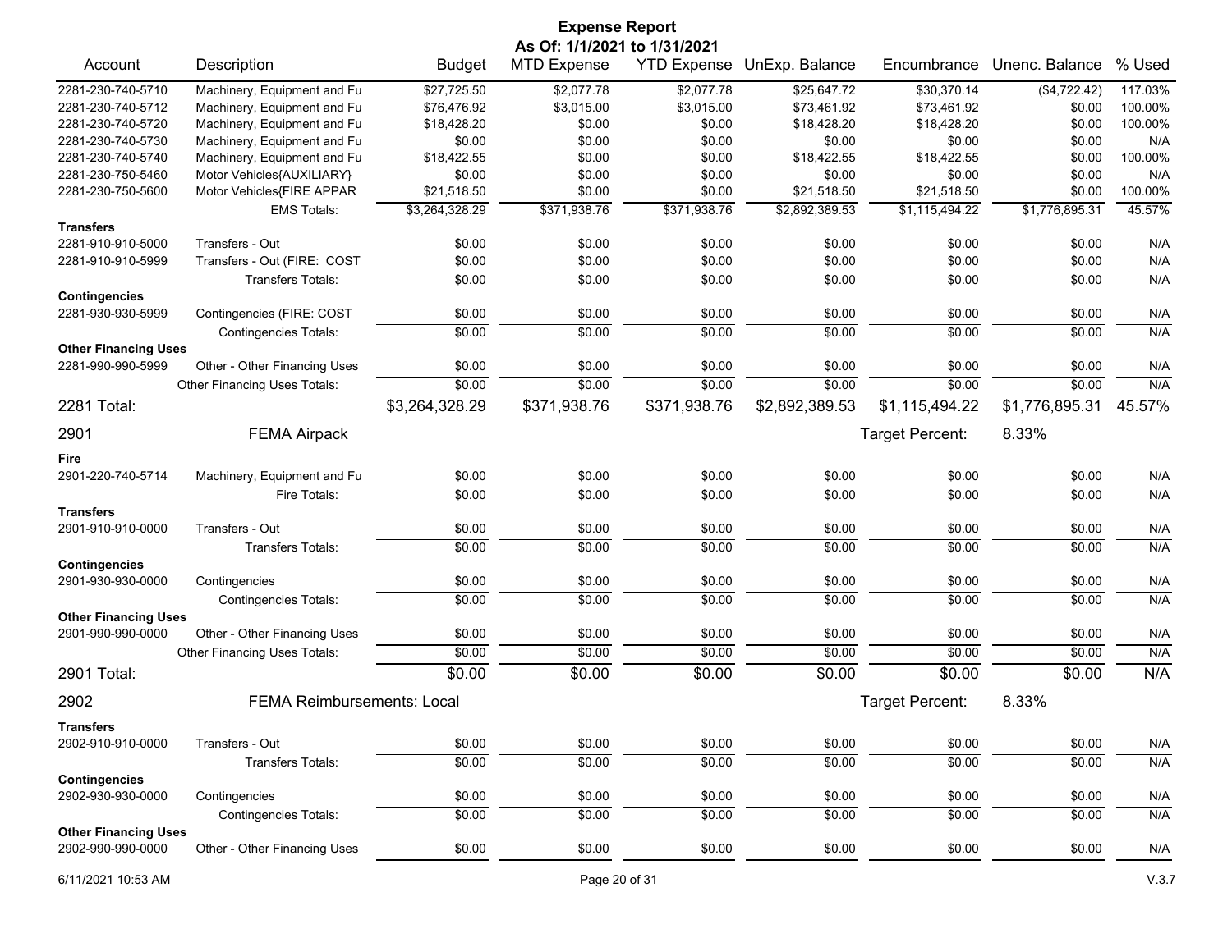# Expense Report

**As Of: 1/1/2021 to 1/31/2021**

| Account | Description | Budget | MTD Expense | YTD Expense | UnExp. Balance | Encumbrance | Unenc. Balance | % Used |
|---|---|---|---|---|---|---|---|---|
| 2281-230-740-5710 | Machinery, Equipment and Fu | $27,725.50 | $2,077.78 | $2,077.78 | $25,647.72 | $30,370.14 | ($4,722.42) | 117.03% |
| 2281-230-740-5712 | Machinery, Equipment and Fu | $76,476.92 | $3,015.00 | $3,015.00 | $73,461.92 | $73,461.92 | $0.00 | 100.00% |
| 2281-230-740-5720 | Machinery, Equipment and Fu | $18,428.20 | $0.00 | $0.00 | $18,428.20 | $18,428.20 | $0.00 | 100.00% |
| 2281-230-740-5730 | Machinery, Equipment and Fu | $0.00 | $0.00 | $0.00 | $0.00 | $0.00 | $0.00 | N/A |
| 2281-230-740-5740 | Machinery, Equipment and Fu | $18,422.55 | $0.00 | $0.00 | $18,422.55 | $18,422.55 | $0.00 | 100.00% |
| 2281-230-750-5460 | Motor Vehicles{AUXILIARY} | $0.00 | $0.00 | $0.00 | $0.00 | $0.00 | $0.00 | N/A |
| 2281-230-750-5600 | Motor Vehicles{FIRE APPAR | $21,518.50 | $0.00 | $0.00 | $21,518.50 | $21,518.50 | $0.00 | 100.00% |
| | EMS Totals: | $3,264,328.29 | $371,938.76 | $371,938.76 | $2,892,389.53 | $1,115,494.22 | $1,776,895.31 | 45.57% |
| **Transfers** | | | | | | | | |
| 2281-910-910-5000 | Transfers - Out | $0.00 | $0.00 | $0.00 | $0.00 | $0.00 | $0.00 | N/A |
| 2281-910-910-5999 | Transfers - Out (FIRE: COST | $0.00 | $0.00 | $0.00 | $0.00 | $0.00 | $0.00 | N/A |
| | Transfers Totals: | $0.00 | $0.00 | $0.00 | $0.00 | $0.00 | $0.00 | N/A |
| **Contingencies** | | | | | | | | |
| 2281-930-930-5999 | Contingencies (FIRE: COST | $0.00 | $0.00 | $0.00 | $0.00 | $0.00 | $0.00 | N/A |
| | Contingencies Totals: | $0.00 | $0.00 | $0.00 | $0.00 | $0.00 | $0.00 | N/A |
| **Other Financing Uses** | | | | | | | | |
| 2281-990-990-5999 | Other - Other Financing Uses | $0.00 | $0.00 | $0.00 | $0.00 | $0.00 | $0.00 | N/A |
| | Other Financing Uses Totals: | $0.00 | $0.00 | $0.00 | $0.00 | $0.00 | $0.00 | N/A |
| **2281 Total:** | | **$3,264,328.29** | **$371,938.76** | **$371,938.76** | **$2,892,389.53** | **$1,115,494.22** | **$1,776,895.31** | **45.57%** |

## 2901 FEMA Airpack

Target Percent: 8.33%

| Account | Description | Budget | MTD Expense | YTD Expense | UnExp. Balance | Encumbrance | Unenc. Balance | % Used |
|---|---|---|---|---|---|---|---|---|
| **Fire** | | | | | | | | |
| 2901-220-740-5714 | Machinery, Equipment and Fu | $0.00 | $0.00 | $0.00 | $0.00 | $0.00 | $0.00 | N/A |
| | Fire Totals: | $0.00 | $0.00 | $0.00 | $0.00 | $0.00 | $0.00 | N/A |
| **Transfers** | | | | | | | | |
| 2901-910-910-0000 | Transfers - Out | $0.00 | $0.00 | $0.00 | $0.00 | $0.00 | $0.00 | N/A |
| | Transfers Totals: | $0.00 | $0.00 | $0.00 | $0.00 | $0.00 | $0.00 | N/A |
| **Contingencies** | | | | | | | | |
| 2901-930-930-0000 | Contingencies | $0.00 | $0.00 | $0.00 | $0.00 | $0.00 | $0.00 | N/A |
| | Contingencies Totals: | $0.00 | $0.00 | $0.00 | $0.00 | $0.00 | $0.00 | N/A |
| **Other Financing Uses** | | | | | | | | |
| 2901-990-990-0000 | Other - Other Financing Uses | $0.00 | $0.00 | $0.00 | $0.00 | $0.00 | $0.00 | N/A |
| | Other Financing Uses Totals: | $0.00 | $0.00 | $0.00 | $0.00 | $0.00 | $0.00 | N/A |
| **2901 Total:** | | **$0.00** | **$0.00** | **$0.00** | **$0.00** | **$0.00** | **$0.00** | **N/A** |

## 2902 FEMA Reimbursements: Local

Target Percent: 8.33%

| Account | Description | Budget | MTD Expense | YTD Expense | UnExp. Balance | Encumbrance | Unenc. Balance | % Used |
|---|---|---|---|---|---|---|---|---|
| **Transfers** | | | | | | | | |
| 2902-910-910-0000 | Transfers - Out | $0.00 | $0.00 | $0.00 | $0.00 | $0.00 | $0.00 | N/A |
| | Transfers Totals: | $0.00 | $0.00 | $0.00 | $0.00 | $0.00 | $0.00 | N/A |
| **Contingencies** | | | | | | | | |
| 2902-930-930-0000 | Contingencies | $0.00 | $0.00 | $0.00 | $0.00 | $0.00 | $0.00 | N/A |
| | Contingencies Totals: | $0.00 | $0.00 | $0.00 | $0.00 | $0.00 | $0.00 | N/A |
| **Other Financing Uses** | | | | | | | | |
| 2902-990-990-0000 | Other - Other Financing Uses | $0.00 | $0.00 | $0.00 | $0.00 | $0.00 | $0.00 | N/A |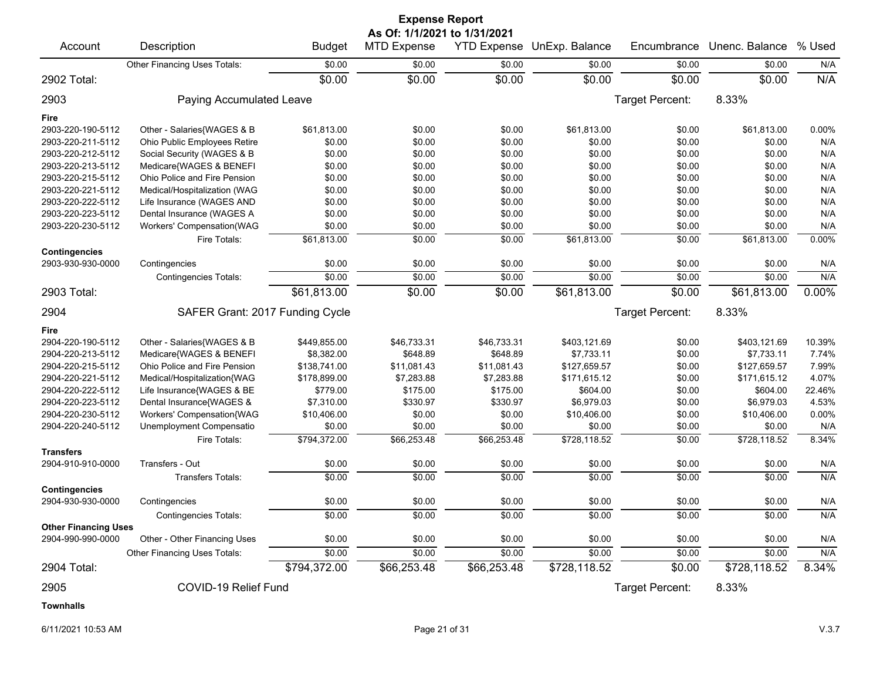# Expense Report

**As Of: 1/1/2021 to 1/31/2021**

| Account | Description | Budget | MTD Expense | YTD Expense | UnExp. Balance | Encumbrance | Unenc. Balance | % Used |
|---|---|---|---|---|---|---|---|---|
| | Other Financing Uses Totals: | $0.00 | $0.00 | $0.00 | $0.00 | $0.00 | $0.00 | N/A |
| **2902 Total:** | | **$0.00** | **$0.00** | **$0.00** | **$0.00** | **$0.00** | **$0.00** | **N/A** |
| **2903** | **Paying Accumulated Leave** | | | | | Target Percent: | 8.33% | |
| **Fire** | | | | | | | | |
| 2903-220-190-5112 | Other - Salaries{WAGES & B | $61,813.00 | $0.00 | $0.00 | $61,813.00 | $0.00 | $61,813.00 | 0.00% |
| 2903-220-211-5112 | Ohio Public Employees Retire | $0.00 | $0.00 | $0.00 | $0.00 | $0.00 | $0.00 | N/A |
| 2903-220-212-5112 | Social Security (WAGES & B | $0.00 | $0.00 | $0.00 | $0.00 | $0.00 | $0.00 | N/A |
| 2903-220-213-5112 | Medicare{WAGES & BENEFI | $0.00 | $0.00 | $0.00 | $0.00 | $0.00 | $0.00 | N/A |
| 2903-220-215-5112 | Ohio Police and Fire Pension | $0.00 | $0.00 | $0.00 | $0.00 | $0.00 | $0.00 | N/A |
| 2903-220-221-5112 | Medical/Hospitalization (WAG | $0.00 | $0.00 | $0.00 | $0.00 | $0.00 | $0.00 | N/A |
| 2903-220-222-5112 | Life Insurance (WAGES AND | $0.00 | $0.00 | $0.00 | $0.00 | $0.00 | $0.00 | N/A |
| 2903-220-223-5112 | Dental Insurance (WAGES A | $0.00 | $0.00 | $0.00 | $0.00 | $0.00 | $0.00 | N/A |
| 2903-220-230-5112 | Workers' Compensation(WAG | $0.00 | $0.00 | $0.00 | $0.00 | $0.00 | $0.00 | N/A |
| | Fire Totals: | $61,813.00 | $0.00 | $0.00 | $61,813.00 | $0.00 | $61,813.00 | 0.00% |
| **Contingencies** | | | | | | | | |
| 2903-930-930-0000 | Contingencies | $0.00 | $0.00 | $0.00 | $0.00 | $0.00 | $0.00 | N/A |
| | Contingencies Totals: | $0.00 | $0.00 | $0.00 | $0.00 | $0.00 | $0.00 | N/A |
| **2903 Total:** | | **$61,813.00** | **$0.00** | **$0.00** | **$61,813.00** | **$0.00** | **$61,813.00** | **0.00%** |
| **2904** | **SAFER Grant: 2017 Funding Cycle** | | | | | Target Percent: | 8.33% | |
| **Fire** | | | | | | | | |
| 2904-220-190-5112 | Other - Salaries{WAGES & B | $449,855.00 | $46,733.31 | $46,733.31 | $403,121.69 | $0.00 | $403,121.69 | 10.39% |
| 2904-220-213-5112 | Medicare{WAGES & BENEFI | $8,382.00 | $648.89 | $648.89 | $7,733.11 | $0.00 | $7,733.11 | 7.74% |
| 2904-220-215-5112 | Ohio Police and Fire Pension | $138,741.00 | $11,081.43 | $11,081.43 | $127,659.57 | $0.00 | $127,659.57 | 7.99% |
| 2904-220-221-5112 | Medical/Hospitalization{WAG | $178,899.00 | $7,283.88 | $7,283.88 | $171,615.12 | $0.00 | $171,615.12 | 4.07% |
| 2904-220-222-5112 | Life Insurance{WAGES & BE | $779.00 | $175.00 | $175.00 | $604.00 | $0.00 | $604.00 | 22.46% |
| 2904-220-223-5112 | Dental Insurance{WAGES & | $7,310.00 | $330.97 | $330.97 | $6,979.03 | $0.00 | $6,979.03 | 4.53% |
| 2904-220-230-5112 | Workers' Compensation{WAG | $10,406.00 | $0.00 | $0.00 | $10,406.00 | $0.00 | $10,406.00 | 0.00% |
| 2904-220-240-5112 | Unemployment Compensatio | $0.00 | $0.00 | $0.00 | $0.00 | $0.00 | $0.00 | N/A |
| | Fire Totals: | $794,372.00 | $66,253.48 | $66,253.48 | $728,118.52 | $0.00 | $728,118.52 | 8.34% |
| **Transfers** | | | | | | | | |
| 2904-910-910-0000 | Transfers - Out | $0.00 | $0.00 | $0.00 | $0.00 | $0.00 | $0.00 | N/A |
| | Transfers Totals: | $0.00 | $0.00 | $0.00 | $0.00 | $0.00 | $0.00 | N/A |
| **Contingencies** | | | | | | | | |
| 2904-930-930-0000 | Contingencies | $0.00 | $0.00 | $0.00 | $0.00 | $0.00 | $0.00 | N/A |
| | Contingencies Totals: | $0.00 | $0.00 | $0.00 | $0.00 | $0.00 | $0.00 | N/A |
| **Other Financing Uses** | | | | | | | | |
| 2904-990-990-0000 | Other - Other Financing Uses | $0.00 | $0.00 | $0.00 | $0.00 | $0.00 | $0.00 | N/A |
| | Other Financing Uses Totals: | $0.00 | $0.00 | $0.00 | $0.00 | $0.00 | $0.00 | N/A |
| **2904 Total:** | | **$794,372.00** | **$66,253.48** | **$66,253.48** | **$728,118.52** | **$0.00** | **$728,118.52** | **8.34%** |
| **2905** | **COVID-19 Relief Fund** | | | | | Target Percent: | 8.33% | |
| **Townhalls** | | | | | | | | |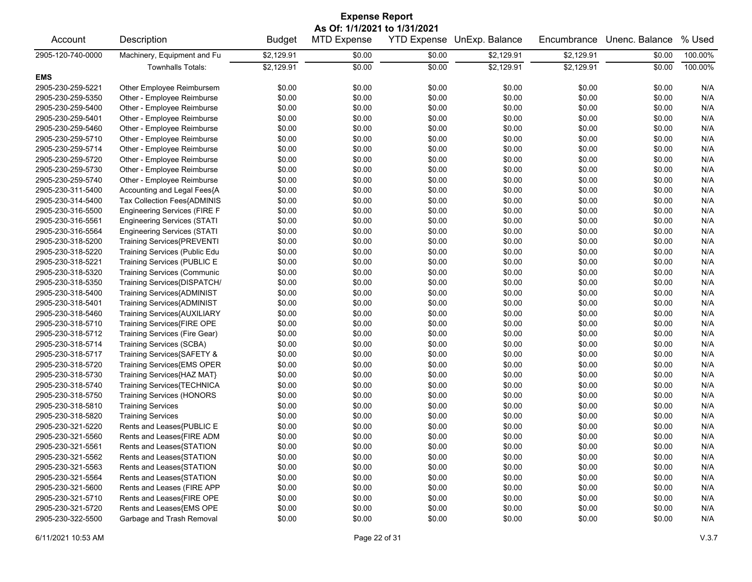# Expense Report

**As Of: 1/1/2021 to 1/31/2021**

| Account | Description | Budget | MTD Expense | YTD Expense | UnExp. Balance | Encumbrance | Unenc. Balance | % Used |
|---|---|---|---|---|---|---|---|---|
| 2905-120-740-0000 | Machinery, Equipment and Fu | $2,129.91 | $0.00 | $0.00 | $2,129.91 | $2,129.91 | $0.00 | 100.00% |
| | Townhalls Totals: | $2,129.91 | $0.00 | $0.00 | $2,129.91 | $2,129.91 | $0.00 | 100.00% |
| **EMS** | | | | | | | | |
| 2905-230-259-5221 | Other Employee Reimbursem | $0.00 | $0.00 | $0.00 | $0.00 | $0.00 | $0.00 | N/A |
| 2905-230-259-5350 | Other - Employee Reimburse | $0.00 | $0.00 | $0.00 | $0.00 | $0.00 | $0.00 | N/A |
| 2905-230-259-5400 | Other - Employee Reimburse | $0.00 | $0.00 | $0.00 | $0.00 | $0.00 | $0.00 | N/A |
| 2905-230-259-5401 | Other - Employee Reimburse | $0.00 | $0.00 | $0.00 | $0.00 | $0.00 | $0.00 | N/A |
| 2905-230-259-5460 | Other - Employee Reimburse | $0.00 | $0.00 | $0.00 | $0.00 | $0.00 | $0.00 | N/A |
| 2905-230-259-5710 | Other - Employee Reimburse | $0.00 | $0.00 | $0.00 | $0.00 | $0.00 | $0.00 | N/A |
| 2905-230-259-5714 | Other - Employee Reimburse | $0.00 | $0.00 | $0.00 | $0.00 | $0.00 | $0.00 | N/A |
| 2905-230-259-5720 | Other - Employee Reimburse | $0.00 | $0.00 | $0.00 | $0.00 | $0.00 | $0.00 | N/A |
| 2905-230-259-5730 | Other - Employee Reimburse | $0.00 | $0.00 | $0.00 | $0.00 | $0.00 | $0.00 | N/A |
| 2905-230-259-5740 | Other - Employee Reimburse | $0.00 | $0.00 | $0.00 | $0.00 | $0.00 | $0.00 | N/A |
| 2905-230-311-5400 | Accounting and Legal Fees{A | $0.00 | $0.00 | $0.00 | $0.00 | $0.00 | $0.00 | N/A |
| 2905-230-314-5400 | Tax Collection Fees{ADMINIS | $0.00 | $0.00 | $0.00 | $0.00 | $0.00 | $0.00 | N/A |
| 2905-230-316-5500 | Engineering Services (FIRE F | $0.00 | $0.00 | $0.00 | $0.00 | $0.00 | $0.00 | N/A |
| 2905-230-316-5561 | Engineering Services (STATI | $0.00 | $0.00 | $0.00 | $0.00 | $0.00 | $0.00 | N/A |
| 2905-230-316-5564 | Engineering Services (STATI | $0.00 | $0.00 | $0.00 | $0.00 | $0.00 | $0.00 | N/A |
| 2905-230-318-5200 | Training Services{PREVENTI | $0.00 | $0.00 | $0.00 | $0.00 | $0.00 | $0.00 | N/A |
| 2905-230-318-5220 | Training Services (Public Edu | $0.00 | $0.00 | $0.00 | $0.00 | $0.00 | $0.00 | N/A |
| 2905-230-318-5221 | Training Services (PUBLIC E | $0.00 | $0.00 | $0.00 | $0.00 | $0.00 | $0.00 | N/A |
| 2905-230-318-5320 | Training Services (Communic | $0.00 | $0.00 | $0.00 | $0.00 | $0.00 | $0.00 | N/A |
| 2905-230-318-5350 | Training Services{DISPATCH/ | $0.00 | $0.00 | $0.00 | $0.00 | $0.00 | $0.00 | N/A |
| 2905-230-318-5400 | Training Services{ADMINIST | $0.00 | $0.00 | $0.00 | $0.00 | $0.00 | $0.00 | N/A |
| 2905-230-318-5401 | Training Services{ADMINIST | $0.00 | $0.00 | $0.00 | $0.00 | $0.00 | $0.00 | N/A |
| 2905-230-318-5460 | Training Services{AUXILIARY | $0.00 | $0.00 | $0.00 | $0.00 | $0.00 | $0.00 | N/A |
| 2905-230-318-5710 | Training Services{FIRE OPE | $0.00 | $0.00 | $0.00 | $0.00 | $0.00 | $0.00 | N/A |
| 2905-230-318-5712 | Training Services (Fire Gear) | $0.00 | $0.00 | $0.00 | $0.00 | $0.00 | $0.00 | N/A |
| 2905-230-318-5714 | Training Services (SCBA) | $0.00 | $0.00 | $0.00 | $0.00 | $0.00 | $0.00 | N/A |
| 2905-230-318-5717 | Training Services{SAFETY & | $0.00 | $0.00 | $0.00 | $0.00 | $0.00 | $0.00 | N/A |
| 2905-230-318-5720 | Training Services{EMS OPER | $0.00 | $0.00 | $0.00 | $0.00 | $0.00 | $0.00 | N/A |
| 2905-230-318-5730 | Training Services{HAZ MAT} | $0.00 | $0.00 | $0.00 | $0.00 | $0.00 | $0.00 | N/A |
| 2905-230-318-5740 | Training Services{TECHNICA | $0.00 | $0.00 | $0.00 | $0.00 | $0.00 | $0.00 | N/A |
| 2905-230-318-5750 | Training Services (HONORS | $0.00 | $0.00 | $0.00 | $0.00 | $0.00 | $0.00 | N/A |
| 2905-230-318-5810 | Training Services | $0.00 | $0.00 | $0.00 | $0.00 | $0.00 | $0.00 | N/A |
| 2905-230-318-5820 | Training Services | $0.00 | $0.00 | $0.00 | $0.00 | $0.00 | $0.00 | N/A |
| 2905-230-321-5220 | Rents and Leases{PUBLIC E | $0.00 | $0.00 | $0.00 | $0.00 | $0.00 | $0.00 | N/A |
| 2905-230-321-5560 | Rents and Leases{FIRE ADM | $0.00 | $0.00 | $0.00 | $0.00 | $0.00 | $0.00 | N/A |
| 2905-230-321-5561 | Rents and Leases{STATION | $0.00 | $0.00 | $0.00 | $0.00 | $0.00 | $0.00 | N/A |
| 2905-230-321-5562 | Rents and Leases{STATION | $0.00 | $0.00 | $0.00 | $0.00 | $0.00 | $0.00 | N/A |
| 2905-230-321-5563 | Rents and Leases{STATION | $0.00 | $0.00 | $0.00 | $0.00 | $0.00 | $0.00 | N/A |
| 2905-230-321-5564 | Rents and Leases{STATION | $0.00 | $0.00 | $0.00 | $0.00 | $0.00 | $0.00 | N/A |
| 2905-230-321-5600 | Rents and Leases (FIRE APP | $0.00 | $0.00 | $0.00 | $0.00 | $0.00 | $0.00 | N/A |
| 2905-230-321-5710 | Rents and Leases{FIRE OPE | $0.00 | $0.00 | $0.00 | $0.00 | $0.00 | $0.00 | N/A |
| 2905-230-321-5720 | Rents and Leases{EMS OPE | $0.00 | $0.00 | $0.00 | $0.00 | $0.00 | $0.00 | N/A |
| 2905-230-322-5500 | Garbage and Trash Removal | $0.00 | $0.00 | $0.00 | $0.00 | $0.00 | $0.00 | N/A |

6/11/2021 10:53 AM  V.3.7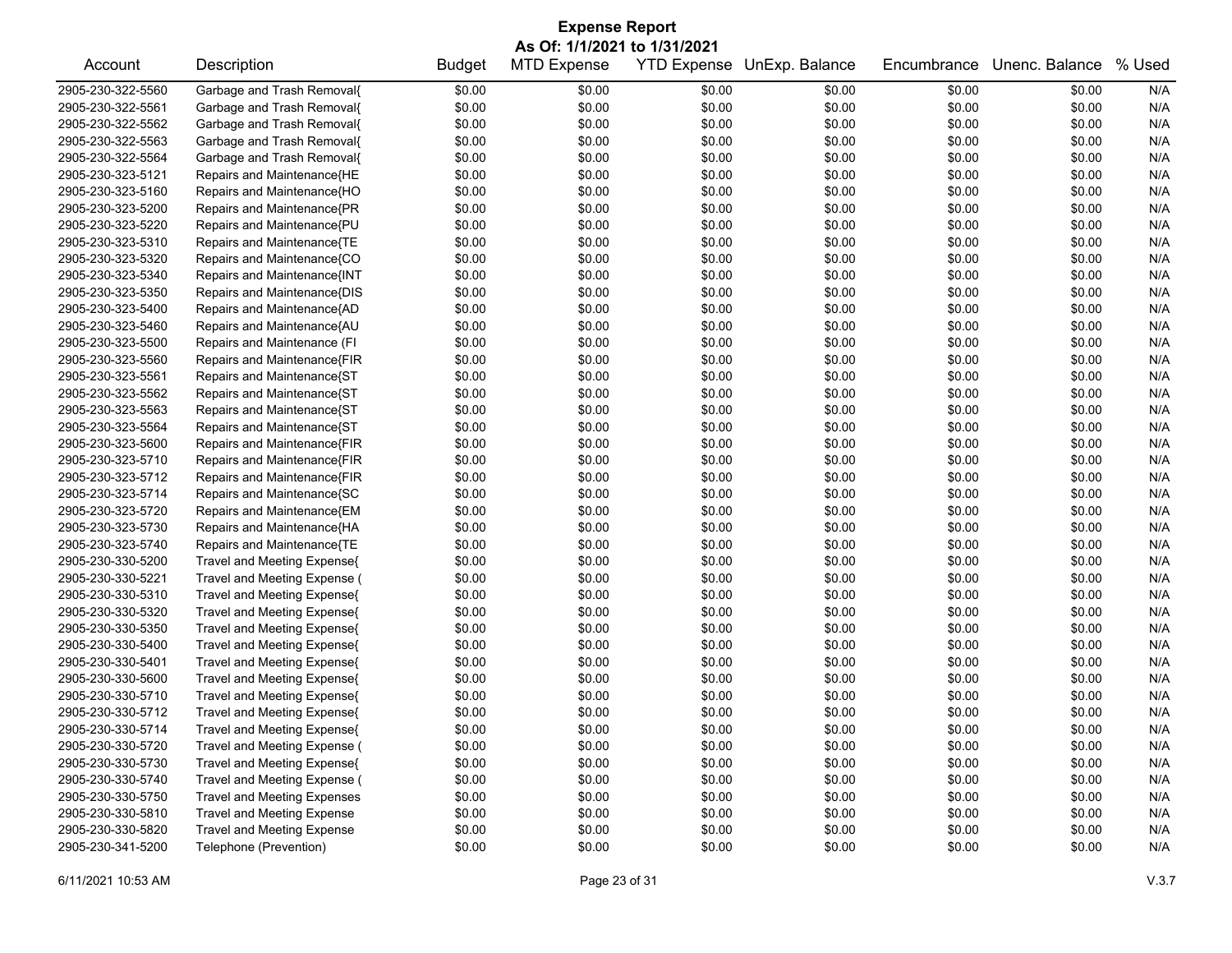# Expense Report

**As Of: 1/1/2021 to 1/31/2021**

| Account | Description | Budget | MTD Expense | YTD Expense | UnExp. Balance | Encumbrance | Unenc. Balance | % Used |
|---|---|---|---|---|---|---|---|---|
| 2905-230-322-5560 | Garbage and Trash Removal{ | $0.00 | $0.00 | $0.00 | $0.00 | $0.00 | $0.00 | N/A |
| 2905-230-322-5561 | Garbage and Trash Removal{ | $0.00 | $0.00 | $0.00 | $0.00 | $0.00 | $0.00 | N/A |
| 2905-230-322-5562 | Garbage and Trash Removal{ | $0.00 | $0.00 | $0.00 | $0.00 | $0.00 | $0.00 | N/A |
| 2905-230-322-5563 | Garbage and Trash Removal{ | $0.00 | $0.00 | $0.00 | $0.00 | $0.00 | $0.00 | N/A |
| 2905-230-322-5564 | Garbage and Trash Removal{ | $0.00 | $0.00 | $0.00 | $0.00 | $0.00 | $0.00 | N/A |
| 2905-230-323-5121 | Repairs and Maintenance{HE | $0.00 | $0.00 | $0.00 | $0.00 | $0.00 | $0.00 | N/A |
| 2905-230-323-5160 | Repairs and Maintenance{HO | $0.00 | $0.00 | $0.00 | $0.00 | $0.00 | $0.00 | N/A |
| 2905-230-323-5200 | Repairs and Maintenance{PR | $0.00 | $0.00 | $0.00 | $0.00 | $0.00 | $0.00 | N/A |
| 2905-230-323-5220 | Repairs and Maintenance{PU | $0.00 | $0.00 | $0.00 | $0.00 | $0.00 | $0.00 | N/A |
| 2905-230-323-5310 | Repairs and Maintenance{TE | $0.00 | $0.00 | $0.00 | $0.00 | $0.00 | $0.00 | N/A |
| 2905-230-323-5320 | Repairs and Maintenance{CO | $0.00 | $0.00 | $0.00 | $0.00 | $0.00 | $0.00 | N/A |
| 2905-230-323-5340 | Repairs and Maintenance{INT | $0.00 | $0.00 | $0.00 | $0.00 | $0.00 | $0.00 | N/A |
| 2905-230-323-5350 | Repairs and Maintenance{DIS | $0.00 | $0.00 | $0.00 | $0.00 | $0.00 | $0.00 | N/A |
| 2905-230-323-5400 | Repairs and Maintenance{AD | $0.00 | $0.00 | $0.00 | $0.00 | $0.00 | $0.00 | N/A |
| 2905-230-323-5460 | Repairs and Maintenance{AU | $0.00 | $0.00 | $0.00 | $0.00 | $0.00 | $0.00 | N/A |
| 2905-230-323-5500 | Repairs and Maintenance (FI | $0.00 | $0.00 | $0.00 | $0.00 | $0.00 | $0.00 | N/A |
| 2905-230-323-5560 | Repairs and Maintenance{FIR | $0.00 | $0.00 | $0.00 | $0.00 | $0.00 | $0.00 | N/A |
| 2905-230-323-5561 | Repairs and Maintenance{ST | $0.00 | $0.00 | $0.00 | $0.00 | $0.00 | $0.00 | N/A |
| 2905-230-323-5562 | Repairs and Maintenance{ST | $0.00 | $0.00 | $0.00 | $0.00 | $0.00 | $0.00 | N/A |
| 2905-230-323-5563 | Repairs and Maintenance{ST | $0.00 | $0.00 | $0.00 | $0.00 | $0.00 | $0.00 | N/A |
| 2905-230-323-5564 | Repairs and Maintenance{ST | $0.00 | $0.00 | $0.00 | $0.00 | $0.00 | $0.00 | N/A |
| 2905-230-323-5600 | Repairs and Maintenance{FIR | $0.00 | $0.00 | $0.00 | $0.00 | $0.00 | $0.00 | N/A |
| 2905-230-323-5710 | Repairs and Maintenance{FIR | $0.00 | $0.00 | $0.00 | $0.00 | $0.00 | $0.00 | N/A |
| 2905-230-323-5712 | Repairs and Maintenance{FIR | $0.00 | $0.00 | $0.00 | $0.00 | $0.00 | $0.00 | N/A |
| 2905-230-323-5714 | Repairs and Maintenance{SC | $0.00 | $0.00 | $0.00 | $0.00 | $0.00 | $0.00 | N/A |
| 2905-230-323-5720 | Repairs and Maintenance{EM | $0.00 | $0.00 | $0.00 | $0.00 | $0.00 | $0.00 | N/A |
| 2905-230-323-5730 | Repairs and Maintenance{HA | $0.00 | $0.00 | $0.00 | $0.00 | $0.00 | $0.00 | N/A |
| 2905-230-323-5740 | Repairs and Maintenance{TE | $0.00 | $0.00 | $0.00 | $0.00 | $0.00 | $0.00 | N/A |
| 2905-230-330-5200 | Travel and Meeting Expense{ | $0.00 | $0.00 | $0.00 | $0.00 | $0.00 | $0.00 | N/A |
| 2905-230-330-5221 | Travel and Meeting Expense ( | $0.00 | $0.00 | $0.00 | $0.00 | $0.00 | $0.00 | N/A |
| 2905-230-330-5310 | Travel and Meeting Expense{ | $0.00 | $0.00 | $0.00 | $0.00 | $0.00 | $0.00 | N/A |
| 2905-230-330-5320 | Travel and Meeting Expense{ | $0.00 | $0.00 | $0.00 | $0.00 | $0.00 | $0.00 | N/A |
| 2905-230-330-5350 | Travel and Meeting Expense{ | $0.00 | $0.00 | $0.00 | $0.00 | $0.00 | $0.00 | N/A |
| 2905-230-330-5400 | Travel and Meeting Expense{ | $0.00 | $0.00 | $0.00 | $0.00 | $0.00 | $0.00 | N/A |
| 2905-230-330-5401 | Travel and Meeting Expense{ | $0.00 | $0.00 | $0.00 | $0.00 | $0.00 | $0.00 | N/A |
| 2905-230-330-5600 | Travel and Meeting Expense{ | $0.00 | $0.00 | $0.00 | $0.00 | $0.00 | $0.00 | N/A |
| 2905-230-330-5710 | Travel and Meeting Expense{ | $0.00 | $0.00 | $0.00 | $0.00 | $0.00 | $0.00 | N/A |
| 2905-230-330-5712 | Travel and Meeting Expense{ | $0.00 | $0.00 | $0.00 | $0.00 | $0.00 | $0.00 | N/A |
| 2905-230-330-5714 | Travel and Meeting Expense{ | $0.00 | $0.00 | $0.00 | $0.00 | $0.00 | $0.00 | N/A |
| 2905-230-330-5720 | Travel and Meeting Expense ( | $0.00 | $0.00 | $0.00 | $0.00 | $0.00 | $0.00 | N/A |
| 2905-230-330-5730 | Travel and Meeting Expense{ | $0.00 | $0.00 | $0.00 | $0.00 | $0.00 | $0.00 | N/A |
| 2905-230-330-5740 | Travel and Meeting Expense ( | $0.00 | $0.00 | $0.00 | $0.00 | $0.00 | $0.00 | N/A |
| 2905-230-330-5750 | Travel and Meeting Expenses | $0.00 | $0.00 | $0.00 | $0.00 | $0.00 | $0.00 | N/A |
| 2905-230-330-5810 | Travel and Meeting Expense | $0.00 | $0.00 | $0.00 | $0.00 | $0.00 | $0.00 | N/A |
| 2905-230-330-5820 | Travel and Meeting Expense | $0.00 | $0.00 | $0.00 | $0.00 | $0.00 | $0.00 | N/A |
| 2905-230-341-5200 | Telephone (Prevention) | $0.00 | $0.00 | $0.00 | $0.00 | $0.00 | $0.00 | N/A |

6/11/2021 10:53 AM V.3.7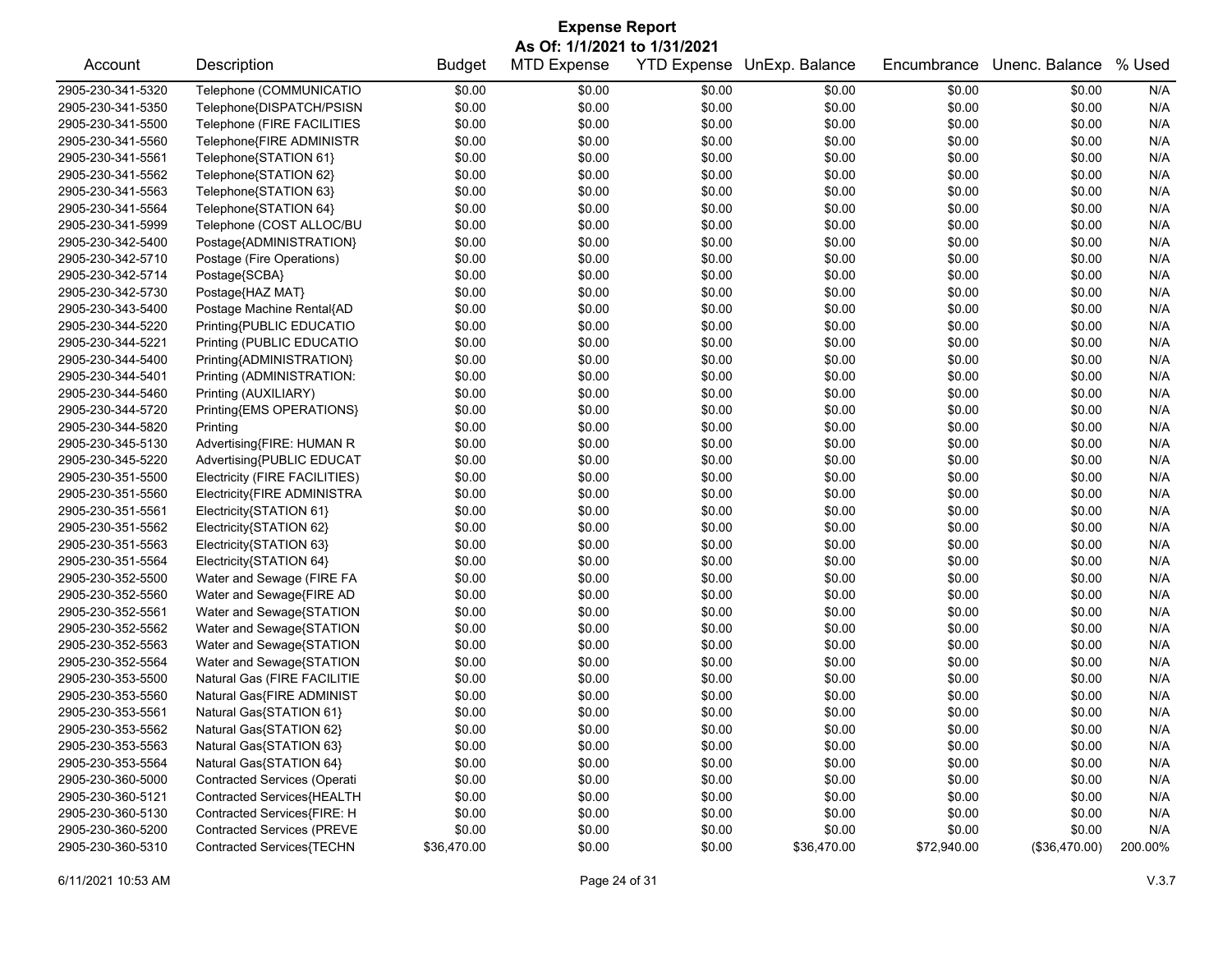# Expense Report

**As Of: 1/1/2021 to 1/31/2021**

| Account | Description | Budget | MTD Expense | YTD Expense | UnExp. Balance | Encumbrance | Unenc. Balance | % Used |
|---|---|---|---|---|---|---|---|---|
| 2905-230-341-5320 | Telephone (COMMUNICATIO | $0.00 | $0.00 | $0.00 | $0.00 | $0.00 | $0.00 | N/A |
| 2905-230-341-5350 | Telephone{DISPATCH/PSISN | $0.00 | $0.00 | $0.00 | $0.00 | $0.00 | $0.00 | N/A |
| 2905-230-341-5500 | Telephone (FIRE FACILITIES | $0.00 | $0.00 | $0.00 | $0.00 | $0.00 | $0.00 | N/A |
| 2905-230-341-5560 | Telephone{FIRE ADMINISTR | $0.00 | $0.00 | $0.00 | $0.00 | $0.00 | $0.00 | N/A |
| 2905-230-341-5561 | Telephone{STATION 61} | $0.00 | $0.00 | $0.00 | $0.00 | $0.00 | $0.00 | N/A |
| 2905-230-341-5562 | Telephone{STATION 62} | $0.00 | $0.00 | $0.00 | $0.00 | $0.00 | $0.00 | N/A |
| 2905-230-341-5563 | Telephone{STATION 63} | $0.00 | $0.00 | $0.00 | $0.00 | $0.00 | $0.00 | N/A |
| 2905-230-341-5564 | Telephone{STATION 64} | $0.00 | $0.00 | $0.00 | $0.00 | $0.00 | $0.00 | N/A |
| 2905-230-341-5999 | Telephone (COST ALLOC/BU | $0.00 | $0.00 | $0.00 | $0.00 | $0.00 | $0.00 | N/A |
| 2905-230-342-5400 | Postage{ADMINISTRATION} | $0.00 | $0.00 | $0.00 | $0.00 | $0.00 | $0.00 | N/A |
| 2905-230-342-5710 | Postage (Fire Operations) | $0.00 | $0.00 | $0.00 | $0.00 | $0.00 | $0.00 | N/A |
| 2905-230-342-5714 | Postage{SCBA} | $0.00 | $0.00 | $0.00 | $0.00 | $0.00 | $0.00 | N/A |
| 2905-230-342-5730 | Postage{HAZ MAT} | $0.00 | $0.00 | $0.00 | $0.00 | $0.00 | $0.00 | N/A |
| 2905-230-343-5400 | Postage Machine Rental{AD | $0.00 | $0.00 | $0.00 | $0.00 | $0.00 | $0.00 | N/A |
| 2905-230-344-5220 | Printing{PUBLIC EDUCATIO | $0.00 | $0.00 | $0.00 | $0.00 | $0.00 | $0.00 | N/A |
| 2905-230-344-5221 | Printing (PUBLIC EDUCATIO | $0.00 | $0.00 | $0.00 | $0.00 | $0.00 | $0.00 | N/A |
| 2905-230-344-5400 | Printing{ADMINISTRATION} | $0.00 | $0.00 | $0.00 | $0.00 | $0.00 | $0.00 | N/A |
| 2905-230-344-5401 | Printing (ADMINISTRATION: | $0.00 | $0.00 | $0.00 | $0.00 | $0.00 | $0.00 | N/A |
| 2905-230-344-5460 | Printing (AUXILIARY) | $0.00 | $0.00 | $0.00 | $0.00 | $0.00 | $0.00 | N/A |
| 2905-230-344-5720 | Printing{EMS OPERATIONS} | $0.00 | $0.00 | $0.00 | $0.00 | $0.00 | $0.00 | N/A |
| 2905-230-344-5820 | Printing | $0.00 | $0.00 | $0.00 | $0.00 | $0.00 | $0.00 | N/A |
| 2905-230-345-5130 | Advertising{FIRE: HUMAN R | $0.00 | $0.00 | $0.00 | $0.00 | $0.00 | $0.00 | N/A |
| 2905-230-345-5220 | Advertising{PUBLIC EDUCAT | $0.00 | $0.00 | $0.00 | $0.00 | $0.00 | $0.00 | N/A |
| 2905-230-351-5500 | Electricity (FIRE FACILITIES) | $0.00 | $0.00 | $0.00 | $0.00 | $0.00 | $0.00 | N/A |
| 2905-230-351-5560 | Electricity{FIRE ADMINISTRA | $0.00 | $0.00 | $0.00 | $0.00 | $0.00 | $0.00 | N/A |
| 2905-230-351-5561 | Electricity{STATION 61} | $0.00 | $0.00 | $0.00 | $0.00 | $0.00 | $0.00 | N/A |
| 2905-230-351-5562 | Electricity{STATION 62} | $0.00 | $0.00 | $0.00 | $0.00 | $0.00 | $0.00 | N/A |
| 2905-230-351-5563 | Electricity{STATION 63} | $0.00 | $0.00 | $0.00 | $0.00 | $0.00 | $0.00 | N/A |
| 2905-230-351-5564 | Electricity{STATION 64} | $0.00 | $0.00 | $0.00 | $0.00 | $0.00 | $0.00 | N/A |
| 2905-230-352-5500 | Water and Sewage (FIRE FA | $0.00 | $0.00 | $0.00 | $0.00 | $0.00 | $0.00 | N/A |
| 2905-230-352-5560 | Water and Sewage{FIRE AD | $0.00 | $0.00 | $0.00 | $0.00 | $0.00 | $0.00 | N/A |
| 2905-230-352-5561 | Water and Sewage{STATION | $0.00 | $0.00 | $0.00 | $0.00 | $0.00 | $0.00 | N/A |
| 2905-230-352-5562 | Water and Sewage{STATION | $0.00 | $0.00 | $0.00 | $0.00 | $0.00 | $0.00 | N/A |
| 2905-230-352-5563 | Water and Sewage{STATION | $0.00 | $0.00 | $0.00 | $0.00 | $0.00 | $0.00 | N/A |
| 2905-230-352-5564 | Water and Sewage{STATION | $0.00 | $0.00 | $0.00 | $0.00 | $0.00 | $0.00 | N/A |
| 2905-230-353-5500 | Natural Gas (FIRE FACILITIE | $0.00 | $0.00 | $0.00 | $0.00 | $0.00 | $0.00 | N/A |
| 2905-230-353-5560 | Natural Gas{FIRE ADMINIST | $0.00 | $0.00 | $0.00 | $0.00 | $0.00 | $0.00 | N/A |
| 2905-230-353-5561 | Natural Gas{STATION 61} | $0.00 | $0.00 | $0.00 | $0.00 | $0.00 | $0.00 | N/A |
| 2905-230-353-5562 | Natural Gas{STATION 62} | $0.00 | $0.00 | $0.00 | $0.00 | $0.00 | $0.00 | N/A |
| 2905-230-353-5563 | Natural Gas{STATION 63} | $0.00 | $0.00 | $0.00 | $0.00 | $0.00 | $0.00 | N/A |
| 2905-230-353-5564 | Natural Gas{STATION 64} | $0.00 | $0.00 | $0.00 | $0.00 | $0.00 | $0.00 | N/A |
| 2905-230-360-5000 | Contracted Services (Operati | $0.00 | $0.00 | $0.00 | $0.00 | $0.00 | $0.00 | N/A |
| 2905-230-360-5121 | Contracted Services{HEALTH | $0.00 | $0.00 | $0.00 | $0.00 | $0.00 | $0.00 | N/A |
| 2905-230-360-5130 | Contracted Services{FIRE: H | $0.00 | $0.00 | $0.00 | $0.00 | $0.00 | $0.00 | N/A |
| 2905-230-360-5200 | Contracted Services (PREVE | $0.00 | $0.00 | $0.00 | $0.00 | $0.00 | $0.00 | N/A |
| 2905-230-360-5310 | Contracted Services{TECHN | $36,470.00 | $0.00 | $0.00 | $36,470.00 | $72,940.00 | ($36,470.00) | 200.00% |

6/11/2021 10:53 AM V.3.7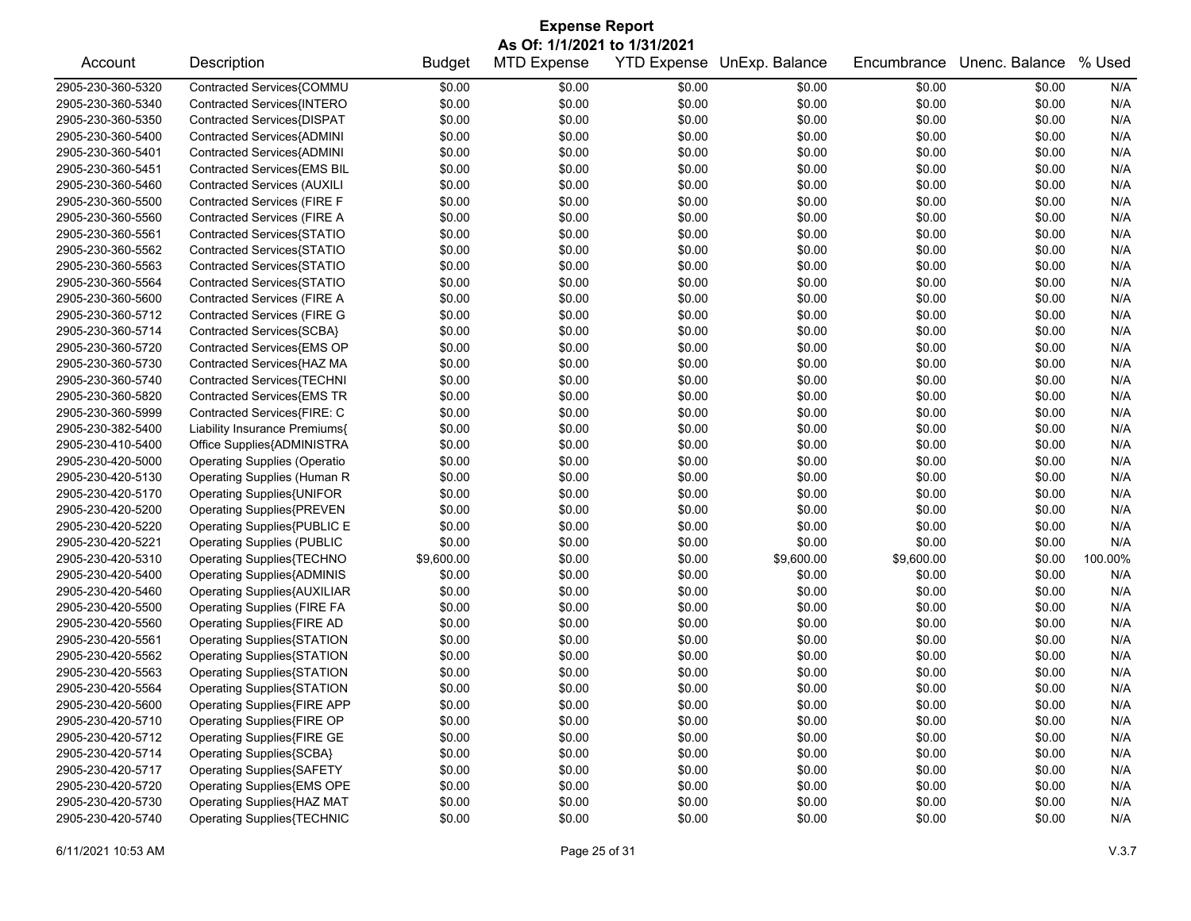# Expense Report

**As Of: 1/1/2021 to 1/31/2021**

| Account | Description | Budget | MTD Expense | YTD Expense | UnExp. Balance | Encumbrance | Unenc. Balance | % Used |
|---|---|---|---|---|---|---|---|---|
| 2905-230-360-5320 | Contracted Services{COMMU | $0.00 | $0.00 | $0.00 | $0.00 | $0.00 | $0.00 | N/A |
| 2905-230-360-5340 | Contracted Services{INTERO | $0.00 | $0.00 | $0.00 | $0.00 | $0.00 | $0.00 | N/A |
| 2905-230-360-5350 | Contracted Services{DISPAT | $0.00 | $0.00 | $0.00 | $0.00 | $0.00 | $0.00 | N/A |
| 2905-230-360-5400 | Contracted Services{ADMINI | $0.00 | $0.00 | $0.00 | $0.00 | $0.00 | $0.00 | N/A |
| 2905-230-360-5401 | Contracted Services{ADMINI | $0.00 | $0.00 | $0.00 | $0.00 | $0.00 | $0.00 | N/A |
| 2905-230-360-5451 | Contracted Services{EMS BIL | $0.00 | $0.00 | $0.00 | $0.00 | $0.00 | $0.00 | N/A |
| 2905-230-360-5460 | Contracted Services (AUXILI | $0.00 | $0.00 | $0.00 | $0.00 | $0.00 | $0.00 | N/A |
| 2905-230-360-5500 | Contracted Services (FIRE F | $0.00 | $0.00 | $0.00 | $0.00 | $0.00 | $0.00 | N/A |
| 2905-230-360-5560 | Contracted Services (FIRE A | $0.00 | $0.00 | $0.00 | $0.00 | $0.00 | $0.00 | N/A |
| 2905-230-360-5561 | Contracted Services{STATIO | $0.00 | $0.00 | $0.00 | $0.00 | $0.00 | $0.00 | N/A |
| 2905-230-360-5562 | Contracted Services{STATIO | $0.00 | $0.00 | $0.00 | $0.00 | $0.00 | $0.00 | N/A |
| 2905-230-360-5563 | Contracted Services{STATIO | $0.00 | $0.00 | $0.00 | $0.00 | $0.00 | $0.00 | N/A |
| 2905-230-360-5564 | Contracted Services{STATIO | $0.00 | $0.00 | $0.00 | $0.00 | $0.00 | $0.00 | N/A |
| 2905-230-360-5600 | Contracted Services (FIRE A | $0.00 | $0.00 | $0.00 | $0.00 | $0.00 | $0.00 | N/A |
| 2905-230-360-5712 | Contracted Services (FIRE G | $0.00 | $0.00 | $0.00 | $0.00 | $0.00 | $0.00 | N/A |
| 2905-230-360-5714 | Contracted Services{SCBA} | $0.00 | $0.00 | $0.00 | $0.00 | $0.00 | $0.00 | N/A |
| 2905-230-360-5720 | Contracted Services{EMS OP | $0.00 | $0.00 | $0.00 | $0.00 | $0.00 | $0.00 | N/A |
| 2905-230-360-5730 | Contracted Services{HAZ MA | $0.00 | $0.00 | $0.00 | $0.00 | $0.00 | $0.00 | N/A |
| 2905-230-360-5740 | Contracted Services{TECHNI | $0.00 | $0.00 | $0.00 | $0.00 | $0.00 | $0.00 | N/A |
| 2905-230-360-5820 | Contracted Services{EMS TR | $0.00 | $0.00 | $0.00 | $0.00 | $0.00 | $0.00 | N/A |
| 2905-230-360-5999 | Contracted Services{FIRE: C | $0.00 | $0.00 | $0.00 | $0.00 | $0.00 | $0.00 | N/A |
| 2905-230-382-5400 | Liability Insurance Premiums{ | $0.00 | $0.00 | $0.00 | $0.00 | $0.00 | $0.00 | N/A |
| 2905-230-410-5400 | Office Supplies{ADMINISTRA | $0.00 | $0.00 | $0.00 | $0.00 | $0.00 | $0.00 | N/A |
| 2905-230-420-5000 | Operating Supplies (Operatio | $0.00 | $0.00 | $0.00 | $0.00 | $0.00 | $0.00 | N/A |
| 2905-230-420-5130 | Operating Supplies (Human R | $0.00 | $0.00 | $0.00 | $0.00 | $0.00 | $0.00 | N/A |
| 2905-230-420-5170 | Operating Supplies{UNIFOR | $0.00 | $0.00 | $0.00 | $0.00 | $0.00 | $0.00 | N/A |
| 2905-230-420-5200 | Operating Supplies{PREVEN | $0.00 | $0.00 | $0.00 | $0.00 | $0.00 | $0.00 | N/A |
| 2905-230-420-5220 | Operating Supplies{PUBLIC E | $0.00 | $0.00 | $0.00 | $0.00 | $0.00 | $0.00 | N/A |
| 2905-230-420-5221 | Operating Supplies (PUBLIC | $0.00 | $0.00 | $0.00 | $0.00 | $0.00 | $0.00 | N/A |
| 2905-230-420-5310 | Operating Supplies{TECHNO | $9,600.00 | $0.00 | $0.00 | $9,600.00 | $9,600.00 | $0.00 | 100.00% |
| 2905-230-420-5400 | Operating Supplies{ADMINIS | $0.00 | $0.00 | $0.00 | $0.00 | $0.00 | $0.00 | N/A |
| 2905-230-420-5460 | Operating Supplies{AUXILIAR | $0.00 | $0.00 | $0.00 | $0.00 | $0.00 | $0.00 | N/A |
| 2905-230-420-5500 | Operating Supplies (FIRE FA | $0.00 | $0.00 | $0.00 | $0.00 | $0.00 | $0.00 | N/A |
| 2905-230-420-5560 | Operating Supplies{FIRE AD | $0.00 | $0.00 | $0.00 | $0.00 | $0.00 | $0.00 | N/A |
| 2905-230-420-5561 | Operating Supplies{STATION | $0.00 | $0.00 | $0.00 | $0.00 | $0.00 | $0.00 | N/A |
| 2905-230-420-5562 | Operating Supplies{STATION | $0.00 | $0.00 | $0.00 | $0.00 | $0.00 | $0.00 | N/A |
| 2905-230-420-5563 | Operating Supplies{STATION | $0.00 | $0.00 | $0.00 | $0.00 | $0.00 | $0.00 | N/A |
| 2905-230-420-5564 | Operating Supplies{STATION | $0.00 | $0.00 | $0.00 | $0.00 | $0.00 | $0.00 | N/A |
| 2905-230-420-5600 | Operating Supplies{FIRE APP | $0.00 | $0.00 | $0.00 | $0.00 | $0.00 | $0.00 | N/A |
| 2905-230-420-5710 | Operating Supplies{FIRE OP | $0.00 | $0.00 | $0.00 | $0.00 | $0.00 | $0.00 | N/A |
| 2905-230-420-5712 | Operating Supplies{FIRE GE | $0.00 | $0.00 | $0.00 | $0.00 | $0.00 | $0.00 | N/A |
| 2905-230-420-5714 | Operating Supplies{SCBA} | $0.00 | $0.00 | $0.00 | $0.00 | $0.00 | $0.00 | N/A |
| 2905-230-420-5717 | Operating Supplies{SAFETY | $0.00 | $0.00 | $0.00 | $0.00 | $0.00 | $0.00 | N/A |
| 2905-230-420-5720 | Operating Supplies{EMS OPE | $0.00 | $0.00 | $0.00 | $0.00 | $0.00 | $0.00 | N/A |
| 2905-230-420-5730 | Operating Supplies{HAZ MAT | $0.00 | $0.00 | $0.00 | $0.00 | $0.00 | $0.00 | N/A |
| 2905-230-420-5740 | Operating Supplies{TECHNIC | $0.00 | $0.00 | $0.00 | $0.00 | $0.00 | $0.00 | N/A |

6/11/2021 10:53 AM    V.3.7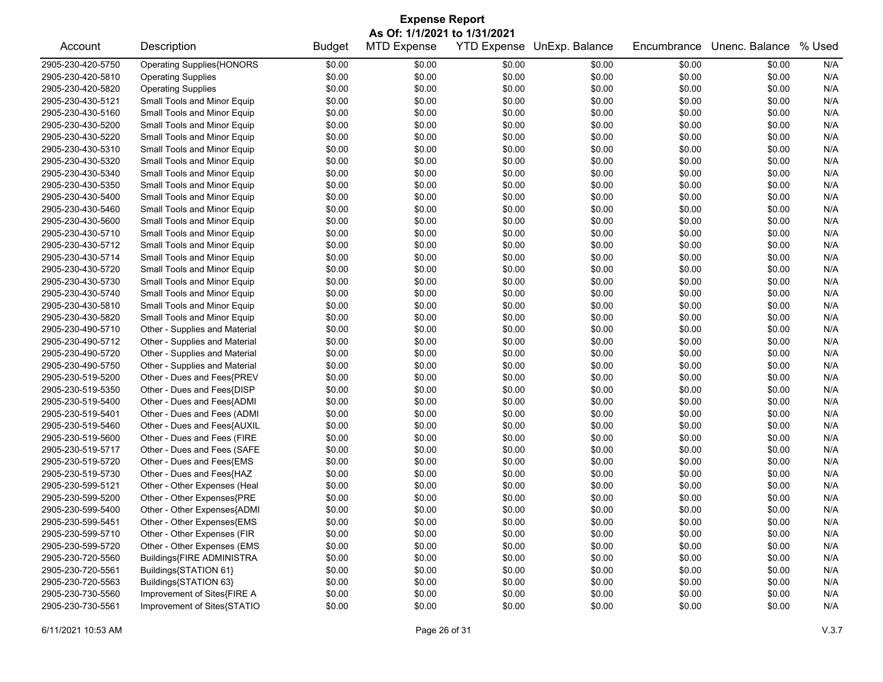# Expense Report

**As Of: 1/1/2021 to 1/31/2021**

| Account | Description | Budget | MTD Expense | YTD Expense | UnExp. Balance | Encumbrance | Unenc. Balance | % Used |
|---|---|---|---|---|---|---|---|---|
| 2905-230-420-5750 | Operating Supplies{HONORS | $0.00 | $0.00 | $0.00 | $0.00 | $0.00 | $0.00 | N/A |
| 2905-230-420-5810 | Operating Supplies | $0.00 | $0.00 | $0.00 | $0.00 | $0.00 | $0.00 | N/A |
| 2905-230-420-5820 | Operating Supplies | $0.00 | $0.00 | $0.00 | $0.00 | $0.00 | $0.00 | N/A |
| 2905-230-430-5121 | Small Tools and Minor Equip | $0.00 | $0.00 | $0.00 | $0.00 | $0.00 | $0.00 | N/A |
| 2905-230-430-5160 | Small Tools and Minor Equip | $0.00 | $0.00 | $0.00 | $0.00 | $0.00 | $0.00 | N/A |
| 2905-230-430-5200 | Small Tools and Minor Equip | $0.00 | $0.00 | $0.00 | $0.00 | $0.00 | $0.00 | N/A |
| 2905-230-430-5220 | Small Tools and Minor Equip | $0.00 | $0.00 | $0.00 | $0.00 | $0.00 | $0.00 | N/A |
| 2905-230-430-5310 | Small Tools and Minor Equip | $0.00 | $0.00 | $0.00 | $0.00 | $0.00 | $0.00 | N/A |
| 2905-230-430-5320 | Small Tools and Minor Equip | $0.00 | $0.00 | $0.00 | $0.00 | $0.00 | $0.00 | N/A |
| 2905-230-430-5340 | Small Tools and Minor Equip | $0.00 | $0.00 | $0.00 | $0.00 | $0.00 | $0.00 | N/A |
| 2905-230-430-5350 | Small Tools and Minor Equip | $0.00 | $0.00 | $0.00 | $0.00 | $0.00 | $0.00 | N/A |
| 2905-230-430-5400 | Small Tools and Minor Equip | $0.00 | $0.00 | $0.00 | $0.00 | $0.00 | $0.00 | N/A |
| 2905-230-430-5460 | Small Tools and Minor Equip | $0.00 | $0.00 | $0.00 | $0.00 | $0.00 | $0.00 | N/A |
| 2905-230-430-5600 | Small Tools and Minor Equip | $0.00 | $0.00 | $0.00 | $0.00 | $0.00 | $0.00 | N/A |
| 2905-230-430-5710 | Small Tools and Minor Equip | $0.00 | $0.00 | $0.00 | $0.00 | $0.00 | $0.00 | N/A |
| 2905-230-430-5712 | Small Tools and Minor Equip | $0.00 | $0.00 | $0.00 | $0.00 | $0.00 | $0.00 | N/A |
| 2905-230-430-5714 | Small Tools and Minor Equip | $0.00 | $0.00 | $0.00 | $0.00 | $0.00 | $0.00 | N/A |
| 2905-230-430-5720 | Small Tools and Minor Equip | $0.00 | $0.00 | $0.00 | $0.00 | $0.00 | $0.00 | N/A |
| 2905-230-430-5730 | Small Tools and Minor Equip | $0.00 | $0.00 | $0.00 | $0.00 | $0.00 | $0.00 | N/A |
| 2905-230-430-5740 | Small Tools and Minor Equip | $0.00 | $0.00 | $0.00 | $0.00 | $0.00 | $0.00 | N/A |
| 2905-230-430-5810 | Small Tools and Minor Equip | $0.00 | $0.00 | $0.00 | $0.00 | $0.00 | $0.00 | N/A |
| 2905-230-430-5820 | Small Tools and Minor Equip | $0.00 | $0.00 | $0.00 | $0.00 | $0.00 | $0.00 | N/A |
| 2905-230-490-5710 | Other - Supplies and Material | $0.00 | $0.00 | $0.00 | $0.00 | $0.00 | $0.00 | N/A |
| 2905-230-490-5712 | Other - Supplies and Material | $0.00 | $0.00 | $0.00 | $0.00 | $0.00 | $0.00 | N/A |
| 2905-230-490-5720 | Other - Supplies and Material | $0.00 | $0.00 | $0.00 | $0.00 | $0.00 | $0.00 | N/A |
| 2905-230-490-5750 | Other - Supplies and Material | $0.00 | $0.00 | $0.00 | $0.00 | $0.00 | $0.00 | N/A |
| 2905-230-519-5200 | Other - Dues and Fees{PREV | $0.00 | $0.00 | $0.00 | $0.00 | $0.00 | $0.00 | N/A |
| 2905-230-519-5350 | Other - Dues and Fees{DISP | $0.00 | $0.00 | $0.00 | $0.00 | $0.00 | $0.00 | N/A |
| 2905-230-519-5400 | Other - Dues and Fees{ADMI | $0.00 | $0.00 | $0.00 | $0.00 | $0.00 | $0.00 | N/A |
| 2905-230-519-5401 | Other - Dues and Fees (ADMI | $0.00 | $0.00 | $0.00 | $0.00 | $0.00 | $0.00 | N/A |
| 2905-230-519-5460 | Other - Dues and Fees{AUXIL | $0.00 | $0.00 | $0.00 | $0.00 | $0.00 | $0.00 | N/A |
| 2905-230-519-5600 | Other - Dues and Fees (FIRE | $0.00 | $0.00 | $0.00 | $0.00 | $0.00 | $0.00 | N/A |
| 2905-230-519-5717 | Other - Dues and Fees (SAFE | $0.00 | $0.00 | $0.00 | $0.00 | $0.00 | $0.00 | N/A |
| 2905-230-519-5720 | Other - Dues and Fees{EMS | $0.00 | $0.00 | $0.00 | $0.00 | $0.00 | $0.00 | N/A |
| 2905-230-519-5730 | Other - Dues and Fees{HAZ | $0.00 | $0.00 | $0.00 | $0.00 | $0.00 | $0.00 | N/A |
| 2905-230-599-5121 | Other - Other Expenses (Heal | $0.00 | $0.00 | $0.00 | $0.00 | $0.00 | $0.00 | N/A |
| 2905-230-599-5200 | Other - Other Expenses{PRE | $0.00 | $0.00 | $0.00 | $0.00 | $0.00 | $0.00 | N/A |
| 2905-230-599-5400 | Other - Other Expenses{ADMI | $0.00 | $0.00 | $0.00 | $0.00 | $0.00 | $0.00 | N/A |
| 2905-230-599-5451 | Other - Other Expenses{EMS | $0.00 | $0.00 | $0.00 | $0.00 | $0.00 | $0.00 | N/A |
| 2905-230-599-5710 | Other - Other Expenses (FIR | $0.00 | $0.00 | $0.00 | $0.00 | $0.00 | $0.00 | N/A |
| 2905-230-599-5720 | Other - Other Expenses (EMS | $0.00 | $0.00 | $0.00 | $0.00 | $0.00 | $0.00 | N/A |
| 2905-230-720-5560 | Buildings{FIRE ADMINISTRA | $0.00 | $0.00 | $0.00 | $0.00 | $0.00 | $0.00 | N/A |
| 2905-230-720-5561 | Buildings{STATION 61} | $0.00 | $0.00 | $0.00 | $0.00 | $0.00 | $0.00 | N/A |
| 2905-230-720-5563 | Buildings{STATION 63} | $0.00 | $0.00 | $0.00 | $0.00 | $0.00 | $0.00 | N/A |
| 2905-230-730-5560 | Improvement of Sites{FIRE A | $0.00 | $0.00 | $0.00 | $0.00 | $0.00 | $0.00 | N/A |
| 2905-230-730-5561 | Improvement of Sites{STATIO | $0.00 | $0.00 | $0.00 | $0.00 | $0.00 | $0.00 | N/A |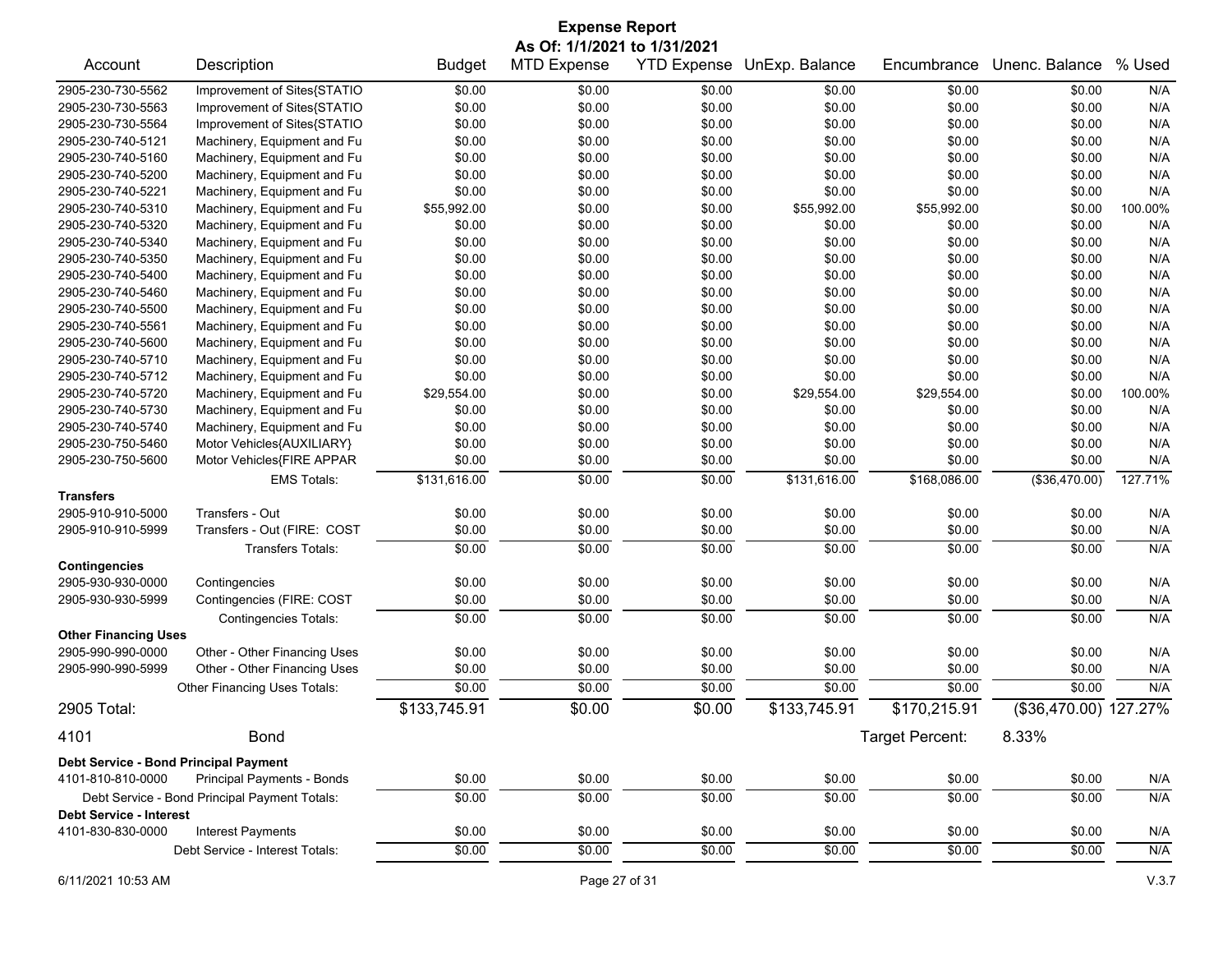# Expense Report

**As Of: 1/1/2021 to 1/31/2021**

| Account | Description | Budget | MTD Expense | YTD Expense | UnExp. Balance | Encumbrance | Unenc. Balance | % Used |
|---|---|---|---|---|---|---|---|---|
| 2905-230-730-5562 | Improvement of Sites{STATIO | $0.00 | $0.00 | $0.00 | $0.00 | $0.00 | $0.00 | N/A |
| 2905-230-730-5563 | Improvement of Sites{STATIO | $0.00 | $0.00 | $0.00 | $0.00 | $0.00 | $0.00 | N/A |
| 2905-230-730-5564 | Improvement of Sites{STATIO | $0.00 | $0.00 | $0.00 | $0.00 | $0.00 | $0.00 | N/A |
| 2905-230-740-5121 | Machinery, Equipment and Fu | $0.00 | $0.00 | $0.00 | $0.00 | $0.00 | $0.00 | N/A |
| 2905-230-740-5160 | Machinery, Equipment and Fu | $0.00 | $0.00 | $0.00 | $0.00 | $0.00 | $0.00 | N/A |
| 2905-230-740-5200 | Machinery, Equipment and Fu | $0.00 | $0.00 | $0.00 | $0.00 | $0.00 | $0.00 | N/A |
| 2905-230-740-5221 | Machinery, Equipment and Fu | $0.00 | $0.00 | $0.00 | $0.00 | $0.00 | $0.00 | N/A |
| 2905-230-740-5310 | Machinery, Equipment and Fu | $55,992.00 | $0.00 | $0.00 | $55,992.00 | $55,992.00 | $0.00 | 100.00% |
| 2905-230-740-5320 | Machinery, Equipment and Fu | $0.00 | $0.00 | $0.00 | $0.00 | $0.00 | $0.00 | N/A |
| 2905-230-740-5340 | Machinery, Equipment and Fu | $0.00 | $0.00 | $0.00 | $0.00 | $0.00 | $0.00 | N/A |
| 2905-230-740-5350 | Machinery, Equipment and Fu | $0.00 | $0.00 | $0.00 | $0.00 | $0.00 | $0.00 | N/A |
| 2905-230-740-5400 | Machinery, Equipment and Fu | $0.00 | $0.00 | $0.00 | $0.00 | $0.00 | $0.00 | N/A |
| 2905-230-740-5460 | Machinery, Equipment and Fu | $0.00 | $0.00 | $0.00 | $0.00 | $0.00 | $0.00 | N/A |
| 2905-230-740-5500 | Machinery, Equipment and Fu | $0.00 | $0.00 | $0.00 | $0.00 | $0.00 | $0.00 | N/A |
| 2905-230-740-5561 | Machinery, Equipment and Fu | $0.00 | $0.00 | $0.00 | $0.00 | $0.00 | $0.00 | N/A |
| 2905-230-740-5600 | Machinery, Equipment and Fu | $0.00 | $0.00 | $0.00 | $0.00 | $0.00 | $0.00 | N/A |
| 2905-230-740-5710 | Machinery, Equipment and Fu | $0.00 | $0.00 | $0.00 | $0.00 | $0.00 | $0.00 | N/A |
| 2905-230-740-5712 | Machinery, Equipment and Fu | $0.00 | $0.00 | $0.00 | $0.00 | $0.00 | $0.00 | N/A |
| 2905-230-740-5720 | Machinery, Equipment and Fu | $29,554.00 | $0.00 | $0.00 | $29,554.00 | $29,554.00 | $0.00 | 100.00% |
| 2905-230-740-5730 | Machinery, Equipment and Fu | $0.00 | $0.00 | $0.00 | $0.00 | $0.00 | $0.00 | N/A |
| 2905-230-740-5740 | Machinery, Equipment and Fu | $0.00 | $0.00 | $0.00 | $0.00 | $0.00 | $0.00 | N/A |
| 2905-230-750-5460 | Motor Vehicles{AUXILIARY} | $0.00 | $0.00 | $0.00 | $0.00 | $0.00 | $0.00 | N/A |
| 2905-230-750-5600 | Motor Vehicles{FIRE APPAR | $0.00 | $0.00 | $0.00 | $0.00 | $0.00 | $0.00 | N/A |
| | EMS Totals: | $131,616.00 | $0.00 | $0.00 | $131,616.00 | $168,086.00 | ($36,470.00) | 127.71% |
| **Transfers** | | | | | | | | |
| 2905-910-910-5000 | Transfers - Out | $0.00 | $0.00 | $0.00 | $0.00 | $0.00 | $0.00 | N/A |
| 2905-910-910-5999 | Transfers - Out (FIRE: COST | $0.00 | $0.00 | $0.00 | $0.00 | $0.00 | $0.00 | N/A |
| | Transfers Totals: | $0.00 | $0.00 | $0.00 | $0.00 | $0.00 | $0.00 | N/A |
| **Contingencies** | | | | | | | | |
| 2905-930-930-0000 | Contingencies | $0.00 | $0.00 | $0.00 | $0.00 | $0.00 | $0.00 | N/A |
| 2905-930-930-5999 | Contingencies (FIRE: COST | $0.00 | $0.00 | $0.00 | $0.00 | $0.00 | $0.00 | N/A |
| | Contingencies Totals: | $0.00 | $0.00 | $0.00 | $0.00 | $0.00 | $0.00 | N/A |
| **Other Financing Uses** | | | | | | | | |
| 2905-990-990-0000 | Other - Other Financing Uses | $0.00 | $0.00 | $0.00 | $0.00 | $0.00 | $0.00 | N/A |
| 2905-990-990-5999 | Other - Other Financing Uses | $0.00 | $0.00 | $0.00 | $0.00 | $0.00 | $0.00 | N/A |
| | Other Financing Uses Totals: | $0.00 | $0.00 | $0.00 | $0.00 | $0.00 | $0.00 | N/A |
| **2905 Total:** | | $133,745.91 | $0.00 | $0.00 | $133,745.91 | $170,215.91 | ($36,470.00) | 127.27% |

**4101 Bond** — Target Percent: 8.33%

| Account | Description | Budget | MTD Expense | YTD Expense | UnExp. Balance | Encumbrance | Unenc. Balance | % Used |
|---|---|---|---|---|---|---|---|---|
| **Debt Service - Bond Principal Payment** | | | | | | | | |
| 4101-810-810-0000 | Principal Payments - Bonds | $0.00 | $0.00 | $0.00 | $0.00 | $0.00 | $0.00 | N/A |
| | Debt Service - Bond Principal Payment Totals: | $0.00 | $0.00 | $0.00 | $0.00 | $0.00 | $0.00 | N/A |
| **Debt Service - Interest** | | | | | | | | |
| 4101-830-830-0000 | Interest Payments | $0.00 | $0.00 | $0.00 | $0.00 | $0.00 | $0.00 | N/A |
| | Debt Service - Interest Totals: | $0.00 | $0.00 | $0.00 | $0.00 | $0.00 | $0.00 | N/A |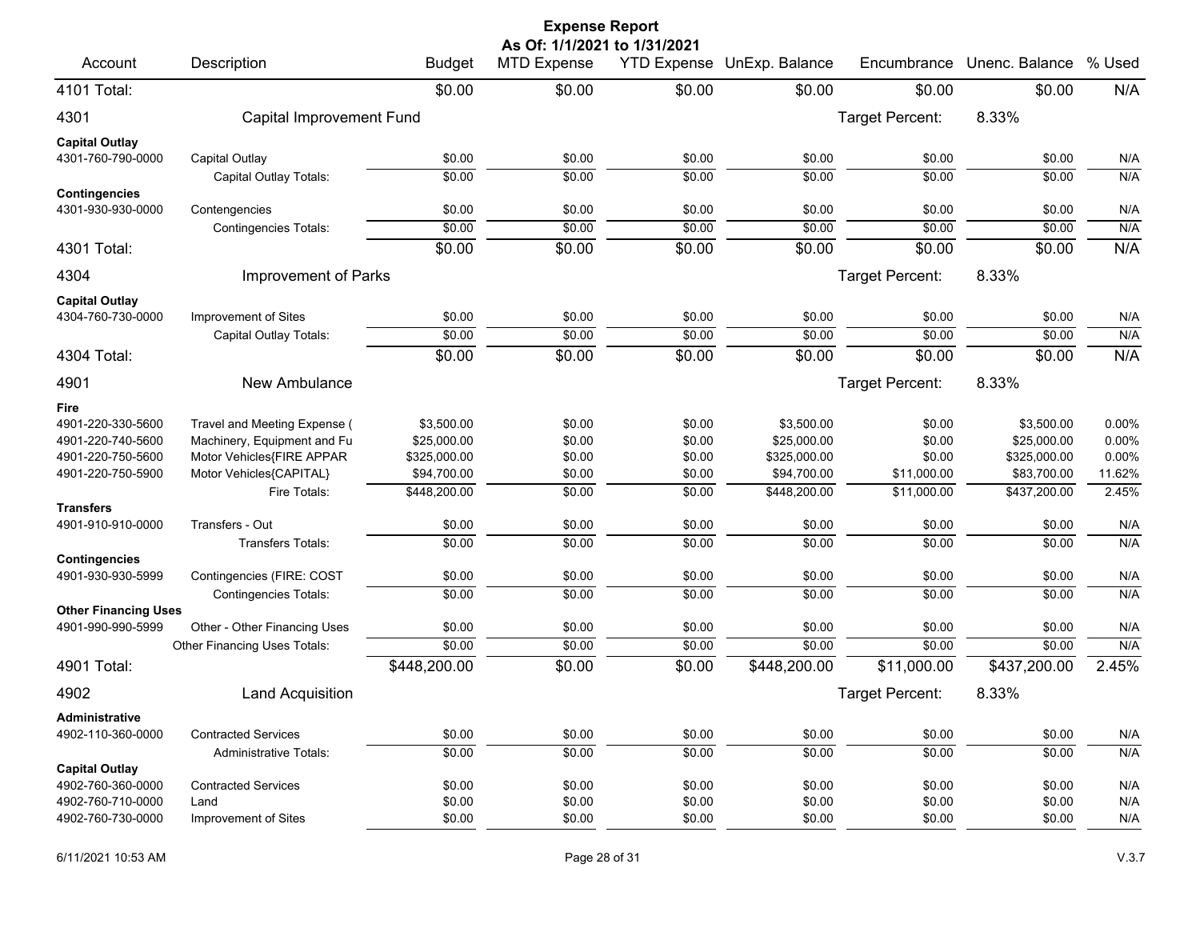# Expense Report

**As Of: 1/1/2021 to 1/31/2021**

| Account | Description | Budget | MTD Expense | YTD Expense | UnExp. Balance | Encumbrance | Unenc. Balance | % Used |
|---|---|---|---|---|---|---|---|---|
| 4101 Total: | | $0.00 | $0.00 | $0.00 | $0.00 | $0.00 | $0.00 | N/A |
| **4301** | **Capital Improvement Fund** | | | | | Target Percent: | 8.33% | |
| **Capital Outlay** | | | | | | | | |
| 4301-760-790-0000 | Capital Outlay | $0.00 | $0.00 | $0.00 | $0.00 | $0.00 | $0.00 | N/A |
| | Capital Outlay Totals: | $0.00 | $0.00 | $0.00 | $0.00 | $0.00 | $0.00 | N/A |
| **Contingencies** | | | | | | | | |
| 4301-930-930-0000 | Contengencies | $0.00 | $0.00 | $0.00 | $0.00 | $0.00 | $0.00 | N/A |
| | Contingencies Totals: | $0.00 | $0.00 | $0.00 | $0.00 | $0.00 | $0.00 | N/A |
| 4301 Total: | | $0.00 | $0.00 | $0.00 | $0.00 | $0.00 | $0.00 | N/A |
| **4304** | **Improvement of Parks** | | | | | Target Percent: | 8.33% | |
| **Capital Outlay** | | | | | | | | |
| 4304-760-730-0000 | Improvement of Sites | $0.00 | $0.00 | $0.00 | $0.00 | $0.00 | $0.00 | N/A |
| | Capital Outlay Totals: | $0.00 | $0.00 | $0.00 | $0.00 | $0.00 | $0.00 | N/A |
| 4304 Total: | | $0.00 | $0.00 | $0.00 | $0.00 | $0.00 | $0.00 | N/A |
| **4901** | **New Ambulance** | | | | | Target Percent: | 8.33% | |
| **Fire** | | | | | | | | |
| 4901-220-330-5600 | Travel and Meeting Expense ( | $3,500.00 | $0.00 | $0.00 | $3,500.00 | $0.00 | $3,500.00 | 0.00% |
| 4901-220-740-5600 | Machinery, Equipment and Fu | $25,000.00 | $0.00 | $0.00 | $25,000.00 | $0.00 | $25,000.00 | 0.00% |
| 4901-220-750-5600 | Motor Vehicles{FIRE APPAR | $325,000.00 | $0.00 | $0.00 | $325,000.00 | $0.00 | $325,000.00 | 0.00% |
| 4901-220-750-5900 | Motor Vehicles{CAPITAL} | $94,700.00 | $0.00 | $0.00 | $94,700.00 | $11,000.00 | $83,700.00 | 11.62% |
| | Fire Totals: | $448,200.00 | $0.00 | $0.00 | $448,200.00 | $11,000.00 | $437,200.00 | 2.45% |
| **Transfers** | | | | | | | | |
| 4901-910-910-0000 | Transfers - Out | $0.00 | $0.00 | $0.00 | $0.00 | $0.00 | $0.00 | N/A |
| | Transfers Totals: | $0.00 | $0.00 | $0.00 | $0.00 | $0.00 | $0.00 | N/A |
| **Contingencies** | | | | | | | | |
| 4901-930-930-5999 | Contingencies (FIRE: COST | $0.00 | $0.00 | $0.00 | $0.00 | $0.00 | $0.00 | N/A |
| | Contingencies Totals: | $0.00 | $0.00 | $0.00 | $0.00 | $0.00 | $0.00 | N/A |
| **Other Financing Uses** | | | | | | | | |
| 4901-990-990-5999 | Other - Other Financing Uses | $0.00 | $0.00 | $0.00 | $0.00 | $0.00 | $0.00 | N/A |
| | Other Financing Uses Totals: | $0.00 | $0.00 | $0.00 | $0.00 | $0.00 | $0.00 | N/A |
| 4901 Total: | | $448,200.00 | $0.00 | $0.00 | $448,200.00 | $11,000.00 | $437,200.00 | 2.45% |
| **4902** | **Land Acquisition** | | | | | Target Percent: | 8.33% | |
| **Administrative** | | | | | | | | |
| 4902-110-360-0000 | Contracted Services | $0.00 | $0.00 | $0.00 | $0.00 | $0.00 | $0.00 | N/A |
| | Administrative Totals: | $0.00 | $0.00 | $0.00 | $0.00 | $0.00 | $0.00 | N/A |
| **Capital Outlay** | | | | | | | | |
| 4902-760-360-0000 | Contracted Services | $0.00 | $0.00 | $0.00 | $0.00 | $0.00 | $0.00 | N/A |
| 4902-760-710-0000 | Land | $0.00 | $0.00 | $0.00 | $0.00 | $0.00 | $0.00 | N/A |
| 4902-760-730-0000 | Improvement of Sites | $0.00 | $0.00 | $0.00 | $0.00 | $0.00 | $0.00 | N/A |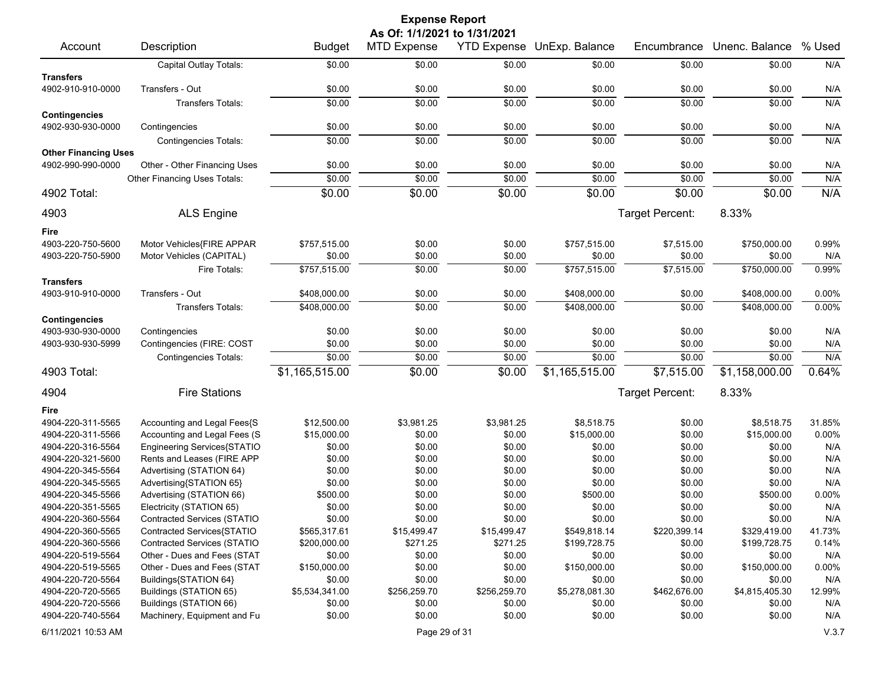# Expense Report

**As Of: 1/1/2021 to 1/31/2021**

| Account | Description | Budget | MTD Expense | YTD Expense | UnExp. Balance | Encumbrance | Unenc. Balance | % Used |
|---|---|---|---|---|---|---|---|---|
| | Capital Outlay Totals: | $0.00 | $0.00 | $0.00 | $0.00 | $0.00 | $0.00 | N/A |
| **Transfers** | | | | | | | | |
| 4902-910-910-0000 | Transfers - Out | $0.00 | $0.00 | $0.00 | $0.00 | $0.00 | $0.00 | N/A |
| | Transfers Totals: | $0.00 | $0.00 | $0.00 | $0.00 | $0.00 | $0.00 | N/A |
| **Contingencies** | | | | | | | | |
| 4902-930-930-0000 | Contingencies | $0.00 | $0.00 | $0.00 | $0.00 | $0.00 | $0.00 | N/A |
| | Contingencies Totals: | $0.00 | $0.00 | $0.00 | $0.00 | $0.00 | $0.00 | N/A |
| **Other Financing Uses** | | | | | | | | |
| 4902-990-990-0000 | Other - Other Financing Uses | $0.00 | $0.00 | $0.00 | $0.00 | $0.00 | $0.00 | N/A |
| | Other Financing Uses Totals: | $0.00 | $0.00 | $0.00 | $0.00 | $0.00 | $0.00 | N/A |
| **4902 Total:** | | $0.00 | $0.00 | $0.00 | $0.00 | $0.00 | $0.00 | N/A |
| **4903** | **ALS Engine** | | | | | Target Percent: | 8.33% | |
| **Fire** | | | | | | | | |
| 4903-220-750-5600 | Motor Vehicles{FIRE APPAR | $757,515.00 | $0.00 | $0.00 | $757,515.00 | $7,515.00 | $750,000.00 | 0.99% |
| 4903-220-750-5900 | Motor Vehicles (CAPITAL) | $0.00 | $0.00 | $0.00 | $0.00 | $0.00 | $0.00 | N/A |
| | Fire Totals: | $757,515.00 | $0.00 | $0.00 | $757,515.00 | $7,515.00 | $750,000.00 | 0.99% |
| **Transfers** | | | | | | | | |
| 4903-910-910-0000 | Transfers - Out | $408,000.00 | $0.00 | $0.00 | $408,000.00 | $0.00 | $408,000.00 | 0.00% |
| | Transfers Totals: | $408,000.00 | $0.00 | $0.00 | $408,000.00 | $0.00 | $408,000.00 | 0.00% |
| **Contingencies** | | | | | | | | |
| 4903-930-930-0000 | Contingencies | $0.00 | $0.00 | $0.00 | $0.00 | $0.00 | $0.00 | N/A |
| 4903-930-930-5999 | Contingencies (FIRE: COST | $0.00 | $0.00 | $0.00 | $0.00 | $0.00 | $0.00 | N/A |
| | Contingencies Totals: | $0.00 | $0.00 | $0.00 | $0.00 | $0.00 | $0.00 | N/A |
| **4903 Total:** | | $1,165,515.00 | $0.00 | $0.00 | $1,165,515.00 | $7,515.00 | $1,158,000.00 | 0.64% |
| **4904** | **Fire Stations** | | | | | Target Percent: | 8.33% | |
| **Fire** | | | | | | | | |
| 4904-220-311-5565 | Accounting and Legal Fees{S | $12,500.00 | $3,981.25 | $3,981.25 | $8,518.75 | $0.00 | $8,518.75 | 31.85% |
| 4904-220-311-5566 | Accounting and Legal Fees (S | $15,000.00 | $0.00 | $0.00 | $15,000.00 | $0.00 | $15,000.00 | 0.00% |
| 4904-220-316-5564 | Engineering Services{STATIO | $0.00 | $0.00 | $0.00 | $0.00 | $0.00 | $0.00 | N/A |
| 4904-220-321-5600 | Rents and Leases (FIRE APP | $0.00 | $0.00 | $0.00 | $0.00 | $0.00 | $0.00 | N/A |
| 4904-220-345-5564 | Advertising (STATION 64) | $0.00 | $0.00 | $0.00 | $0.00 | $0.00 | $0.00 | N/A |
| 4904-220-345-5565 | Advertising{STATION 65} | $0.00 | $0.00 | $0.00 | $0.00 | $0.00 | $0.00 | N/A |
| 4904-220-345-5566 | Advertising (STATION 66) | $500.00 | $0.00 | $0.00 | $500.00 | $0.00 | $500.00 | 0.00% |
| 4904-220-351-5565 | Electricity (STATION 65) | $0.00 | $0.00 | $0.00 | $0.00 | $0.00 | $0.00 | N/A |
| 4904-220-360-5564 | Contracted Services (STATIO | $0.00 | $0.00 | $0.00 | $0.00 | $0.00 | $0.00 | N/A |
| 4904-220-360-5565 | Contracted Services{STATIO | $565,317.61 | $15,499.47 | $15,499.47 | $549,818.14 | $220,399.14 | $329,419.00 | 41.73% |
| 4904-220-360-5566 | Contracted Services (STATIO | $200,000.00 | $271.25 | $271.25 | $199,728.75 | $0.00 | $199,728.75 | 0.14% |
| 4904-220-519-5564 | Other - Dues and Fees (STAT | $0.00 | $0.00 | $0.00 | $0.00 | $0.00 | $0.00 | N/A |
| 4904-220-519-5565 | Other - Dues and Fees (STAT | $150,000.00 | $0.00 | $0.00 | $150,000.00 | $0.00 | $150,000.00 | 0.00% |
| 4904-220-720-5564 | Buildings{STATION 64} | $0.00 | $0.00 | $0.00 | $0.00 | $0.00 | $0.00 | N/A |
| 4904-220-720-5565 | Buildings (STATION 65) | $5,534,341.00 | $256,259.70 | $256,259.70 | $5,278,081.30 | $462,676.00 | $4,815,405.30 | 12.99% |
| 4904-220-720-5566 | Buildings (STATION 66) | $0.00 | $0.00 | $0.00 | $0.00 | $0.00 | $0.00 | N/A |
| 4904-220-740-5564 | Machinery, Equipment and Fu | $0.00 | $0.00 | $0.00 | $0.00 | $0.00 | $0.00 | N/A |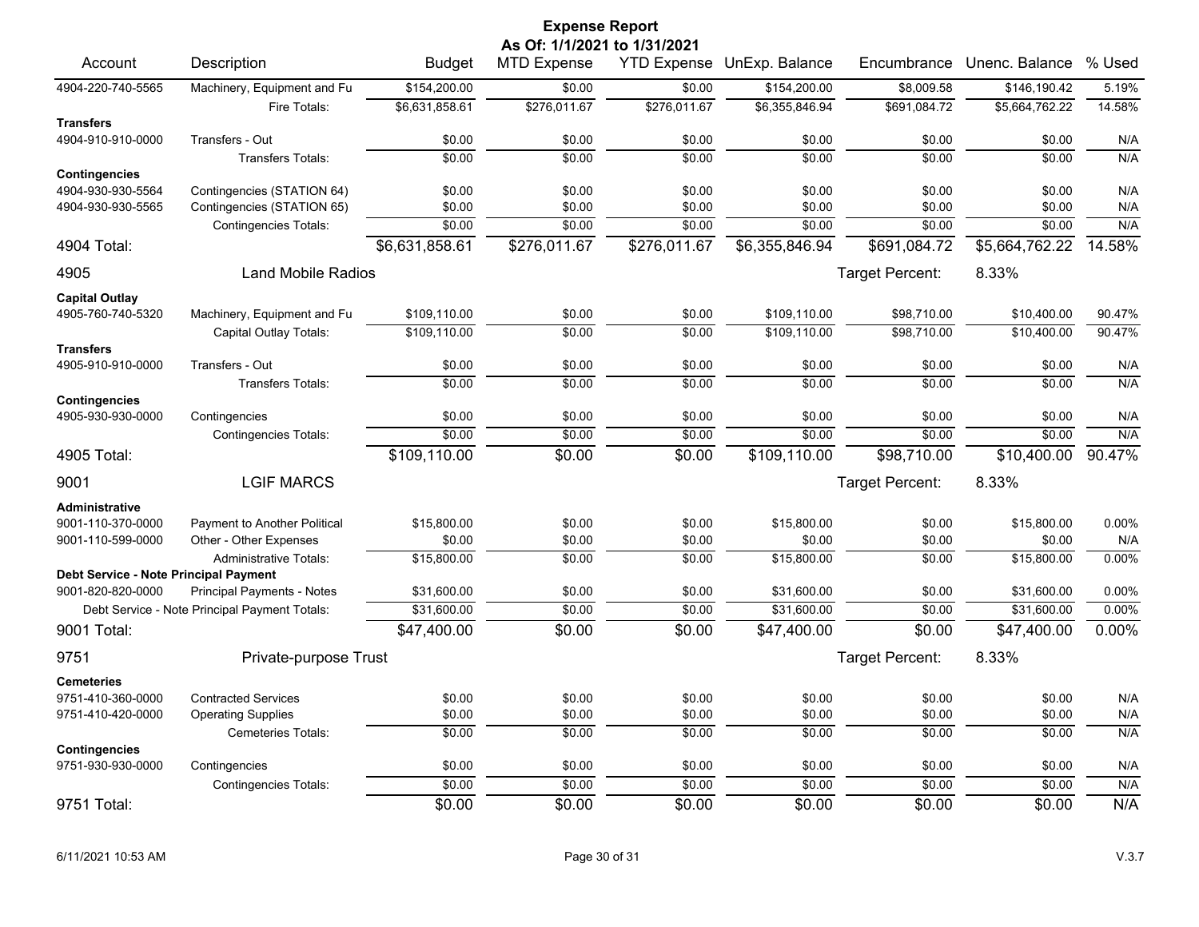# Expense Report

**As Of: 1/1/2021 to 1/31/2021**

| Account | Description | Budget | MTD Expense | YTD Expense | UnExp. Balance | Encumbrance | Unenc. Balance | % Used |
|---|---|---|---|---|---|---|---|---|
| 4904-220-740-5565 | Machinery, Equipment and Fu | $154,200.00 | $0.00 | $0.00 | $154,200.00 | $8,009.58 | $146,190.42 | 5.19% |
| | Fire Totals: | $6,631,858.61 | $276,011.67 | $276,011.67 | $6,355,846.94 | $691,084.72 | $5,664,762.22 | 14.58% |
| **Transfers** | | | | | | | | |
| 4904-910-910-0000 | Transfers - Out | $0.00 | $0.00 | $0.00 | $0.00 | $0.00 | $0.00 | N/A |
| | Transfers Totals: | $0.00 | $0.00 | $0.00 | $0.00 | $0.00 | $0.00 | N/A |
| **Contingencies** | | | | | | | | |
| 4904-930-930-5564 | Contingencies (STATION 64) | $0.00 | $0.00 | $0.00 | $0.00 | $0.00 | $0.00 | N/A |
| 4904-930-930-5565 | Contingencies (STATION 65) | $0.00 | $0.00 | $0.00 | $0.00 | $0.00 | $0.00 | N/A |
| | Contingencies Totals: | $0.00 | $0.00 | $0.00 | $0.00 | $0.00 | $0.00 | N/A |
| **4904 Total:** | | $6,631,858.61 | $276,011.67 | $276,011.67 | $6,355,846.94 | $691,084.72 | $5,664,762.22 | 14.58% |
| **4905** | **Land Mobile Radios** | | | | | Target Percent: | 8.33% | |
| **Capital Outlay** | | | | | | | | |
| 4905-760-740-5320 | Machinery, Equipment and Fu | $109,110.00 | $0.00 | $0.00 | $109,110.00 | $98,710.00 | $10,400.00 | 90.47% |
| | Capital Outlay Totals: | $109,110.00 | $0.00 | $0.00 | $109,110.00 | $98,710.00 | $10,400.00 | 90.47% |
| **Transfers** | | | | | | | | |
| 4905-910-910-0000 | Transfers - Out | $0.00 | $0.00 | $0.00 | $0.00 | $0.00 | $0.00 | N/A |
| | Transfers Totals: | $0.00 | $0.00 | $0.00 | $0.00 | $0.00 | $0.00 | N/A |
| **Contingencies** | | | | | | | | |
| 4905-930-930-0000 | Contingencies | $0.00 | $0.00 | $0.00 | $0.00 | $0.00 | $0.00 | N/A |
| | Contingencies Totals: | $0.00 | $0.00 | $0.00 | $0.00 | $0.00 | $0.00 | N/A |
| **4905 Total:** | | $109,110.00 | $0.00 | $0.00 | $109,110.00 | $98,710.00 | $10,400.00 | 90.47% |
| **9001** | **LGIF MARCS** | | | | | Target Percent: | 8.33% | |
| **Administrative** | | | | | | | | |
| 9001-110-370-0000 | Payment to Another Political | $15,800.00 | $0.00 | $0.00 | $15,800.00 | $0.00 | $15,800.00 | 0.00% |
| 9001-110-599-0000 | Other - Other Expenses | $0.00 | $0.00 | $0.00 | $0.00 | $0.00 | $0.00 | N/A |
| | Administrative Totals: | $15,800.00 | $0.00 | $0.00 | $15,800.00 | $0.00 | $15,800.00 | 0.00% |
| **Debt Service - Note Principal Payment** | | | | | | | | |
| 9001-820-820-0000 | Principal Payments - Notes | $31,600.00 | $0.00 | $0.00 | $31,600.00 | $0.00 | $31,600.00 | 0.00% |
| | Debt Service - Note Principal Payment Totals: | $31,600.00 | $0.00 | $0.00 | $31,600.00 | $0.00 | $31,600.00 | 0.00% |
| **9001 Total:** | | $47,400.00 | $0.00 | $0.00 | $47,400.00 | $0.00 | $47,400.00 | 0.00% |
| **9751** | **Private-purpose Trust** | | | | | Target Percent: | 8.33% | |
| **Cemeteries** | | | | | | | | |
| 9751-410-360-0000 | Contracted Services | $0.00 | $0.00 | $0.00 | $0.00 | $0.00 | $0.00 | N/A |
| 9751-410-420-0000 | Operating Supplies | $0.00 | $0.00 | $0.00 | $0.00 | $0.00 | $0.00 | N/A |
| | Cemeteries Totals: | $0.00 | $0.00 | $0.00 | $0.00 | $0.00 | $0.00 | N/A |
| **Contingencies** | | | | | | | | |
| 9751-930-930-0000 | Contingencies | $0.00 | $0.00 | $0.00 | $0.00 | $0.00 | $0.00 | N/A |
| | Contingencies Totals: | $0.00 | $0.00 | $0.00 | $0.00 | $0.00 | $0.00 | N/A |
| **9751 Total:** | | $0.00 | $0.00 | $0.00 | $0.00 | $0.00 | $0.00 | N/A |

6/11/2021 10:53 AM — V.3.7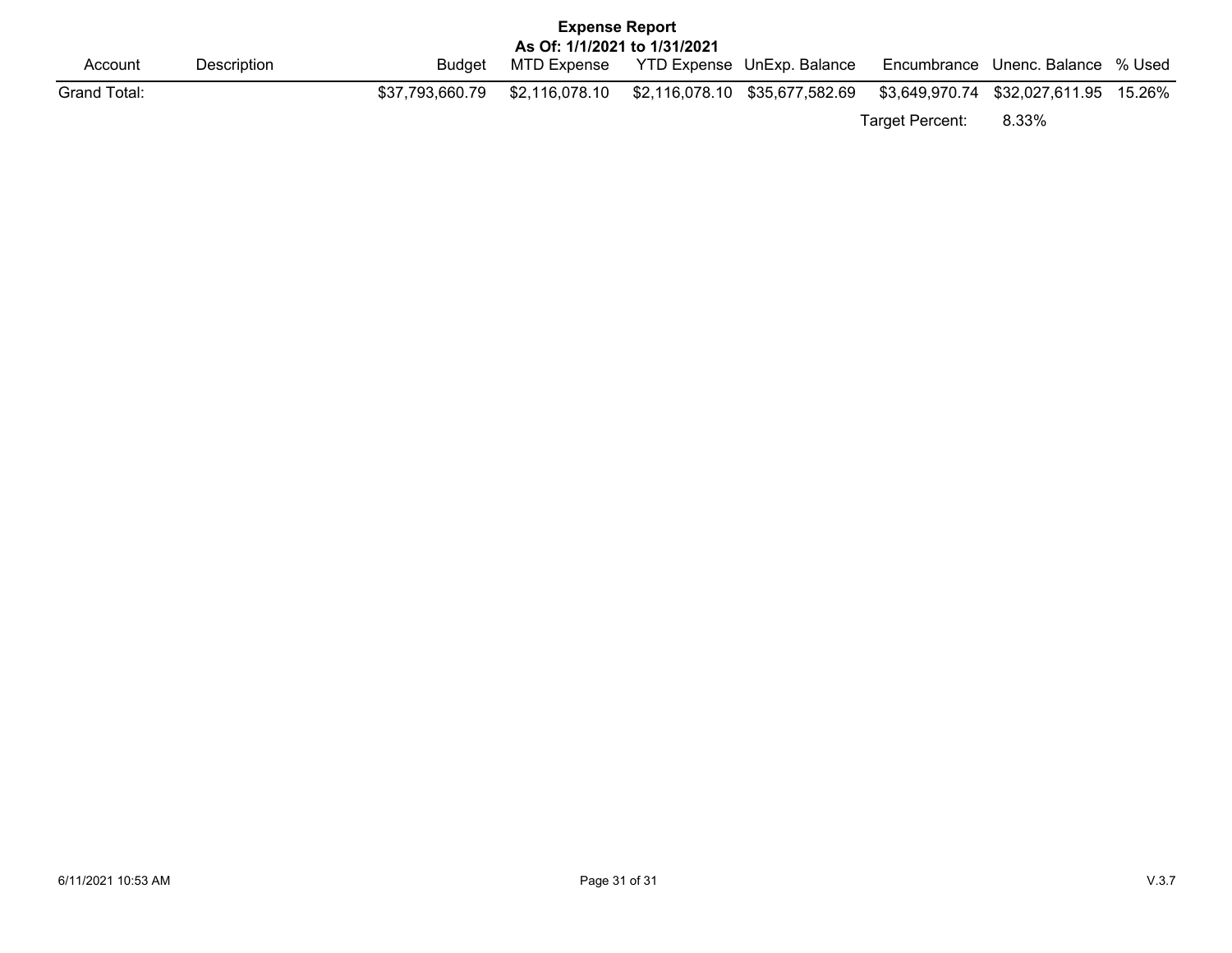# Expense Report

**As Of: 1/1/2021 to 1/31/2021**

| Account | Description | Budget | MTD Expense | YTD Expense | UnExp. Balance | Encumbrance | Unenc. Balance | % Used |
|---|---|---|---|---|---|---|---|---|
| Grand Total: | | $37,793,660.79 | $2,116,078.10 | $2,116,078.10 | $35,677,582.69 | $3,649,970.74 | $32,027,611.95 | 15.26% |
| | | | | | | Target Percent: | 8.33% | |

6/11/2021 10:53 AM

V.3.7